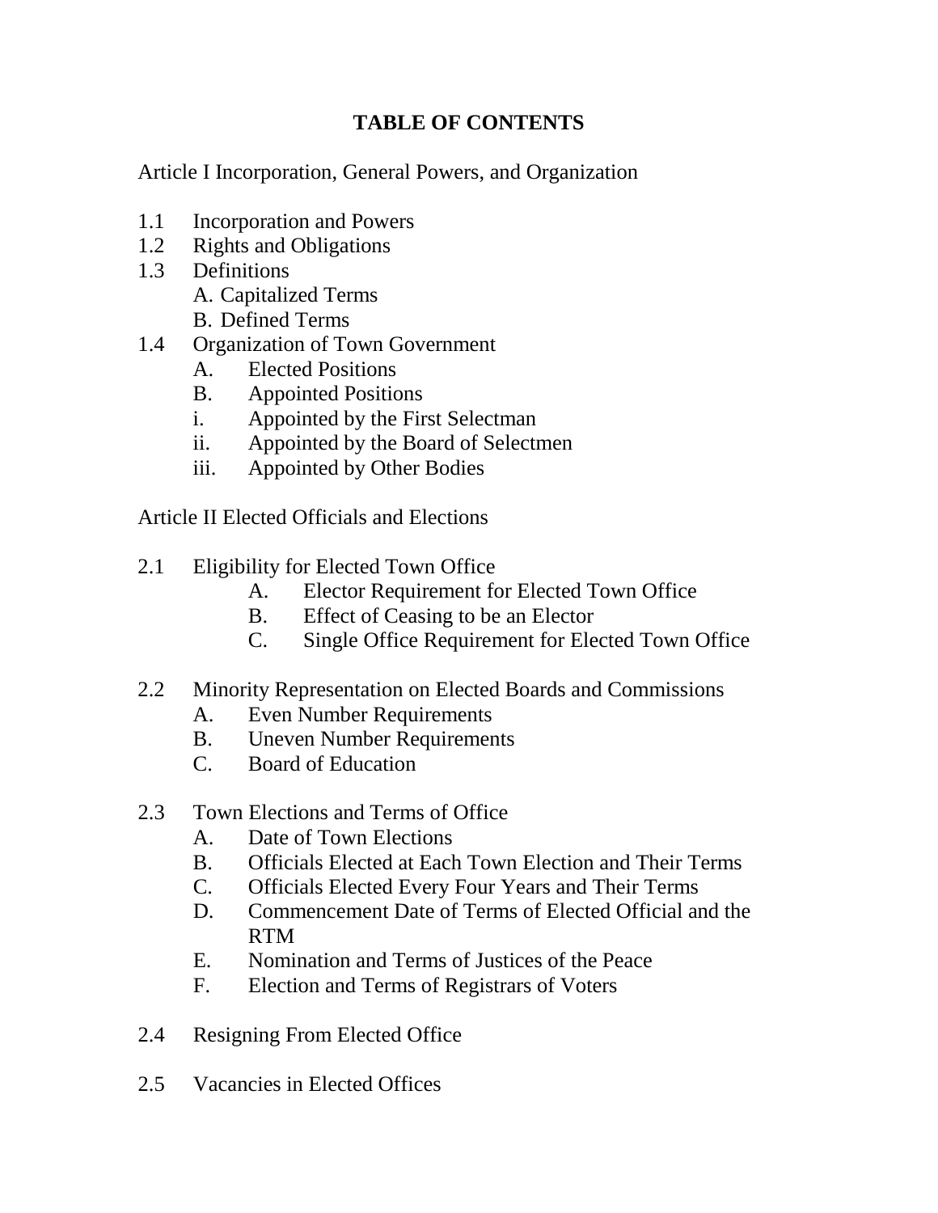# TABLE OF CONTENTS

Article I Incorporation, General Powers, and Organization

- 1.1 Incorporation and Powers
- 1.2 Rights and Obligations
- 1.3 Definitions
  - A. Capitalized Terms
  - B. Defined Terms
- 1.4 Organization of Town Government
  - A. Elected Positions
  - B. Appointed Positions
  - i. Appointed by the First Selectman
  - ii. Appointed by the Board of Selectmen
  - iii. Appointed by Other Bodies

Article II Elected Officials and Elections

- 2.1 Eligibility for Elected Town Office
  - A. Elector Requirement for Elected Town Office
  - B. Effect of Ceasing to be an Elector
  - C. Single Office Requirement for Elected Town Office

- 2.2 Minority Representation on Elected Boards and Commissions
  - A. Even Number Requirements
  - B. Uneven Number Requirements
  - C. Board of Education

- 2.3 Town Elections and Terms of Office
  - A. Date of Town Elections
  - B. Officials Elected at Each Town Election and Their Terms
  - C. Officials Elected Every Four Years and Their Terms
  - D. Commencement Date of Terms of Elected Official and the RTM
  - E. Nomination and Terms of Justices of the Peace
  - F. Election and Terms of Registrars of Voters

- 2.4 Resigning From Elected Office

- 2.5 Vacancies in Elected Offices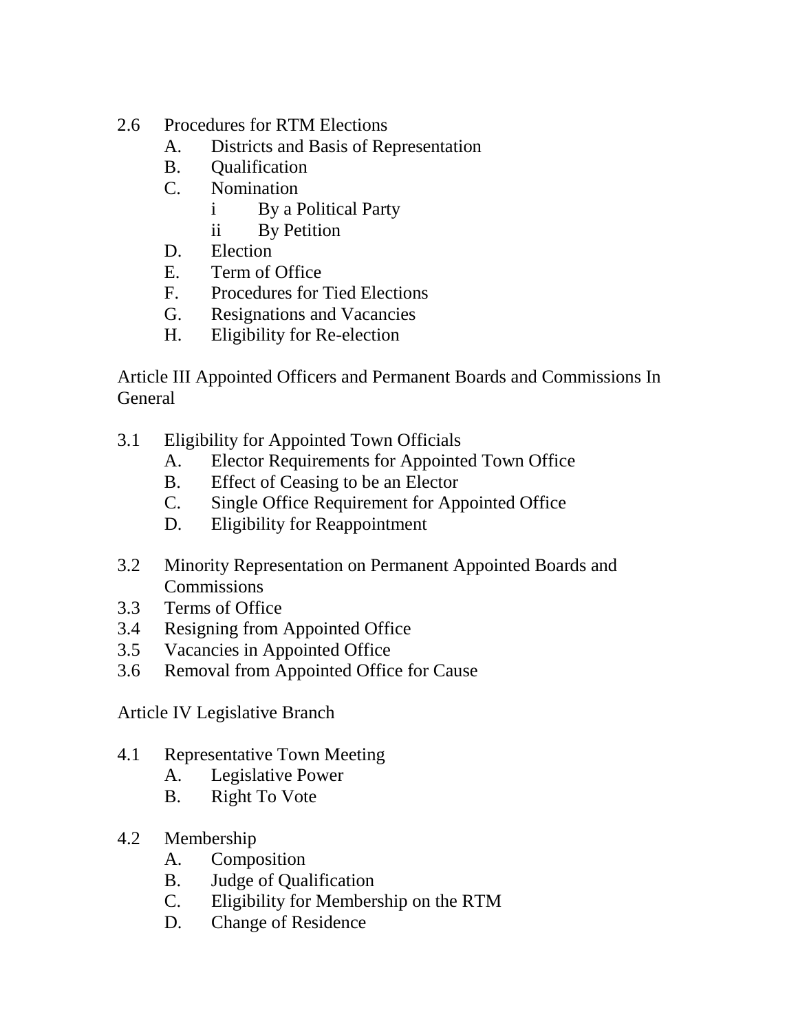2.6 Procedures for RTM Elections
   - A. Districts and Basis of Representation
   - B. Qualification
   - C. Nomination
     - i By a Political Party
     - ii By Petition
   - D. Election
   - E. Term of Office
   - F. Procedures for Tied Elections
   - G. Resignations and Vacancies
   - H. Eligibility for Re-election

Article III Appointed Officers and Permanent Boards and Commissions In General

3.1 Eligibility for Appointed Town Officials
   - A. Elector Requirements for Appointed Town Office
   - B. Effect of Ceasing to be an Elector
   - C. Single Office Requirement for Appointed Office
   - D. Eligibility for Reappointment

3.2 Minority Representation on Permanent Appointed Boards and Commissions

3.3 Terms of Office

3.4 Resigning from Appointed Office

3.5 Vacancies in Appointed Office

3.6 Removal from Appointed Office for Cause

Article IV Legislative Branch

4.1 Representative Town Meeting
   - A. Legislative Power
   - B. Right To Vote

4.2 Membership
   - A. Composition
   - B. Judge of Qualification
   - C. Eligibility for Membership on the RTM
   - D. Change of Residence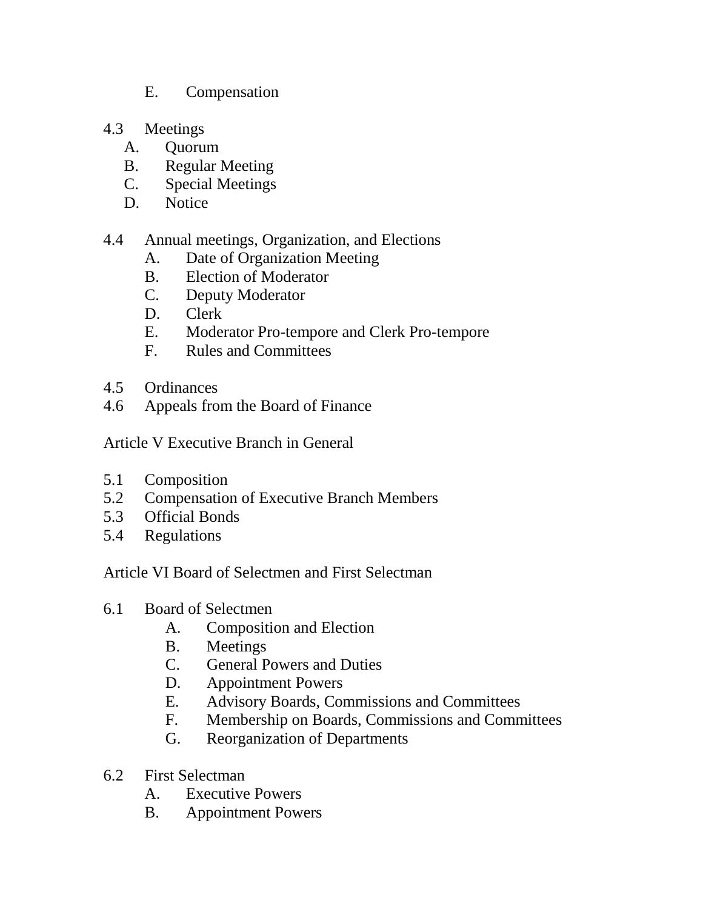E. Compensation

4.3 Meetings
- A. Quorum
- B. Regular Meeting
- C. Special Meetings
- D. Notice

4.4 Annual meetings, Organization, and Elections
- A. Date of Organization Meeting
- B. Election of Moderator
- C. Deputy Moderator
- D. Clerk
- E. Moderator Pro-tempore and Clerk Pro-tempore
- F. Rules and Committees

4.5 Ordinances

4.6 Appeals from the Board of Finance

Article V Executive Branch in General

5.1 Composition

5.2 Compensation of Executive Branch Members

5.3 Official Bonds

5.4 Regulations

Article VI Board of Selectmen and First Selectman

6.1 Board of Selectmen
- A. Composition and Election
- B. Meetings
- C. General Powers and Duties
- D. Appointment Powers
- E. Advisory Boards, Commissions and Committees
- F. Membership on Boards, Commissions and Committees
- G. Reorganization of Departments

6.2 First Selectman
- A. Executive Powers
- B. Appointment Powers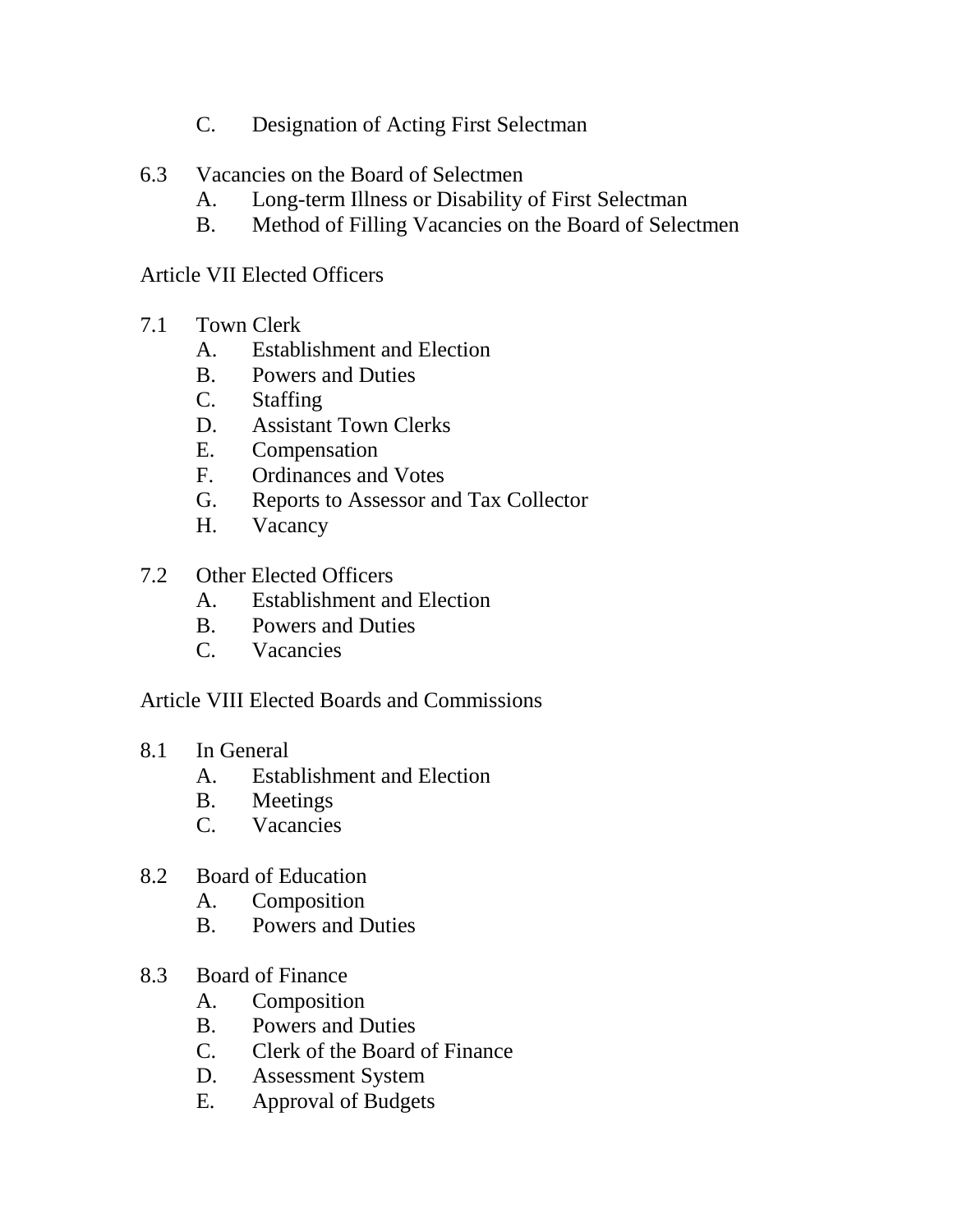C. Designation of Acting First Selectman

6.3 Vacancies on the Board of Selectmen
- A. Long-term Illness or Disability of First Selectman
- B. Method of Filling Vacancies on the Board of Selectmen

Article VII Elected Officers

7.1 Town Clerk
- A. Establishment and Election
- B. Powers and Duties
- C. Staffing
- D. Assistant Town Clerks
- E. Compensation
- F. Ordinances and Votes
- G. Reports to Assessor and Tax Collector
- H. Vacancy

7.2 Other Elected Officers
- A. Establishment and Election
- B. Powers and Duties
- C. Vacancies

Article VIII Elected Boards and Commissions

8.1 In General
- A. Establishment and Election
- B. Meetings
- C. Vacancies

8.2 Board of Education
- A. Composition
- B. Powers and Duties

8.3 Board of Finance
- A. Composition
- B. Powers and Duties
- C. Clerk of the Board of Finance
- D. Assessment System
- E. Approval of Budgets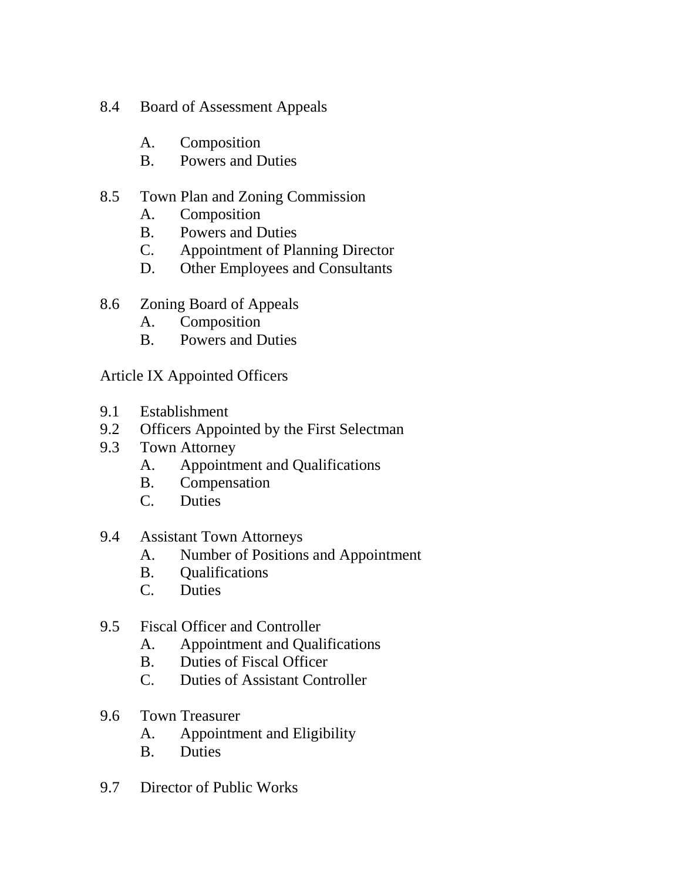8.4 Board of Assessment Appeals

- A. Composition
- B. Powers and Duties

8.5 Town Plan and Zoning Commission

- A. Composition
- B. Powers and Duties
- C. Appointment of Planning Director
- D. Other Employees and Consultants

8.6 Zoning Board of Appeals

- A. Composition
- B. Powers and Duties

Article IX Appointed Officers

9.1 Establishment
9.2 Officers Appointed by the First Selectman
9.3 Town Attorney

- A. Appointment and Qualifications
- B. Compensation
- C. Duties

9.4 Assistant Town Attorneys

- A. Number of Positions and Appointment
- B. Qualifications
- C. Duties

9.5 Fiscal Officer and Controller

- A. Appointment and Qualifications
- B. Duties of Fiscal Officer
- C. Duties of Assistant Controller

9.6 Town Treasurer

- A. Appointment and Eligibility
- B. Duties

9.7 Director of Public Works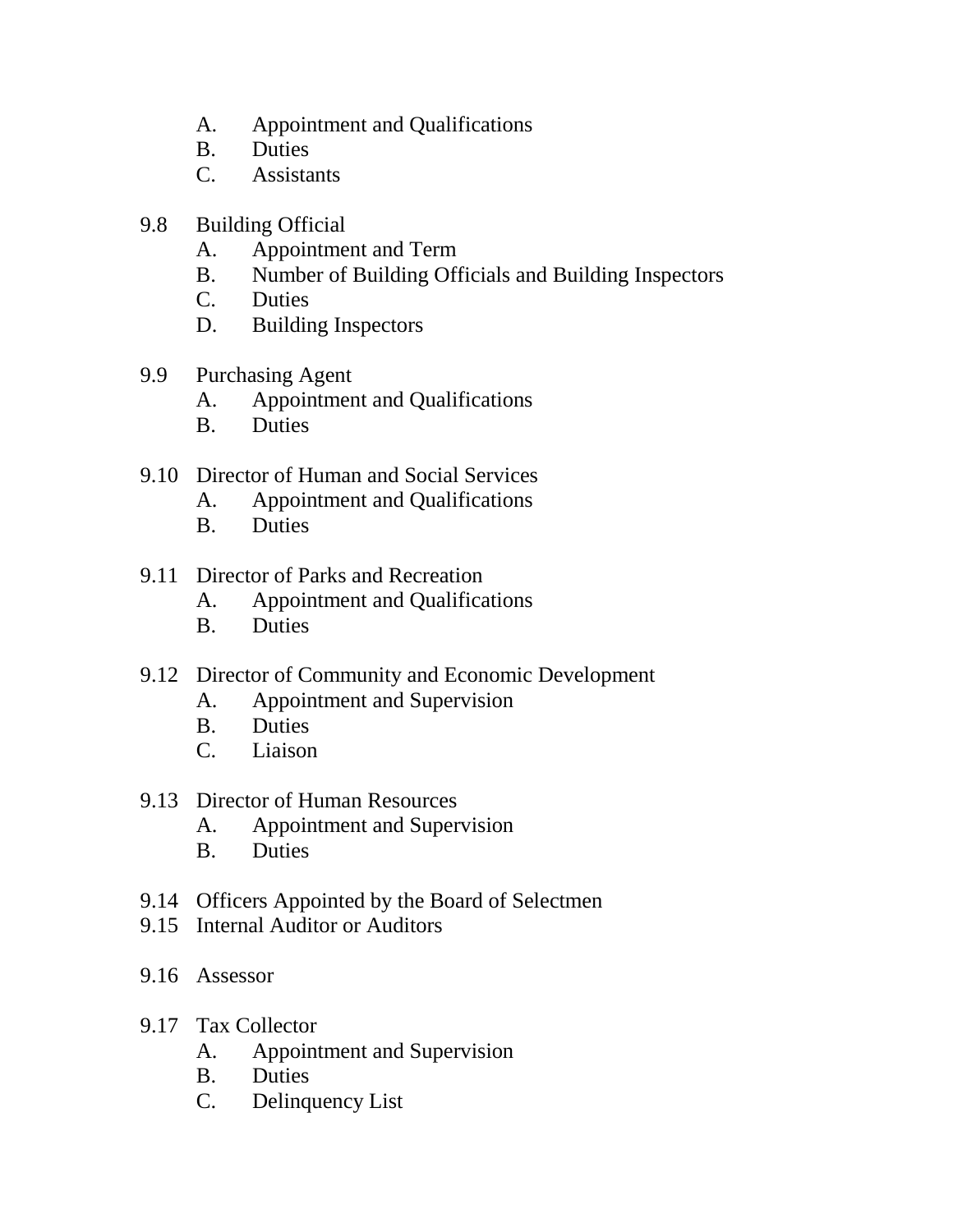A. Appointment and Qualifications
B. Duties
C. Assistants

9.8 Building Official
- A. Appointment and Term
- B. Number of Building Officials and Building Inspectors
- C. Duties
- D. Building Inspectors

9.9 Purchasing Agent
- A. Appointment and Qualifications
- B. Duties

9.10 Director of Human and Social Services
- A. Appointment and Qualifications
- B. Duties

9.11 Director of Parks and Recreation
- A. Appointment and Qualifications
- B. Duties

9.12 Director of Community and Economic Development
- A. Appointment and Supervision
- B. Duties
- C. Liaison

9.13 Director of Human Resources
- A. Appointment and Supervision
- B. Duties

9.14 Officers Appointed by the Board of Selectmen

9.15 Internal Auditor or Auditors

9.16 Assessor

9.17 Tax Collector
- A. Appointment and Supervision
- B. Duties
- C. Delinquency List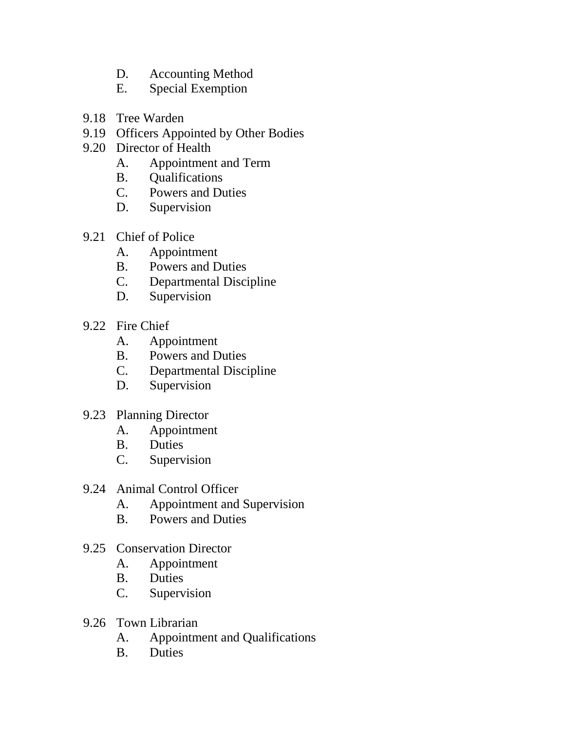- D. Accounting Method
   - E. Special Exemption

- 9.18 Tree Warden
- 9.19 Officers Appointed by Other Bodies
- 9.20 Director of Health
   - A. Appointment and Term
   - B. Qualifications
   - C. Powers and Duties
   - D. Supervision

- 9.21 Chief of Police
   - A. Appointment
   - B. Powers and Duties
   - C. Departmental Discipline
   - D. Supervision

- 9.22 Fire Chief
   - A. Appointment
   - B. Powers and Duties
   - C. Departmental Discipline
   - D. Supervision

- 9.23 Planning Director
   - A. Appointment
   - B. Duties
   - C. Supervision

- 9.24 Animal Control Officer
   - A. Appointment and Supervision
   - B. Powers and Duties

- 9.25 Conservation Director
   - A. Appointment
   - B. Duties
   - C. Supervision

- 9.26 Town Librarian
   - A. Appointment and Qualifications
   - B. Duties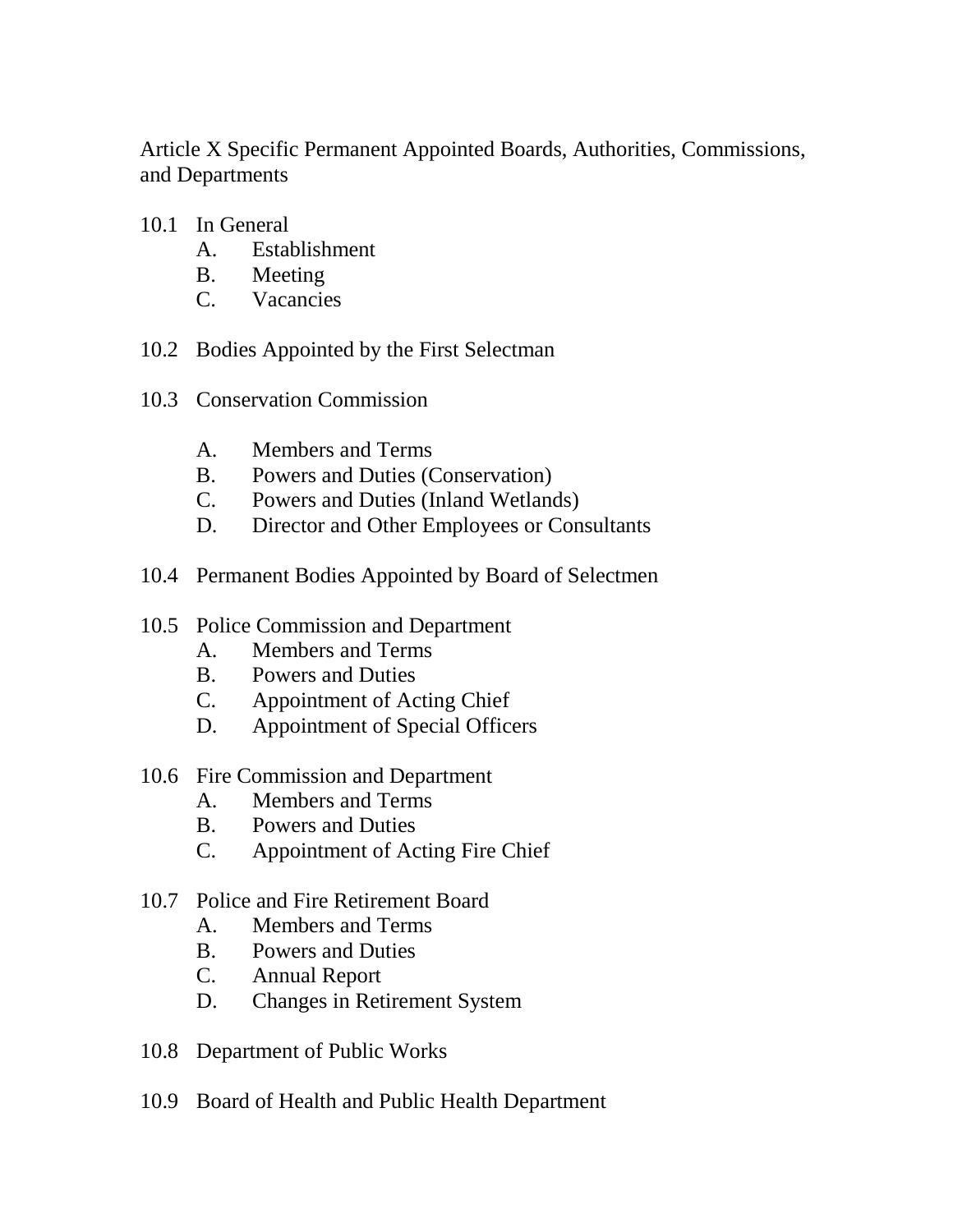Article X Specific Permanent Appointed Boards, Authorities, Commissions, and Departments

10.1 In General
- A. Establishment
- B. Meeting
- C. Vacancies

10.2 Bodies Appointed by the First Selectman

10.3 Conservation Commission
- A. Members and Terms
- B. Powers and Duties (Conservation)
- C. Powers and Duties (Inland Wetlands)
- D. Director and Other Employees or Consultants

10.4 Permanent Bodies Appointed by Board of Selectmen

10.5 Police Commission and Department
- A. Members and Terms
- B. Powers and Duties
- C. Appointment of Acting Chief
- D. Appointment of Special Officers

10.6 Fire Commission and Department
- A. Members and Terms
- B. Powers and Duties
- C. Appointment of Acting Fire Chief

10.7 Police and Fire Retirement Board
- A. Members and Terms
- B. Powers and Duties
- C. Annual Report
- D. Changes in Retirement System

10.8 Department of Public Works

10.9 Board of Health and Public Health Department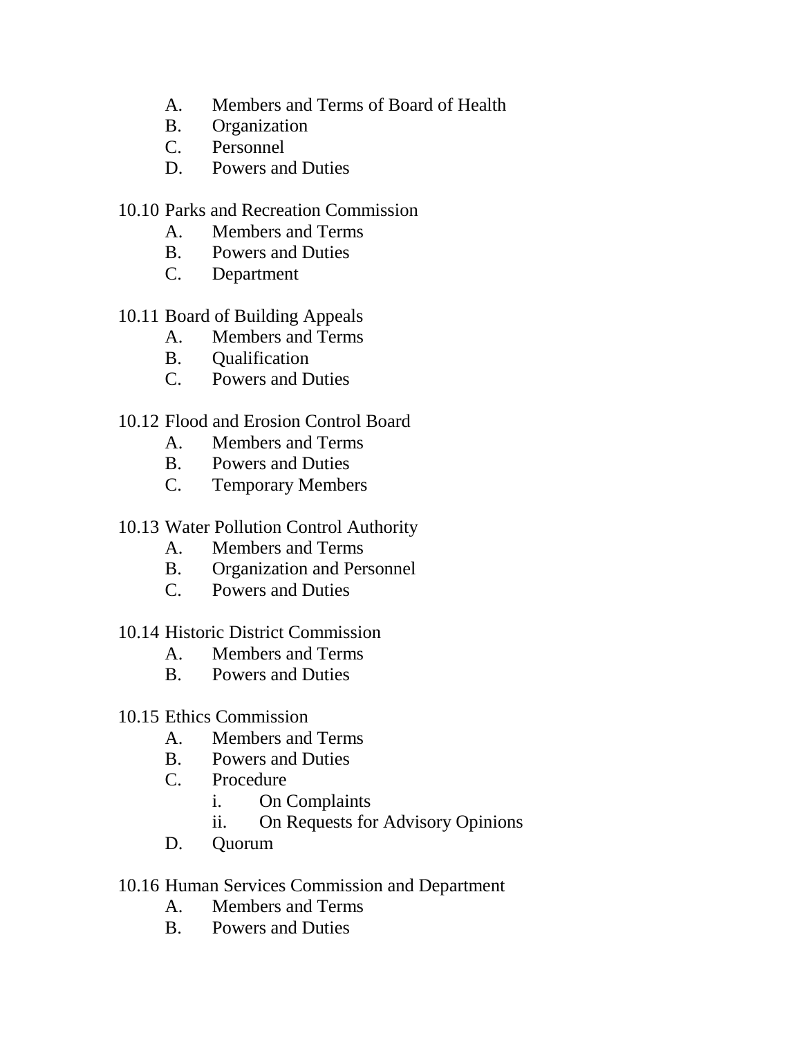A. Members and Terms of Board of Health
   B. Organization
   C. Personnel
   D. Powers and Duties

10.10 Parks and Recreation Commission
   A. Members and Terms
   B. Powers and Duties
   C. Department

10.11 Board of Building Appeals
   A. Members and Terms
   B. Qualification
   C. Powers and Duties

10.12 Flood and Erosion Control Board
   A. Members and Terms
   B. Powers and Duties
   C. Temporary Members

10.13 Water Pollution Control Authority
   A. Members and Terms
   B. Organization and Personnel
   C. Powers and Duties

10.14 Historic District Commission
   A. Members and Terms
   B. Powers and Duties

10.15 Ethics Commission
   A. Members and Terms
   B. Powers and Duties
   C. Procedure
      i. On Complaints
      ii. On Requests for Advisory Opinions
   D. Quorum

10.16 Human Services Commission and Department
   A. Members and Terms
   B. Powers and Duties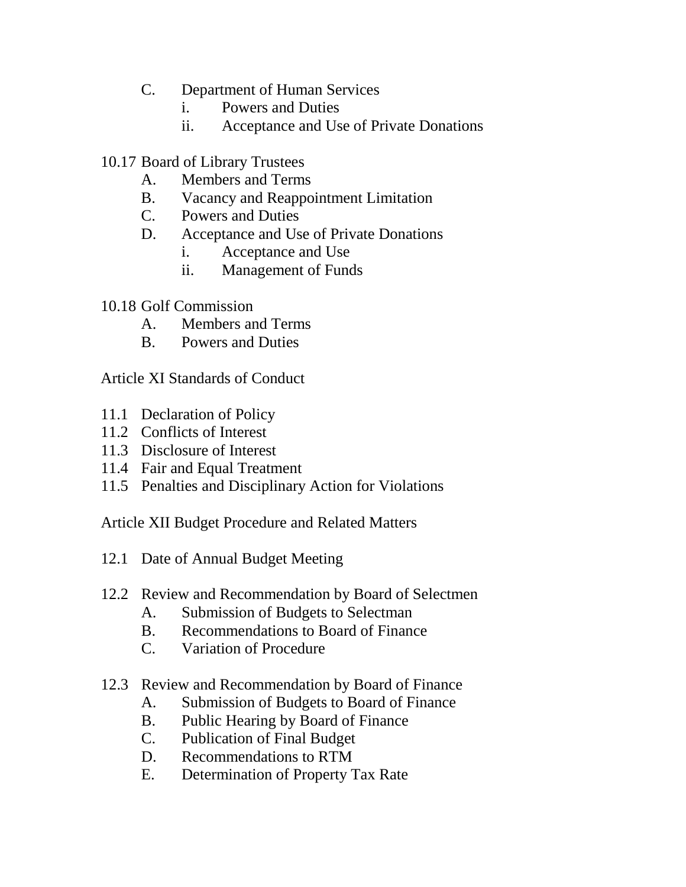C. Department of Human Services
   i. Powers and Duties
   ii. Acceptance and Use of Private Donations

10.17 Board of Library Trustees
   A. Members and Terms
   B. Vacancy and Reappointment Limitation
   C. Powers and Duties
   D. Acceptance and Use of Private Donations
      i. Acceptance and Use
      ii. Management of Funds

10.18 Golf Commission
   A. Members and Terms
   B. Powers and Duties

Article XI Standards of Conduct

11.1 Declaration of Policy
11.2 Conflicts of Interest
11.3 Disclosure of Interest
11.4 Fair and Equal Treatment
11.5 Penalties and Disciplinary Action for Violations

Article XII Budget Procedure and Related Matters

12.1 Date of Annual Budget Meeting

12.2 Review and Recommendation by Board of Selectmen
   A. Submission of Budgets to Selectman
   B. Recommendations to Board of Finance
   C. Variation of Procedure

12.3 Review and Recommendation by Board of Finance
   A. Submission of Budgets to Board of Finance
   B. Public Hearing by Board of Finance
   C. Publication of Final Budget
   D. Recommendations to RTM
   E. Determination of Property Tax Rate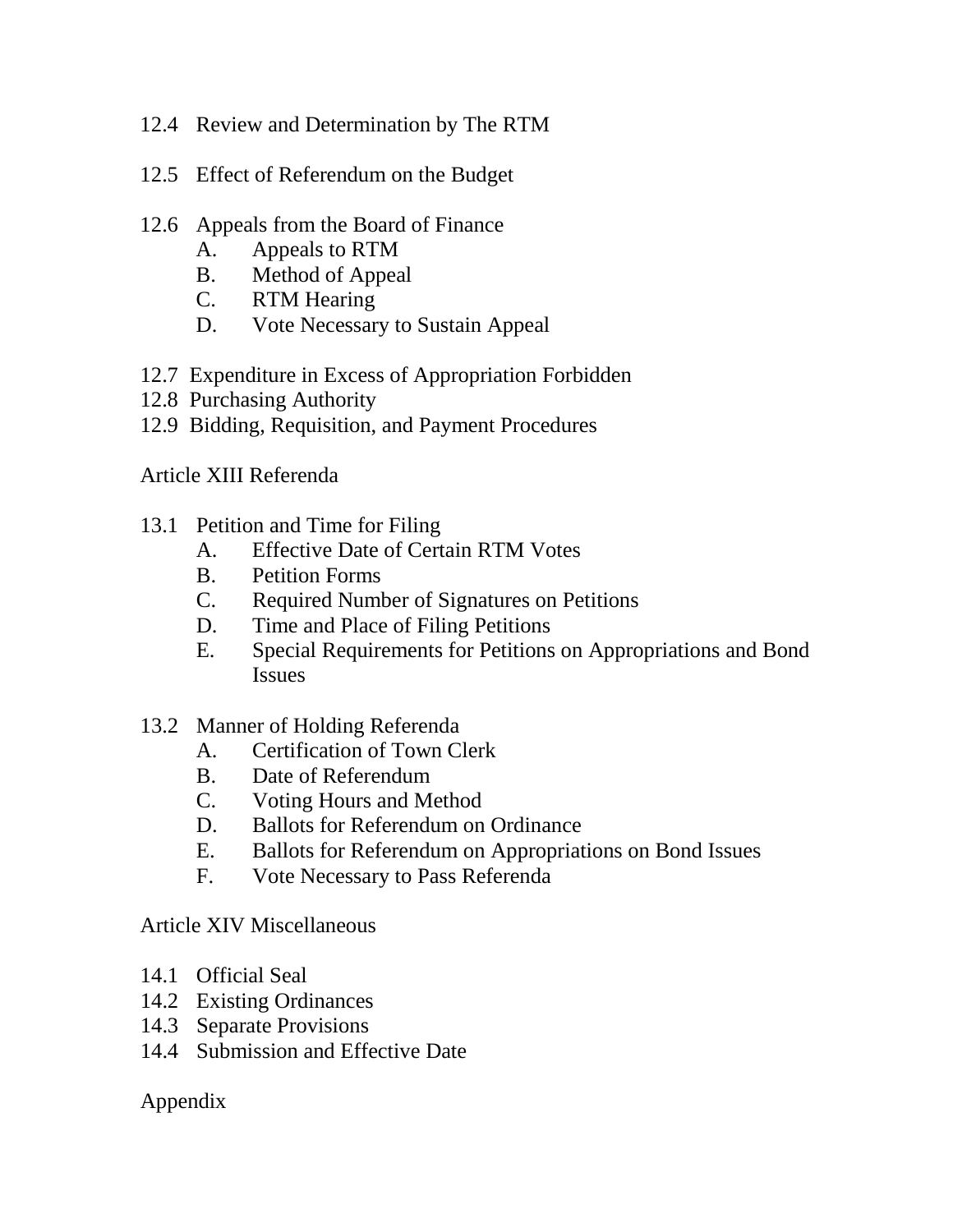12.4 Review and Determination by The RTM

12.5 Effect of Referendum on the Budget

12.6 Appeals from the Board of Finance
- A. Appeals to RTM
- B. Method of Appeal
- C. RTM Hearing
- D. Vote Necessary to Sustain Appeal

12.7 Expenditure in Excess of Appropriation Forbidden
12.8 Purchasing Authority
12.9 Bidding, Requisition, and Payment Procedures

Article XIII Referenda

13.1 Petition and Time for Filing
- A. Effective Date of Certain RTM Votes
- B. Petition Forms
- C. Required Number of Signatures on Petitions
- D. Time and Place of Filing Petitions
- E. Special Requirements for Petitions on Appropriations and Bond Issues

13.2 Manner of Holding Referenda
- A. Certification of Town Clerk
- B. Date of Referendum
- C. Voting Hours and Method
- D. Ballots for Referendum on Ordinance
- E. Ballots for Referendum on Appropriations on Bond Issues
- F. Vote Necessary to Pass Referenda

Article XIV Miscellaneous

14.1 Official Seal
14.2 Existing Ordinances
14.3 Separate Provisions
14.4 Submission and Effective Date

Appendix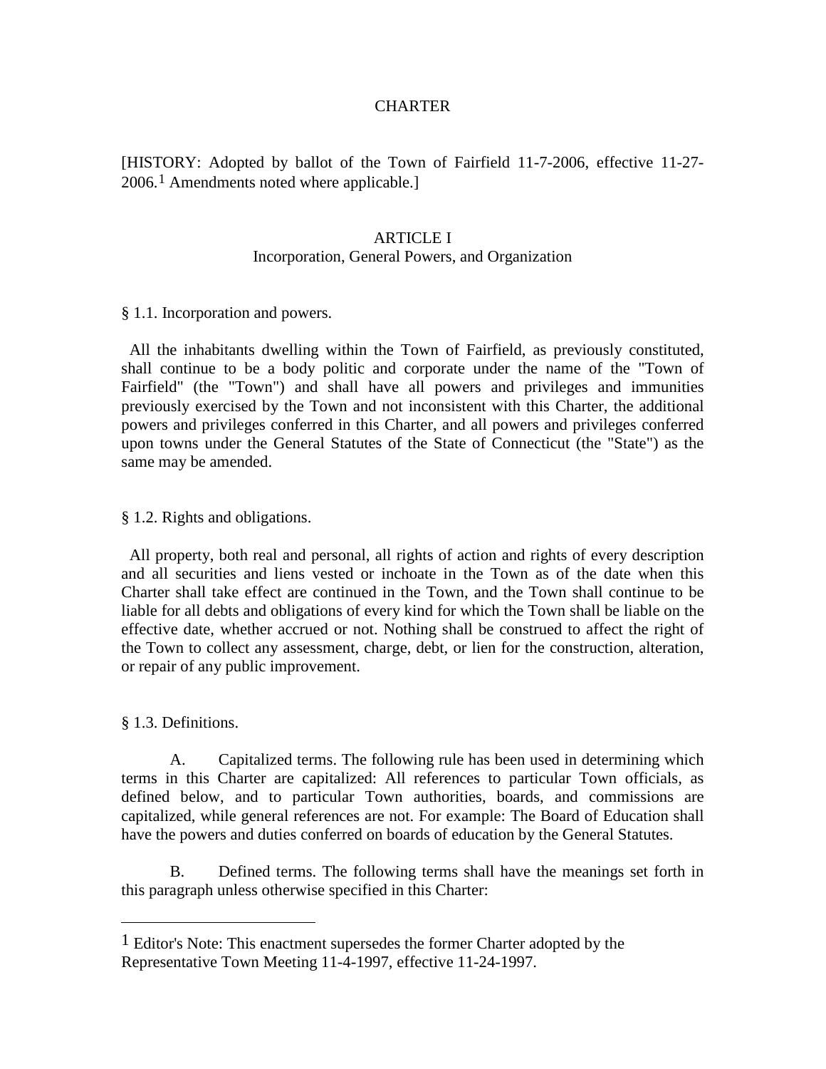# CHARTER

[HISTORY: Adopted by ballot of the Town of Fairfield 11-7-2006, effective 11-27-2006.[1] Amendments noted where applicable.]

## ARTICLE I
### Incorporation, General Powers, and Organization

§ 1.1. Incorporation and powers.

All the inhabitants dwelling within the Town of Fairfield, as previously constituted, shall continue to be a body politic and corporate under the name of the "Town of Fairfield" (the "Town") and shall have all powers and privileges and immunities previously exercised by the Town and not inconsistent with this Charter, the additional powers and privileges conferred in this Charter, and all powers and privileges conferred upon towns under the General Statutes of the State of Connecticut (the "State") as the same may be amended.

§ 1.2. Rights and obligations.

All property, both real and personal, all rights of action and rights of every description and all securities and liens vested or inchoate in the Town as of the date when this Charter shall take effect are continued in the Town, and the Town shall continue to be liable for all debts and obligations of every kind for which the Town shall be liable on the effective date, whether accrued or not. Nothing shall be construed to affect the right of the Town to collect any assessment, charge, debt, or lien for the construction, alteration, or repair of any public improvement.

§ 1.3. Definitions.

A. Capitalized terms. The following rule has been used in determining which terms in this Charter are capitalized: All references to particular Town officials, as defined below, and to particular Town authorities, boards, and commissions are capitalized, while general references are not. For example: The Board of Education shall have the powers and duties conferred on boards of education by the General Statutes.

B. Defined terms. The following terms shall have the meanings set forth in this paragraph unless otherwise specified in this Charter:

---

[1] Editor's Note: This enactment supersedes the former Charter adopted by the Representative Town Meeting 11-4-1997, effective 11-24-1997.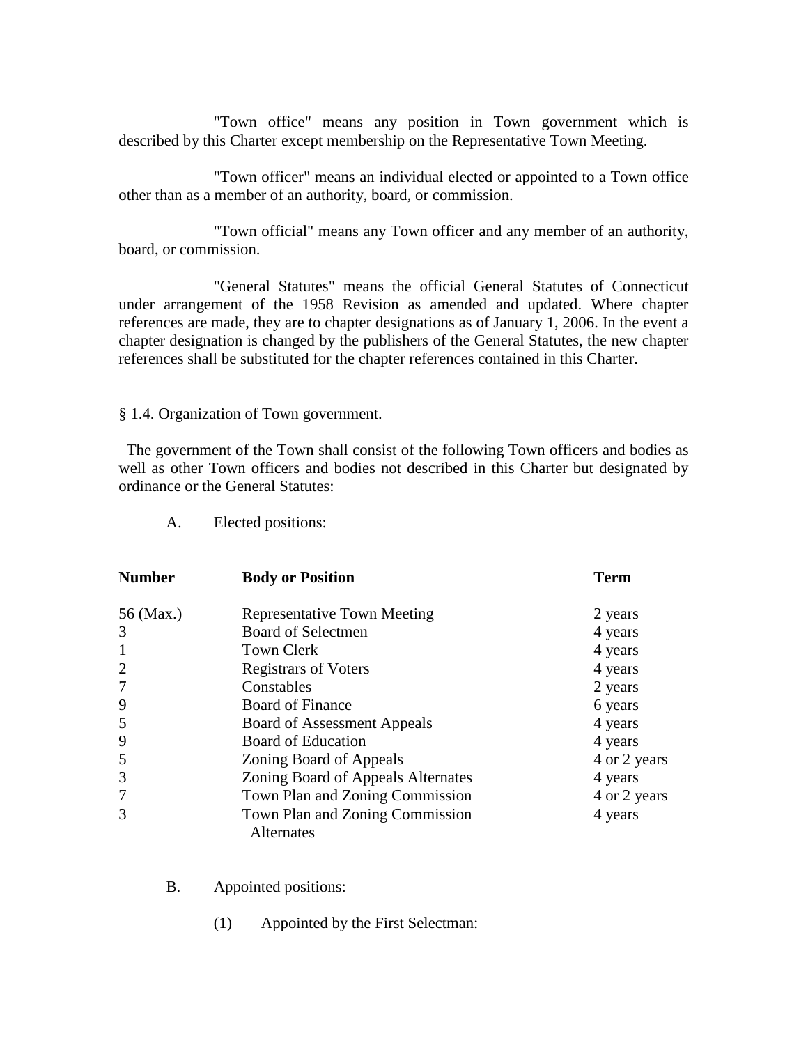"Town office" means any position in Town government which is described by this Charter except membership on the Representative Town Meeting.

"Town officer" means an individual elected or appointed to a Town office other than as a member of an authority, board, or commission.

"Town official" means any Town officer and any member of an authority, board, or commission.

"General Statutes" means the official General Statutes of Connecticut under arrangement of the 1958 Revision as amended and updated. Where chapter references are made, they are to chapter designations as of January 1, 2006. In the event a chapter designation is changed by the publishers of the General Statutes, the new chapter references shall be substituted for the chapter references contained in this Charter.

§ 1.4. Organization of Town government.

The government of the Town shall consist of the following Town officers and bodies as well as other Town officers and bodies not described in this Charter but designated by ordinance or the General Statutes:

A. Elected positions:

| **Number** | **Body or Position** | **Term** |
|---|---|---|
| 56 (Max.) | Representative Town Meeting | 2 years |
| 3 | Board of Selectmen | 4 years |
| 1 | Town Clerk | 4 years |
| 2 | Registrars of Voters | 4 years |
| 7 | Constables | 2 years |
| 9 | Board of Finance | 6 years |
| 5 | Board of Assessment Appeals | 4 years |
| 9 | Board of Education | 4 years |
| 5 | Zoning Board of Appeals | 4 or 2 years |
| 3 | Zoning Board of Appeals Alternates | 4 years |
| 7 | Town Plan and Zoning Commission | 4 or 2 years |
| 3 | Town Plan and Zoning Commission Alternates | 4 years |

B. Appointed positions:

(1) Appointed by the First Selectman: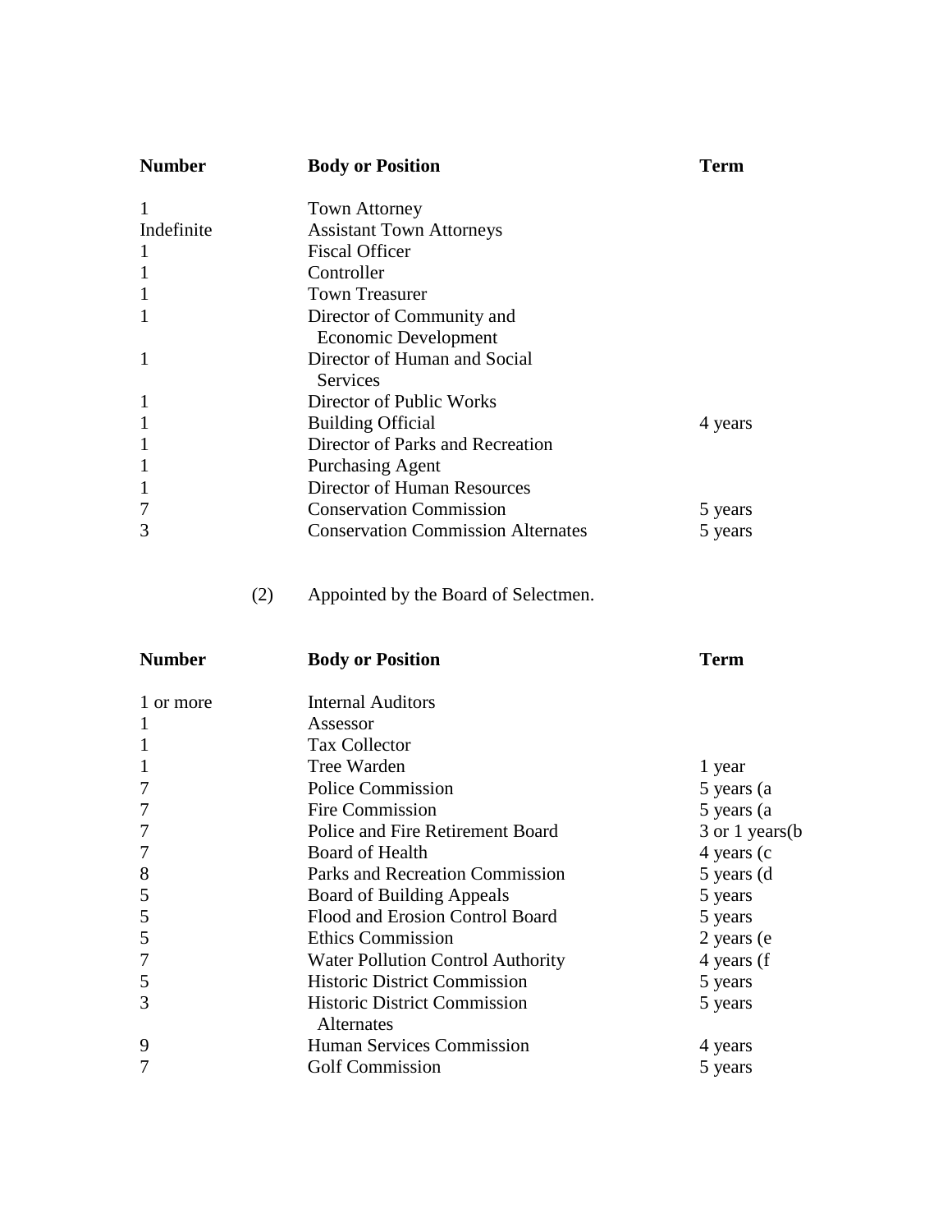| Number | Body or Position | Term |
|---|---|---|
| 1 | Town Attorney | |
| Indefinite | Assistant Town Attorneys | |
| 1 | Fiscal Officer | |
| 1 | Controller | |
| 1 | Town Treasurer | |
| 1 | Director of Community and Economic Development | |
| 1 | Director of Human and Social Services | |
| 1 | Director of Public Works | |
| 1 | Building Official | 4 years |
| 1 | Director of Parks and Recreation | |
| 1 | Purchasing Agent | |
| 1 | Director of Human Resources | |
| 7 | Conservation Commission | 5 years |
| 3 | Conservation Commission Alternates | 5 years |

(2) Appointed by the Board of Selectmen.

| Number | Body or Position | Term |
|---|---|---|
| 1 or more | Internal Auditors | |
| 1 | Assessor | |
| 1 | Tax Collector | |
| 1 | Tree Warden | 1 year |
| 7 | Police Commission | 5 years (a |
| 7 | Fire Commission | 5 years (a |
| 7 | Police and Fire Retirement Board | 3 or 1 years(b |
| 7 | Board of Health | 4 years (c |
| 8 | Parks and Recreation Commission | 5 years (d |
| 5 | Board of Building Appeals | 5 years |
| 5 | Flood and Erosion Control Board | 5 years |
| 5 | Ethics Commission | 2 years (e |
| 7 | Water Pollution Control Authority | 4 years (f |
| 5 | Historic District Commission | 5 years |
| 3 | Historic District Commission Alternates | 5 years |
| 9 | Human Services Commission | 4 years |
| 7 | Golf Commission | 5 years |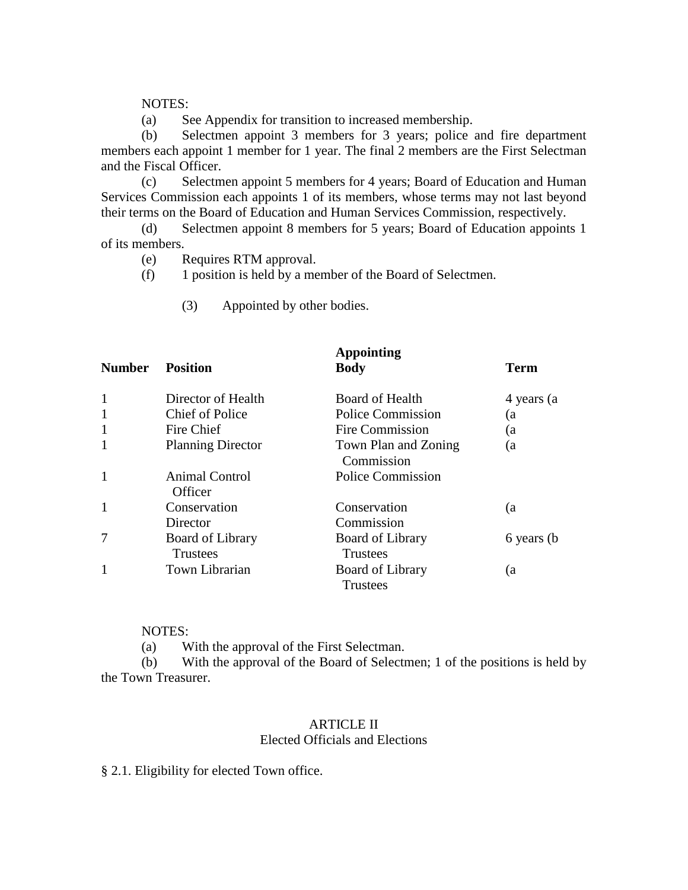NOTES:

(a) See Appendix for transition to increased membership.

(b) Selectmen appoint 3 members for 3 years; police and fire department members each appoint 1 member for 1 year. The final 2 members are the First Selectman and the Fiscal Officer.

(c) Selectmen appoint 5 members for 4 years; Board of Education and Human Services Commission each appoints 1 of its members, whose terms may not last beyond their terms on the Board of Education and Human Services Commission, respectively.

(d) Selectmen appoint 8 members for 5 years; Board of Education appoints 1 of its members.

(e) Requires RTM approval.

(f) 1 position is held by a member of the Board of Selectmen.

(3) Appointed by other bodies.

| Number | Position | Appointing Body | Term |
|---|---|---|---|
| 1 | Director of Health | Board of Health | 4 years (a |
| 1 | Chief of Police | Police Commission | (a |
| 1 | Fire Chief | Fire Commission | (a |
| 1 | Planning Director | Town Plan and Zoning Commission | (a |
| 1 | Animal Control Officer | Police Commission | |
| 1 | Conservation Director | Conservation Commission | (a |
| 7 | Board of Library Trustees | Board of Library Trustees | 6 years (b |
| 1 | Town Librarian | Board of Library Trustees | (a |

NOTES:

(a) With the approval of the First Selectman.

(b) With the approval of the Board of Selectmen; 1 of the positions is held by the Town Treasurer.

## ARTICLE II
## Elected Officials and Elections

§ 2.1. Eligibility for elected Town office.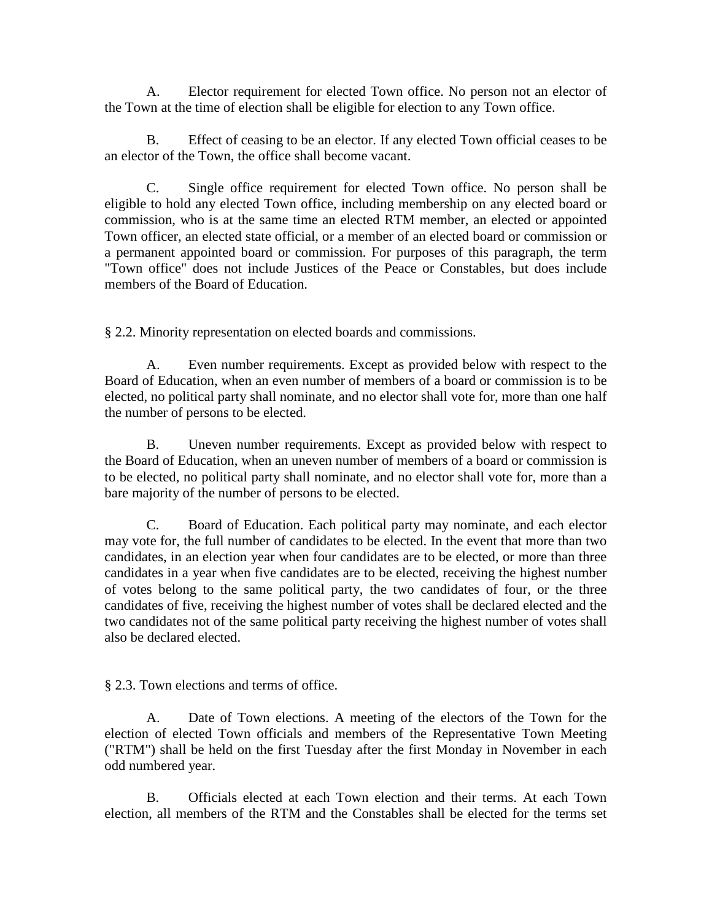A. Elector requirement for elected Town office. No person not an elector of the Town at the time of election shall be eligible for election to any Town office.

B. Effect of ceasing to be an elector. If any elected Town official ceases to be an elector of the Town, the office shall become vacant.

C. Single office requirement for elected Town office. No person shall be eligible to hold any elected Town office, including membership on any elected board or commission, who is at the same time an elected RTM member, an elected or appointed Town officer, an elected state official, or a member of an elected board or commission or a permanent appointed board or commission. For purposes of this paragraph, the term "Town office" does not include Justices of the Peace or Constables, but does include members of the Board of Education.

§ 2.2. Minority representation on elected boards and commissions.

A. Even number requirements. Except as provided below with respect to the Board of Education, when an even number of members of a board or commission is to be elected, no political party shall nominate, and no elector shall vote for, more than one half the number of persons to be elected.

B. Uneven number requirements. Except as provided below with respect to the Board of Education, when an uneven number of members of a board or commission is to be elected, no political party shall nominate, and no elector shall vote for, more than a bare majority of the number of persons to be elected.

C. Board of Education. Each political party may nominate, and each elector may vote for, the full number of candidates to be elected. In the event that more than two candidates, in an election year when four candidates are to be elected, or more than three candidates in a year when five candidates are to be elected, receiving the highest number of votes belong to the same political party, the two candidates of four, or the three candidates of five, receiving the highest number of votes shall be declared elected and the two candidates not of the same political party receiving the highest number of votes shall also be declared elected.

§ 2.3. Town elections and terms of office.

A. Date of Town elections. A meeting of the electors of the Town for the election of elected Town officials and members of the Representative Town Meeting ("RTM") shall be held on the first Tuesday after the first Monday in November in each odd numbered year.

B. Officials elected at each Town election and their terms. At each Town election, all members of the RTM and the Constables shall be elected for the terms set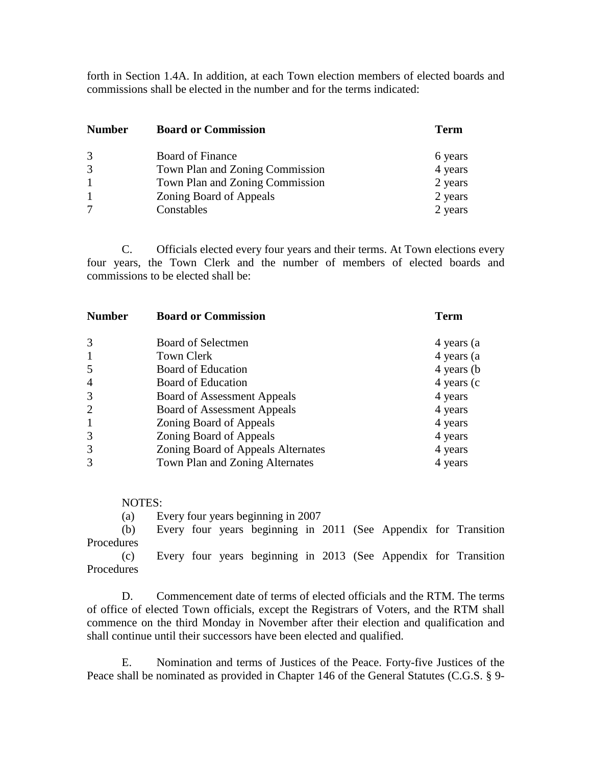forth in Section 1.4A. In addition, at each Town election members of elected boards and commissions shall be elected in the number and for the terms indicated:

| Number | Board or Commission | Term |
|---|---|---|
| 3 | Board of Finance | 6 years |
| 3 | Town Plan and Zoning Commission | 4 years |
| 1 | Town Plan and Zoning Commission | 2 years |
| 1 | Zoning Board of Appeals | 2 years |
| 7 | Constables | 2 years |

C. Officials elected every four years and their terms. At Town elections every four years, the Town Clerk and the number of members of elected boards and commissions to be elected shall be:

| Number | Board or Commission | Term |
|---|---|---|
| 3 | Board of Selectmen | 4 years (a |
| 1 | Town Clerk | 4 years (a |
| 5 | Board of Education | 4 years (b |
| 4 | Board of Education | 4 years (c |
| 3 | Board of Assessment Appeals | 4 years |
| 2 | Board of Assessment Appeals | 4 years |
| 1 | Zoning Board of Appeals | 4 years |
| 3 | Zoning Board of Appeals | 4 years |
| 3 | Zoning Board of Appeals Alternates | 4 years |
| 3 | Town Plan and Zoning Alternates | 4 years |

NOTES:

(a) Every four years beginning in 2007

(b) Every four years beginning in 2011 (See Appendix for Transition Procedures

(c) Every four years beginning in 2013 (See Appendix for Transition Procedures

D. Commencement date of terms of elected officials and the RTM. The terms of office of elected Town officials, except the Registrars of Voters, and the RTM shall commence on the third Monday in November after their election and qualification and shall continue until their successors have been elected and qualified.

E. Nomination and terms of Justices of the Peace. Forty-five Justices of the Peace shall be nominated as provided in Chapter 146 of the General Statutes (C.G.S. § 9-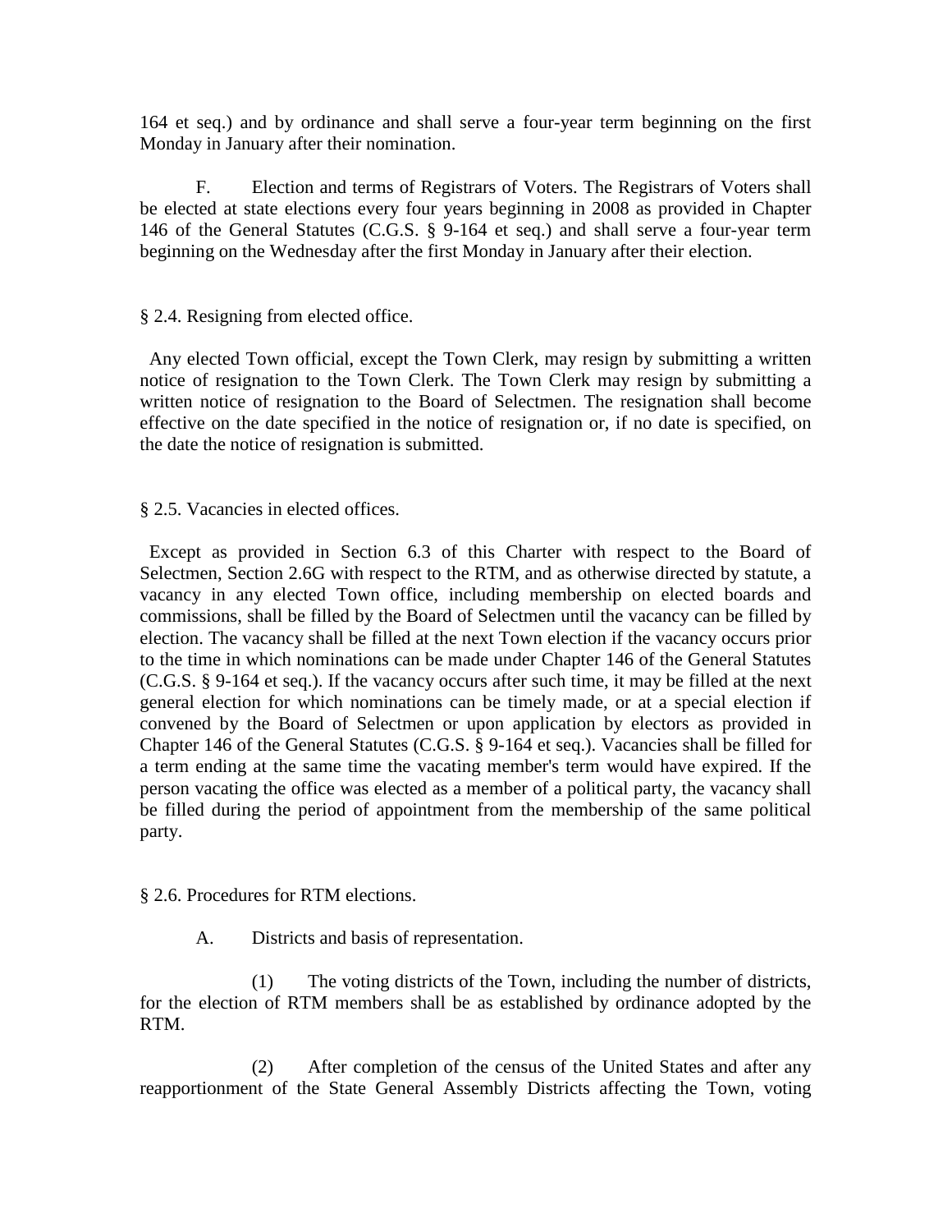164 et seq.) and by ordinance and shall serve a four-year term beginning on the first Monday in January after their nomination.

F. Election and terms of Registrars of Voters. The Registrars of Voters shall be elected at state elections every four years beginning in 2008 as provided in Chapter 146 of the General Statutes (C.G.S. § 9-164 et seq.) and shall serve a four-year term beginning on the Wednesday after the first Monday in January after their election.

## § 2.4. Resigning from elected office.

Any elected Town official, except the Town Clerk, may resign by submitting a written notice of resignation to the Town Clerk. The Town Clerk may resign by submitting a written notice of resignation to the Board of Selectmen. The resignation shall become effective on the date specified in the notice of resignation or, if no date is specified, on the date the notice of resignation is submitted.

## § 2.5. Vacancies in elected offices.

Except as provided in Section 6.3 of this Charter with respect to the Board of Selectmen, Section 2.6G with respect to the RTM, and as otherwise directed by statute, a vacancy in any elected Town office, including membership on elected boards and commissions, shall be filled by the Board of Selectmen until the vacancy can be filled by election. The vacancy shall be filled at the next Town election if the vacancy occurs prior to the time in which nominations can be made under Chapter 146 of the General Statutes (C.G.S. § 9-164 et seq.). If the vacancy occurs after such time, it may be filled at the next general election for which nominations can be timely made, or at a special election if convened by the Board of Selectmen or upon application by electors as provided in Chapter 146 of the General Statutes (C.G.S. § 9-164 et seq.). Vacancies shall be filled for a term ending at the same time the vacating member's term would have expired. If the person vacating the office was elected as a member of a political party, the vacancy shall be filled during the period of appointment from the membership of the same political party.

## § 2.6. Procedures for RTM elections.

A. Districts and basis of representation.

(1) The voting districts of the Town, including the number of districts, for the election of RTM members shall be as established by ordinance adopted by the RTM.

(2) After completion of the census of the United States and after any reapportionment of the State General Assembly Districts affecting the Town, voting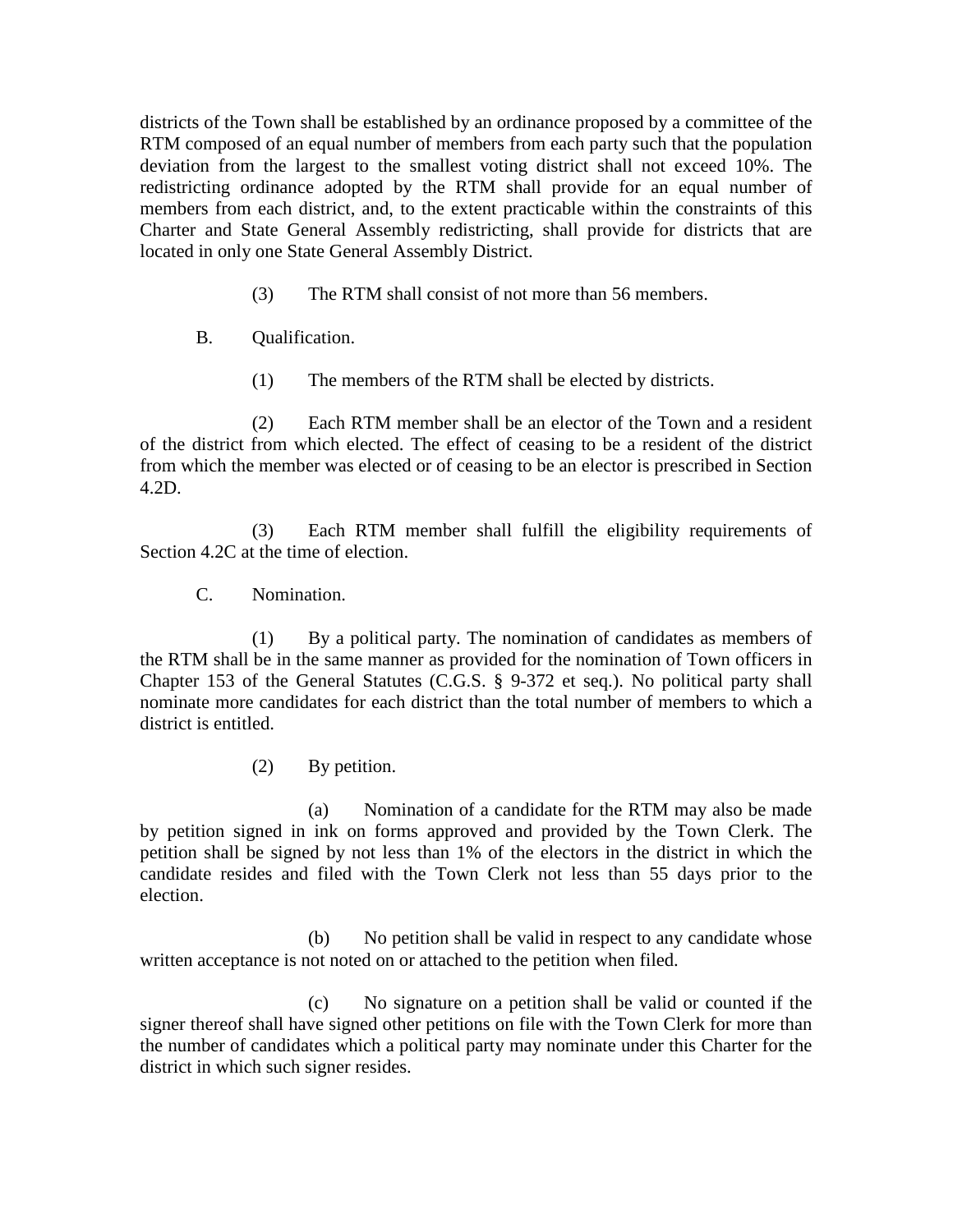districts of the Town shall be established by an ordinance proposed by a committee of the RTM composed of an equal number of members from each party such that the population deviation from the largest to the smallest voting district shall not exceed 10%. The redistricting ordinance adopted by the RTM shall provide for an equal number of members from each district, and, to the extent practicable within the constraints of this Charter and State General Assembly redistricting, shall provide for districts that are located in only one State General Assembly District.

(3) The RTM shall consist of not more than 56 members.

B. Qualification.

(1) The members of the RTM shall be elected by districts.

(2) Each RTM member shall be an elector of the Town and a resident of the district from which elected. The effect of ceasing to be a resident of the district from which the member was elected or of ceasing to be an elector is prescribed in Section 4.2D.

(3) Each RTM member shall fulfill the eligibility requirements of Section 4.2C at the time of election.

C. Nomination.

(1) By a political party. The nomination of candidates as members of the RTM shall be in the same manner as provided for the nomination of Town officers in Chapter 153 of the General Statutes (C.G.S. § 9-372 et seq.). No political party shall nominate more candidates for each district than the total number of members to which a district is entitled.

(2) By petition.

(a) Nomination of a candidate for the RTM may also be made by petition signed in ink on forms approved and provided by the Town Clerk. The petition shall be signed by not less than 1% of the electors in the district in which the candidate resides and filed with the Town Clerk not less than 55 days prior to the election.

(b) No petition shall be valid in respect to any candidate whose written acceptance is not noted on or attached to the petition when filed.

(c) No signature on a petition shall be valid or counted if the signer thereof shall have signed other petitions on file with the Town Clerk for more than the number of candidates which a political party may nominate under this Charter for the district in which such signer resides.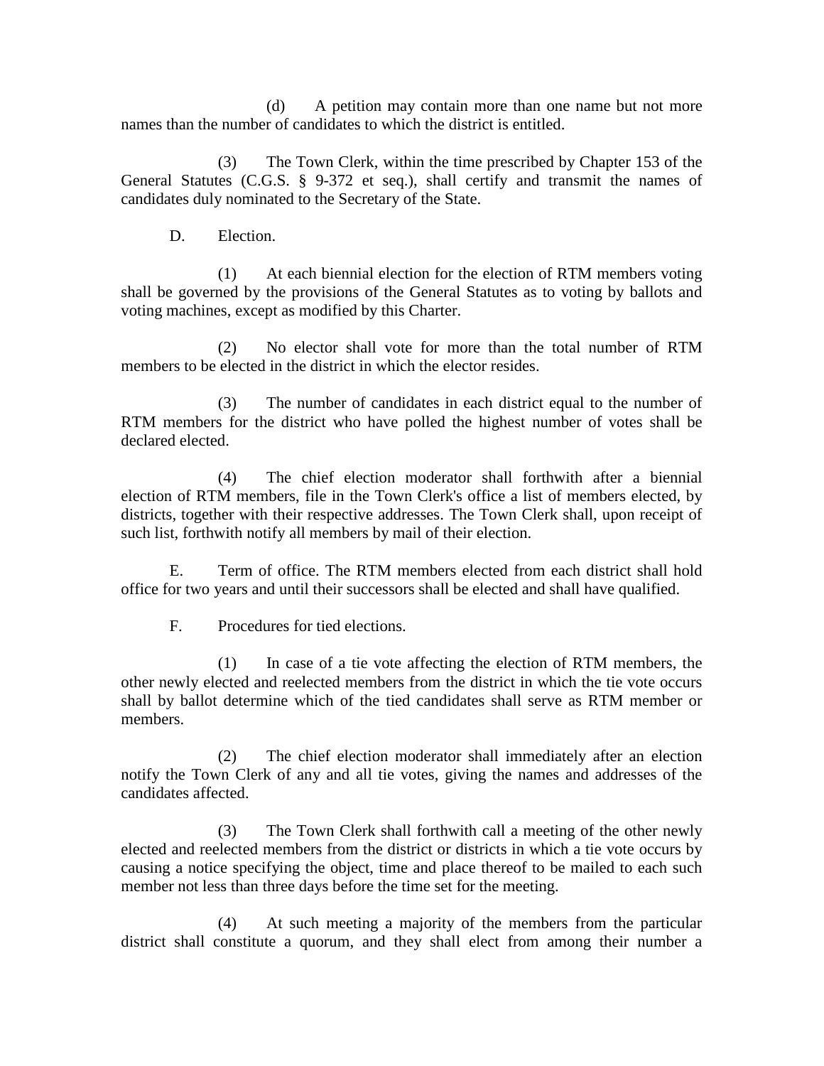(d) A petition may contain more than one name but not more names than the number of candidates to which the district is entitled.

(3) The Town Clerk, within the time prescribed by Chapter 153 of the General Statutes (C.G.S. § 9-372 et seq.), shall certify and transmit the names of candidates duly nominated to the Secretary of the State.

D. Election.

(1) At each biennial election for the election of RTM members voting shall be governed by the provisions of the General Statutes as to voting by ballots and voting machines, except as modified by this Charter.

(2) No elector shall vote for more than the total number of RTM members to be elected in the district in which the elector resides.

(3) The number of candidates in each district equal to the number of RTM members for the district who have polled the highest number of votes shall be declared elected.

(4) The chief election moderator shall forthwith after a biennial election of RTM members, file in the Town Clerk's office a list of members elected, by districts, together with their respective addresses. The Town Clerk shall, upon receipt of such list, forthwith notify all members by mail of their election.

E. Term of office. The RTM members elected from each district shall hold office for two years and until their successors shall be elected and shall have qualified.

F. Procedures for tied elections.

(1) In case of a tie vote affecting the election of RTM members, the other newly elected and reelected members from the district in which the tie vote occurs shall by ballot determine which of the tied candidates shall serve as RTM member or members.

(2) The chief election moderator shall immediately after an election notify the Town Clerk of any and all tie votes, giving the names and addresses of the candidates affected.

(3) The Town Clerk shall forthwith call a meeting of the other newly elected and reelected members from the district or districts in which a tie vote occurs by causing a notice specifying the object, time and place thereof to be mailed to each such member not less than three days before the time set for the meeting.

(4) At such meeting a majority of the members from the particular district shall constitute a quorum, and they shall elect from among their number a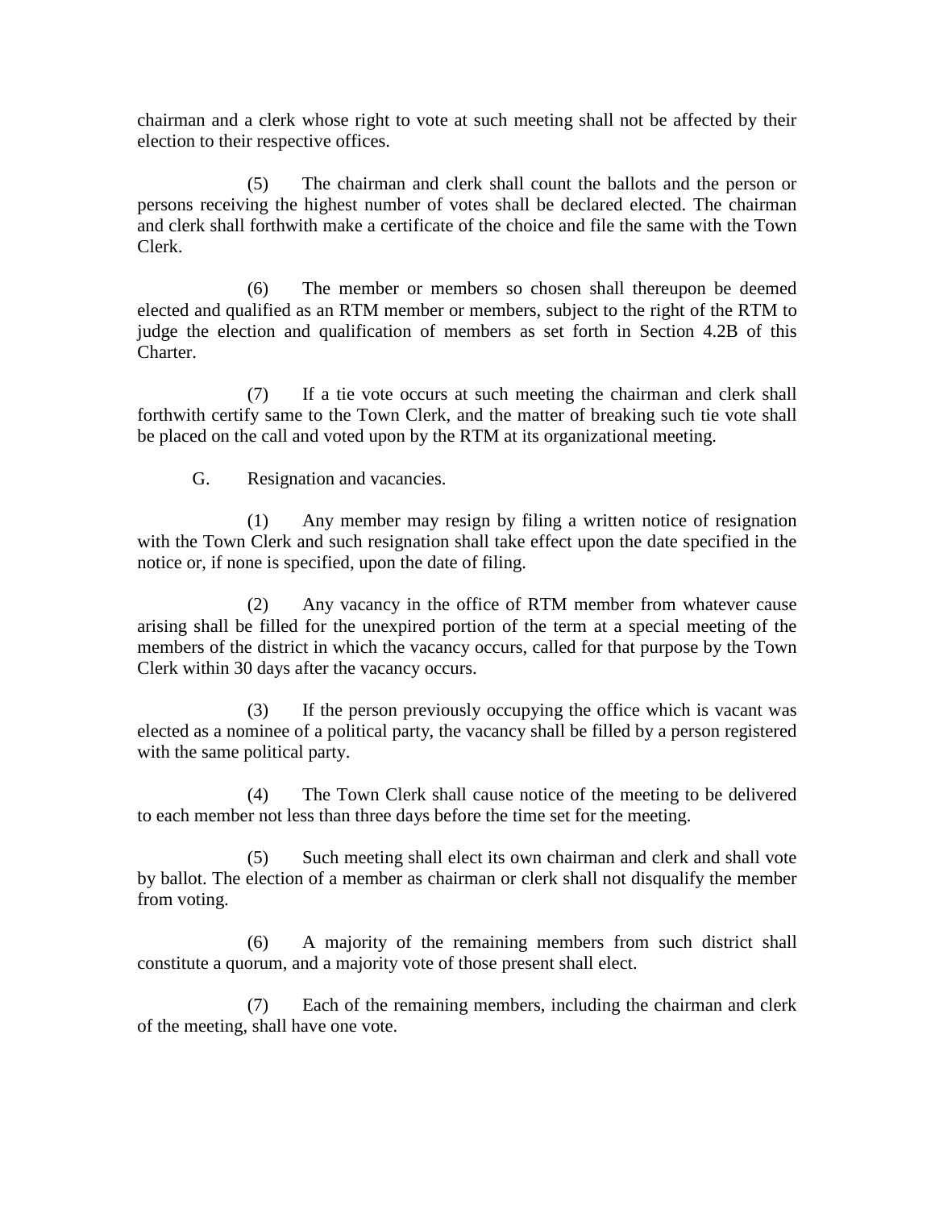chairman and a clerk whose right to vote at such meeting shall not be affected by their election to their respective offices.

(5) The chairman and clerk shall count the ballots and the person or persons receiving the highest number of votes shall be declared elected. The chairman and clerk shall forthwith make a certificate of the choice and file the same with the Town Clerk.

(6) The member or members so chosen shall thereupon be deemed elected and qualified as an RTM member or members, subject to the right of the RTM to judge the election and qualification of members as set forth in Section 4.2B of this Charter.

(7) If a tie vote occurs at such meeting the chairman and clerk shall forthwith certify same to the Town Clerk, and the matter of breaking such tie vote shall be placed on the call and voted upon by the RTM at its organizational meeting.

G. Resignation and vacancies.

(1) Any member may resign by filing a written notice of resignation with the Town Clerk and such resignation shall take effect upon the date specified in the notice or, if none is specified, upon the date of filing.

(2) Any vacancy in the office of RTM member from whatever cause arising shall be filled for the unexpired portion of the term at a special meeting of the members of the district in which the vacancy occurs, called for that purpose by the Town Clerk within 30 days after the vacancy occurs.

(3) If the person previously occupying the office which is vacant was elected as a nominee of a political party, the vacancy shall be filled by a person registered with the same political party.

(4) The Town Clerk shall cause notice of the meeting to be delivered to each member not less than three days before the time set for the meeting.

(5) Such meeting shall elect its own chairman and clerk and shall vote by ballot. The election of a member as chairman or clerk shall not disqualify the member from voting.

(6) A majority of the remaining members from such district shall constitute a quorum, and a majority vote of those present shall elect.

(7) Each of the remaining members, including the chairman and clerk of the meeting, shall have one vote.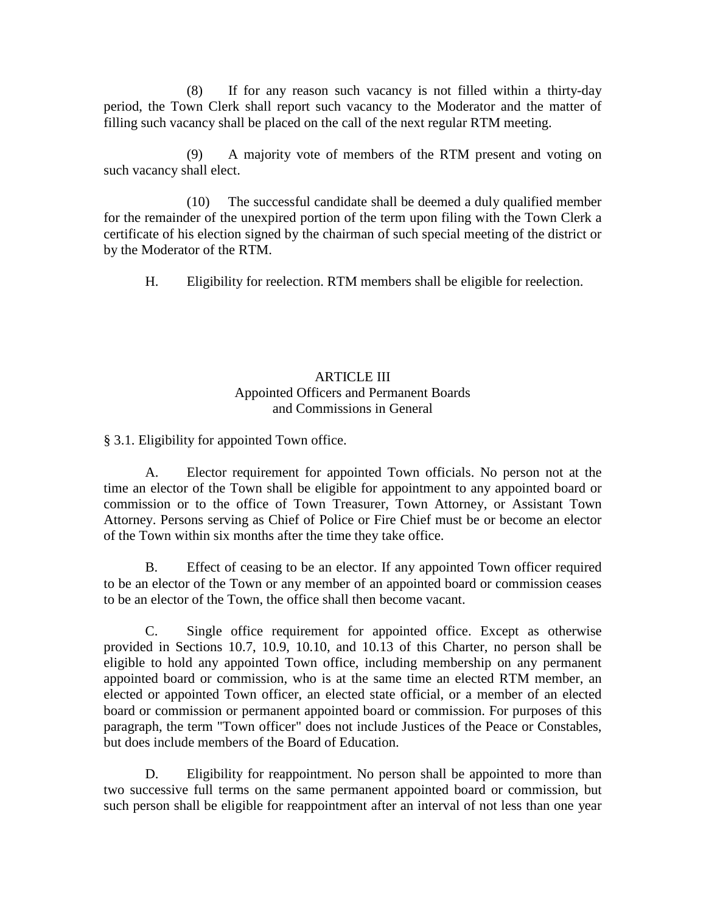(8) If for any reason such vacancy is not filled within a thirty-day period, the Town Clerk shall report such vacancy to the Moderator and the matter of filling such vacancy shall be placed on the call of the next regular RTM meeting.

(9) A majority vote of members of the RTM present and voting on such vacancy shall elect.

(10) The successful candidate shall be deemed a duly qualified member for the remainder of the unexpired portion of the term upon filing with the Town Clerk a certificate of his election signed by the chairman of such special meeting of the district or by the Moderator of the RTM.

H. Eligibility for reelection. RTM members shall be eligible for reelection.

## ARTICLE III
## Appointed Officers and Permanent Boards and Commissions in General

§ 3.1. Eligibility for appointed Town office.

A. Elector requirement for appointed Town officials. No person not at the time an elector of the Town shall be eligible for appointment to any appointed board or commission or to the office of Town Treasurer, Town Attorney, or Assistant Town Attorney. Persons serving as Chief of Police or Fire Chief must be or become an elector of the Town within six months after the time they take office.

B. Effect of ceasing to be an elector. If any appointed Town officer required to be an elector of the Town or any member of an appointed board or commission ceases to be an elector of the Town, the office shall then become vacant.

C. Single office requirement for appointed office. Except as otherwise provided in Sections 10.7, 10.9, 10.10, and 10.13 of this Charter, no person shall be eligible to hold any appointed Town office, including membership on any permanent appointed board or commission, who is at the same time an elected RTM member, an elected or appointed Town officer, an elected state official, or a member of an elected board or commission or permanent appointed board or commission. For purposes of this paragraph, the term "Town officer" does not include Justices of the Peace or Constables, but does include members of the Board of Education.

D. Eligibility for reappointment. No person shall be appointed to more than two successive full terms on the same permanent appointed board or commission, but such person shall be eligible for reappointment after an interval of not less than one year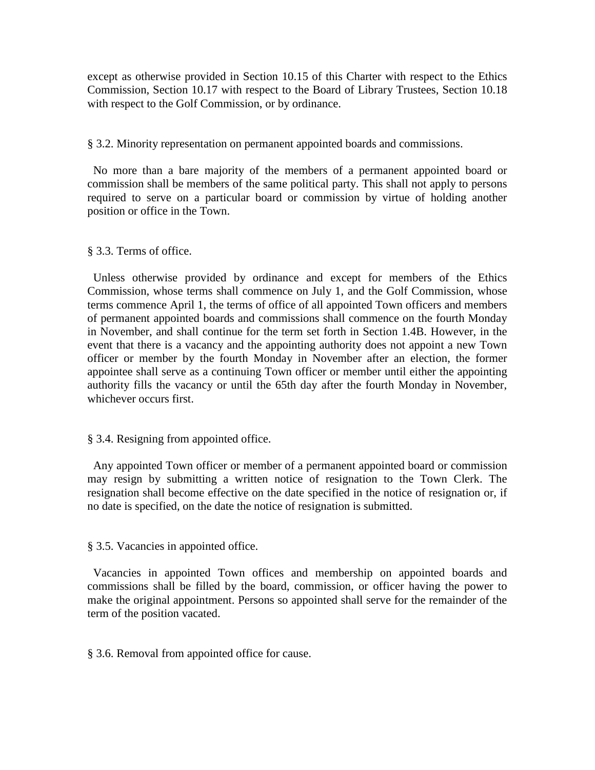except as otherwise provided in Section 10.15 of this Charter with respect to the Ethics Commission, Section 10.17 with respect to the Board of Library Trustees, Section 10.18 with respect to the Golf Commission, or by ordinance.

### § 3.2. Minority representation on permanent appointed boards and commissions.

No more than a bare majority of the members of a permanent appointed board or commission shall be members of the same political party. This shall not apply to persons required to serve on a particular board or commission by virtue of holding another position or office in the Town.

### § 3.3. Terms of office.

Unless otherwise provided by ordinance and except for members of the Ethics Commission, whose terms shall commence on July 1, and the Golf Commission, whose terms commence April 1, the terms of office of all appointed Town officers and members of permanent appointed boards and commissions shall commence on the fourth Monday in November, and shall continue for the term set forth in Section 1.4B. However, in the event that there is a vacancy and the appointing authority does not appoint a new Town officer or member by the fourth Monday in November after an election, the former appointee shall serve as a continuing Town officer or member until either the appointing authority fills the vacancy or until the 65th day after the fourth Monday in November, whichever occurs first.

### § 3.4. Resigning from appointed office.

Any appointed Town officer or member of a permanent appointed board or commission may resign by submitting a written notice of resignation to the Town Clerk. The resignation shall become effective on the date specified in the notice of resignation or, if no date is specified, on the date the notice of resignation is submitted.

### § 3.5. Vacancies in appointed office.

Vacancies in appointed Town offices and membership on appointed boards and commissions shall be filled by the board, commission, or officer having the power to make the original appointment. Persons so appointed shall serve for the remainder of the term of the position vacated.

### § 3.6. Removal from appointed office for cause.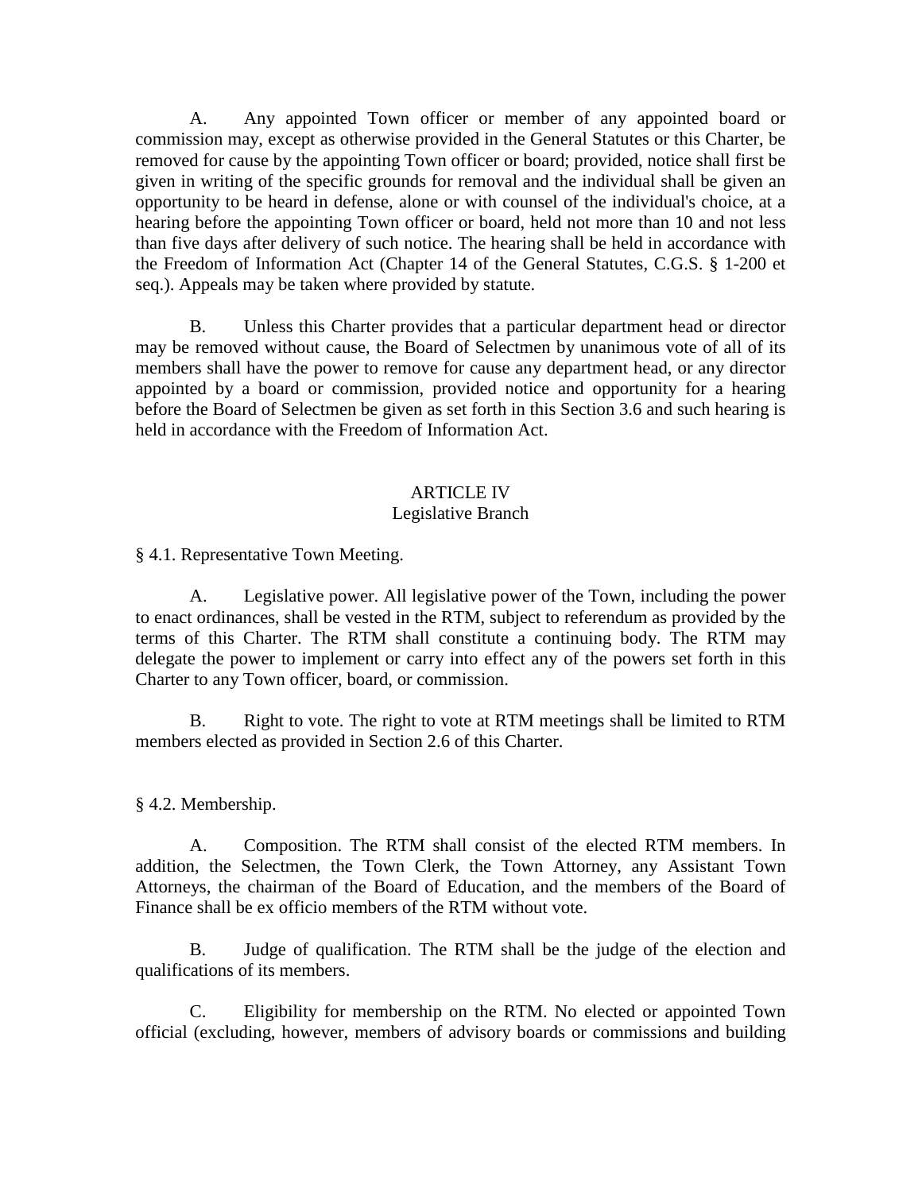A. Any appointed Town officer or member of any appointed board or commission may, except as otherwise provided in the General Statutes or this Charter, be removed for cause by the appointing Town officer or board; provided, notice shall first be given in writing of the specific grounds for removal and the individual shall be given an opportunity to be heard in defense, alone or with counsel of the individual's choice, at a hearing before the appointing Town officer or board, held not more than 10 and not less than five days after delivery of such notice. The hearing shall be held in accordance with the Freedom of Information Act (Chapter 14 of the General Statutes, C.G.S. § 1-200 et seq.). Appeals may be taken where provided by statute.

B. Unless this Charter provides that a particular department head or director may be removed without cause, the Board of Selectmen by unanimous vote of all of its members shall have the power to remove for cause any department head, or any director appointed by a board or commission, provided notice and opportunity for a hearing before the Board of Selectmen be given as set forth in this Section 3.6 and such hearing is held in accordance with the Freedom of Information Act.

## ARTICLE IV
## Legislative Branch

§ 4.1. Representative Town Meeting.

A. Legislative power. All legislative power of the Town, including the power to enact ordinances, shall be vested in the RTM, subject to referendum as provided by the terms of this Charter. The RTM shall constitute a continuing body. The RTM may delegate the power to implement or carry into effect any of the powers set forth in this Charter to any Town officer, board, or commission.

B. Right to vote. The right to vote at RTM meetings shall be limited to RTM members elected as provided in Section 2.6 of this Charter.

§ 4.2. Membership.

A. Composition. The RTM shall consist of the elected RTM members. In addition, the Selectmen, the Town Clerk, the Town Attorney, any Assistant Town Attorneys, the chairman of the Board of Education, and the members of the Board of Finance shall be ex officio members of the RTM without vote.

B. Judge of qualification. The RTM shall be the judge of the election and qualifications of its members.

C. Eligibility for membership on the RTM. No elected or appointed Town official (excluding, however, members of advisory boards or commissions and building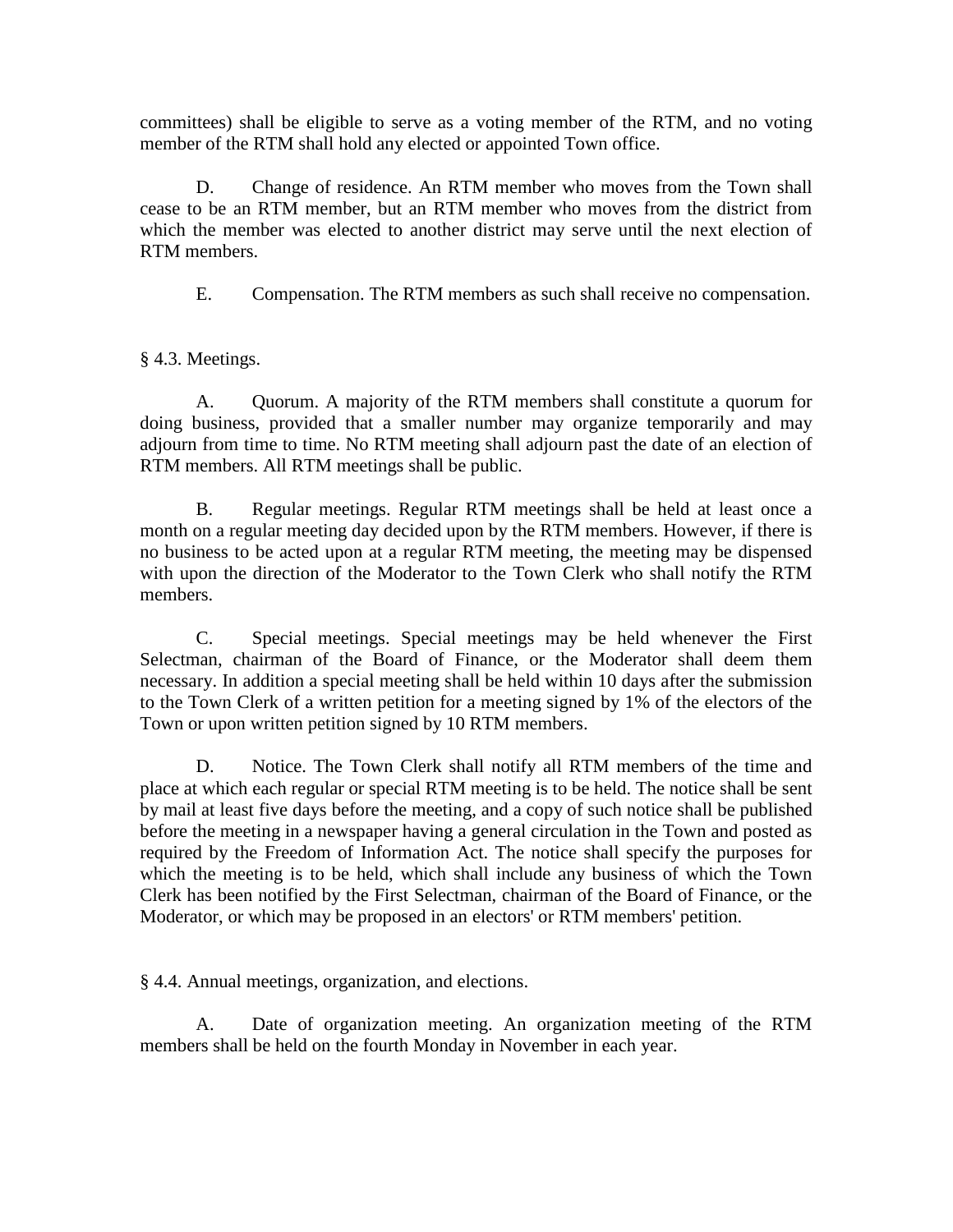committees) shall be eligible to serve as a voting member of the RTM, and no voting member of the RTM shall hold any elected or appointed Town office.

D. Change of residence. An RTM member who moves from the Town shall cease to be an RTM member, but an RTM member who moves from the district from which the member was elected to another district may serve until the next election of RTM members.

E. Compensation. The RTM members as such shall receive no compensation.

§ 4.3. Meetings.

A. Quorum. A majority of the RTM members shall constitute a quorum for doing business, provided that a smaller number may organize temporarily and may adjourn from time to time. No RTM meeting shall adjourn past the date of an election of RTM members. All RTM meetings shall be public.

B. Regular meetings. Regular RTM meetings shall be held at least once a month on a regular meeting day decided upon by the RTM members. However, if there is no business to be acted upon at a regular RTM meeting, the meeting may be dispensed with upon the direction of the Moderator to the Town Clerk who shall notify the RTM members.

C. Special meetings. Special meetings may be held whenever the First Selectman, chairman of the Board of Finance, or the Moderator shall deem them necessary. In addition a special meeting shall be held within 10 days after the submission to the Town Clerk of a written petition for a meeting signed by 1% of the electors of the Town or upon written petition signed by 10 RTM members.

D. Notice. The Town Clerk shall notify all RTM members of the time and place at which each regular or special RTM meeting is to be held. The notice shall be sent by mail at least five days before the meeting, and a copy of such notice shall be published before the meeting in a newspaper having a general circulation in the Town and posted as required by the Freedom of Information Act. The notice shall specify the purposes for which the meeting is to be held, which shall include any business of which the Town Clerk has been notified by the First Selectman, chairman of the Board of Finance, or the Moderator, or which may be proposed in an electors' or RTM members' petition.

§ 4.4. Annual meetings, organization, and elections.

A. Date of organization meeting. An organization meeting of the RTM members shall be held on the fourth Monday in November in each year.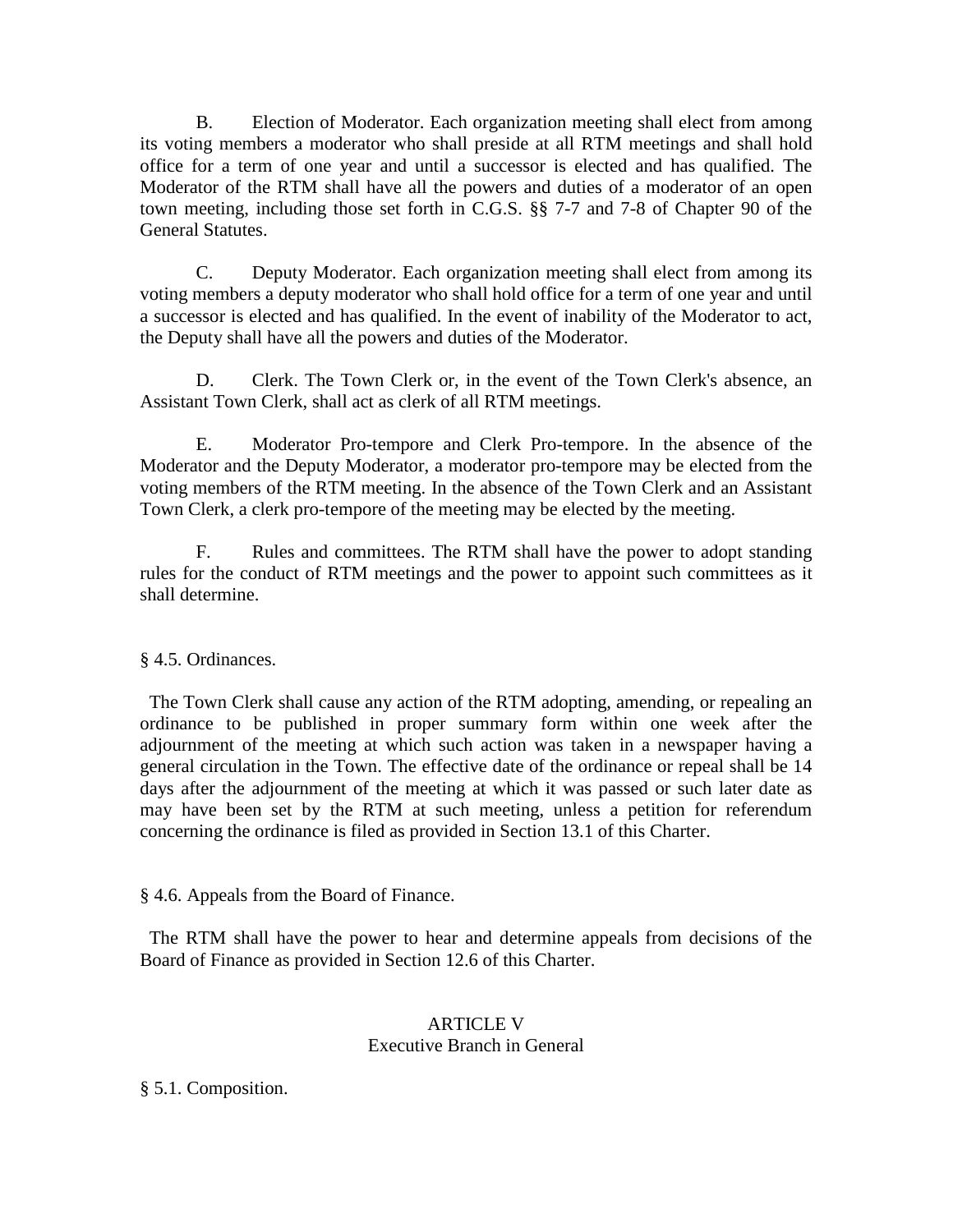B. Election of Moderator. Each organization meeting shall elect from among its voting members a moderator who shall preside at all RTM meetings and shall hold office for a term of one year and until a successor is elected and has qualified. The Moderator of the RTM shall have all the powers and duties of a moderator of an open town meeting, including those set forth in C.G.S. §§ 7-7 and 7-8 of Chapter 90 of the General Statutes.

C. Deputy Moderator. Each organization meeting shall elect from among its voting members a deputy moderator who shall hold office for a term of one year and until a successor is elected and has qualified. In the event of inability of the Moderator to act, the Deputy shall have all the powers and duties of the Moderator.

D. Clerk. The Town Clerk or, in the event of the Town Clerk's absence, an Assistant Town Clerk, shall act as clerk of all RTM meetings.

E. Moderator Pro-tempore and Clerk Pro-tempore. In the absence of the Moderator and the Deputy Moderator, a moderator pro-tempore may be elected from the voting members of the RTM meeting. In the absence of the Town Clerk and an Assistant Town Clerk, a clerk pro-tempore of the meeting may be elected by the meeting.

F. Rules and committees. The RTM shall have the power to adopt standing rules for the conduct of RTM meetings and the power to appoint such committees as it shall determine.

§ 4.5. Ordinances.

The Town Clerk shall cause any action of the RTM adopting, amending, or repealing an ordinance to be published in proper summary form within one week after the adjournment of the meeting at which such action was taken in a newspaper having a general circulation in the Town. The effective date of the ordinance or repeal shall be 14 days after the adjournment of the meeting at which it was passed or such later date as may have been set by the RTM at such meeting, unless a petition for referendum concerning the ordinance is filed as provided in Section 13.1 of this Charter.

§ 4.6. Appeals from the Board of Finance.

The RTM shall have the power to hear and determine appeals from decisions of the Board of Finance as provided in Section 12.6 of this Charter.

## ARTICLE V
## Executive Branch in General

§ 5.1. Composition.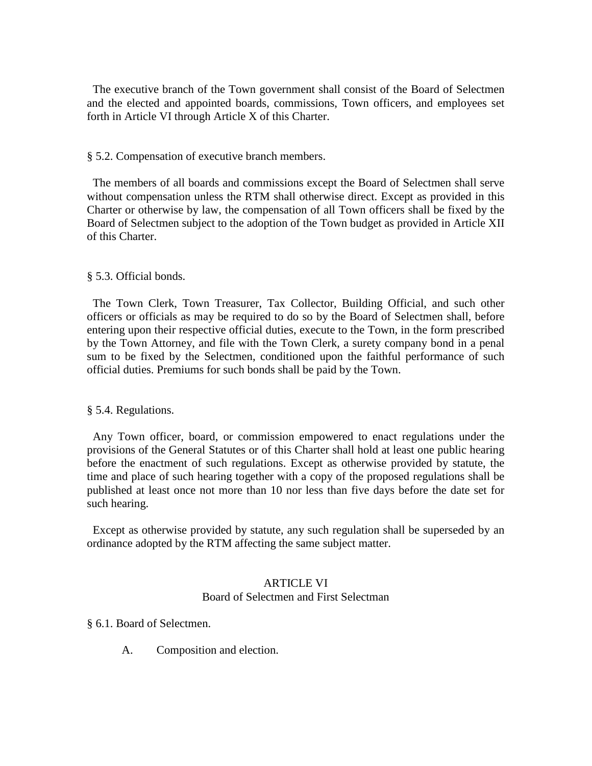The executive branch of the Town government shall consist of the Board of Selectmen and the elected and appointed boards, commissions, Town officers, and employees set forth in Article VI through Article X of this Charter.

§ 5.2. Compensation of executive branch members.

The members of all boards and commissions except the Board of Selectmen shall serve without compensation unless the RTM shall otherwise direct. Except as provided in this Charter or otherwise by law, the compensation of all Town officers shall be fixed by the Board of Selectmen subject to the adoption of the Town budget as provided in Article XII of this Charter.

§ 5.3. Official bonds.

The Town Clerk, Town Treasurer, Tax Collector, Building Official, and such other officers or officials as may be required to do so by the Board of Selectmen shall, before entering upon their respective official duties, execute to the Town, in the form prescribed by the Town Attorney, and file with the Town Clerk, a surety company bond in a penal sum to be fixed by the Selectmen, conditioned upon the faithful performance of such official duties. Premiums for such bonds shall be paid by the Town.

§ 5.4. Regulations.

Any Town officer, board, or commission empowered to enact regulations under the provisions of the General Statutes or of this Charter shall hold at least one public hearing before the enactment of such regulations. Except as otherwise provided by statute, the time and place of such hearing together with a copy of the proposed regulations shall be published at least once not more than 10 nor less than five days before the date set for such hearing.

Except as otherwise provided by statute, any such regulation shall be superseded by an ordinance adopted by the RTM affecting the same subject matter.

## ARTICLE VI
## Board of Selectmen and First Selectman

§ 6.1. Board of Selectmen.

A. Composition and election.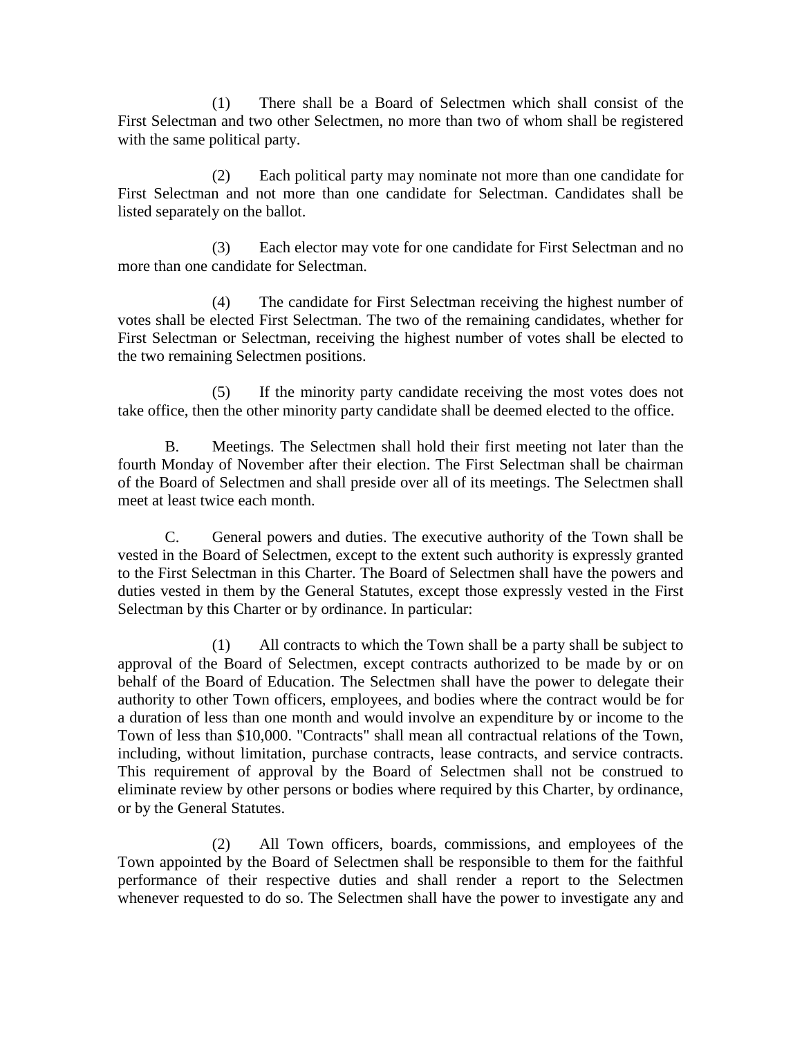(1) There shall be a Board of Selectmen which shall consist of the First Selectman and two other Selectmen, no more than two of whom shall be registered with the same political party.

(2) Each political party may nominate not more than one candidate for First Selectman and not more than one candidate for Selectman. Candidates shall be listed separately on the ballot.

(3) Each elector may vote for one candidate for First Selectman and no more than one candidate for Selectman.

(4) The candidate for First Selectman receiving the highest number of votes shall be elected First Selectman. The two of the remaining candidates, whether for First Selectman or Selectman, receiving the highest number of votes shall be elected to the two remaining Selectmen positions.

(5) If the minority party candidate receiving the most votes does not take office, then the other minority party candidate shall be deemed elected to the office.

B. Meetings. The Selectmen shall hold their first meeting not later than the fourth Monday of November after their election. The First Selectman shall be chairman of the Board of Selectmen and shall preside over all of its meetings. The Selectmen shall meet at least twice each month.

C. General powers and duties. The executive authority of the Town shall be vested in the Board of Selectmen, except to the extent such authority is expressly granted to the First Selectman in this Charter. The Board of Selectmen shall have the powers and duties vested in them by the General Statutes, except those expressly vested in the First Selectman by this Charter or by ordinance. In particular:

(1) All contracts to which the Town shall be a party shall be subject to approval of the Board of Selectmen, except contracts authorized to be made by or on behalf of the Board of Education. The Selectmen shall have the power to delegate their authority to other Town officers, employees, and bodies where the contract would be for a duration of less than one month and would involve an expenditure by or income to the Town of less than $10,000. "Contracts" shall mean all contractual relations of the Town, including, without limitation, purchase contracts, lease contracts, and service contracts. This requirement of approval by the Board of Selectmen shall not be construed to eliminate review by other persons or bodies where required by this Charter, by ordinance, or by the General Statutes.

(2) All Town officers, boards, commissions, and employees of the Town appointed by the Board of Selectmen shall be responsible to them for the faithful performance of their respective duties and shall render a report to the Selectmen whenever requested to do so. The Selectmen shall have the power to investigate any and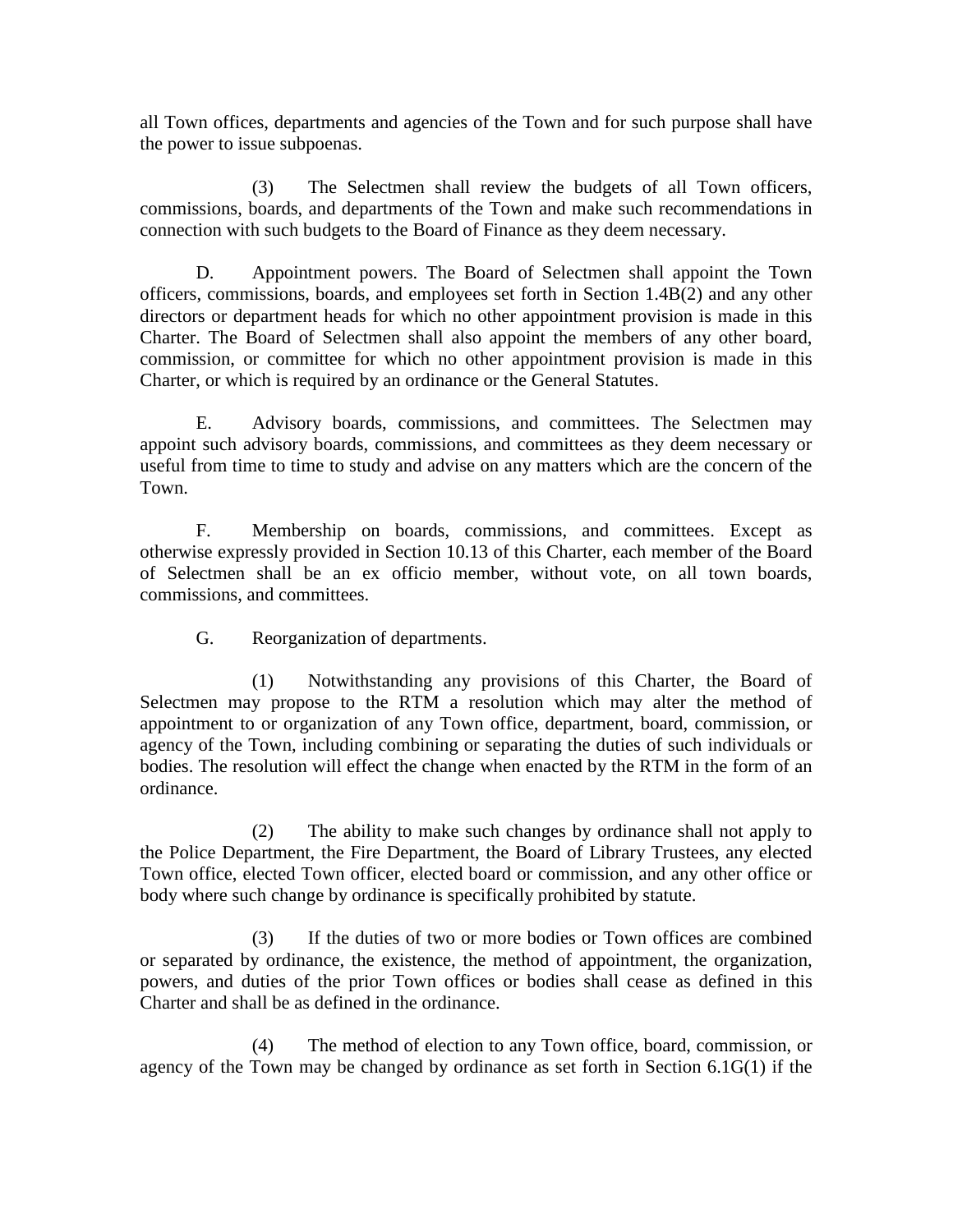all Town offices, departments and agencies of the Town and for such purpose shall have the power to issue subpoenas.

(3) The Selectmen shall review the budgets of all Town officers, commissions, boards, and departments of the Town and make such recommendations in connection with such budgets to the Board of Finance as they deem necessary.

D. Appointment powers. The Board of Selectmen shall appoint the Town officers, commissions, boards, and employees set forth in Section 1.4B(2) and any other directors or department heads for which no other appointment provision is made in this Charter. The Board of Selectmen shall also appoint the members of any other board, commission, or committee for which no other appointment provision is made in this Charter, or which is required by an ordinance or the General Statutes.

E. Advisory boards, commissions, and committees. The Selectmen may appoint such advisory boards, commissions, and committees as they deem necessary or useful from time to time to study and advise on any matters which are the concern of the Town.

F. Membership on boards, commissions, and committees. Except as otherwise expressly provided in Section 10.13 of this Charter, each member of the Board of Selectmen shall be an ex officio member, without vote, on all town boards, commissions, and committees.

G. Reorganization of departments.

(1) Notwithstanding any provisions of this Charter, the Board of Selectmen may propose to the RTM a resolution which may alter the method of appointment to or organization of any Town office, department, board, commission, or agency of the Town, including combining or separating the duties of such individuals or bodies. The resolution will effect the change when enacted by the RTM in the form of an ordinance.

(2) The ability to make such changes by ordinance shall not apply to the Police Department, the Fire Department, the Board of Library Trustees, any elected Town office, elected Town officer, elected board or commission, and any other office or body where such change by ordinance is specifically prohibited by statute.

(3) If the duties of two or more bodies or Town offices are combined or separated by ordinance, the existence, the method of appointment, the organization, powers, and duties of the prior Town offices or bodies shall cease as defined in this Charter and shall be as defined in the ordinance.

(4) The method of election to any Town office, board, commission, or agency of the Town may be changed by ordinance as set forth in Section 6.1G(1) if the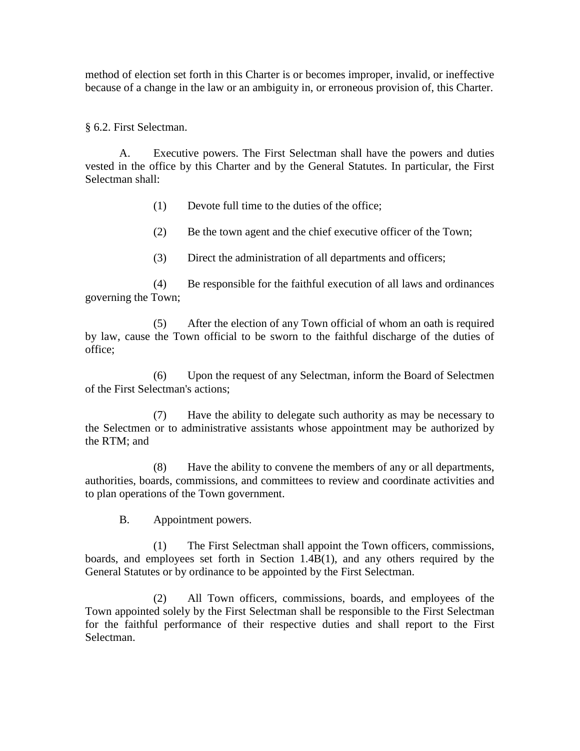method of election set forth in this Charter is or becomes improper, invalid, or ineffective because of a change in the law or an ambiguity in, or erroneous provision of, this Charter.

§ 6.2. First Selectman.

A. Executive powers. The First Selectman shall have the powers and duties vested in the office by this Charter and by the General Statutes. In particular, the First Selectman shall:

(1) Devote full time to the duties of the office;

(2) Be the town agent and the chief executive officer of the Town;

(3) Direct the administration of all departments and officers;

(4) Be responsible for the faithful execution of all laws and ordinances governing the Town;

(5) After the election of any Town official of whom an oath is required by law, cause the Town official to be sworn to the faithful discharge of the duties of office;

(6) Upon the request of any Selectman, inform the Board of Selectmen of the First Selectman's actions;

(7) Have the ability to delegate such authority as may be necessary to the Selectmen or to administrative assistants whose appointment may be authorized by the RTM; and

(8) Have the ability to convene the members of any or all departments, authorities, boards, commissions, and committees to review and coordinate activities and to plan operations of the Town government.

B. Appointment powers.

(1) The First Selectman shall appoint the Town officers, commissions, boards, and employees set forth in Section 1.4B(1), and any others required by the General Statutes or by ordinance to be appointed by the First Selectman.

(2) All Town officers, commissions, boards, and employees of the Town appointed solely by the First Selectman shall be responsible to the First Selectman for the faithful performance of their respective duties and shall report to the First Selectman.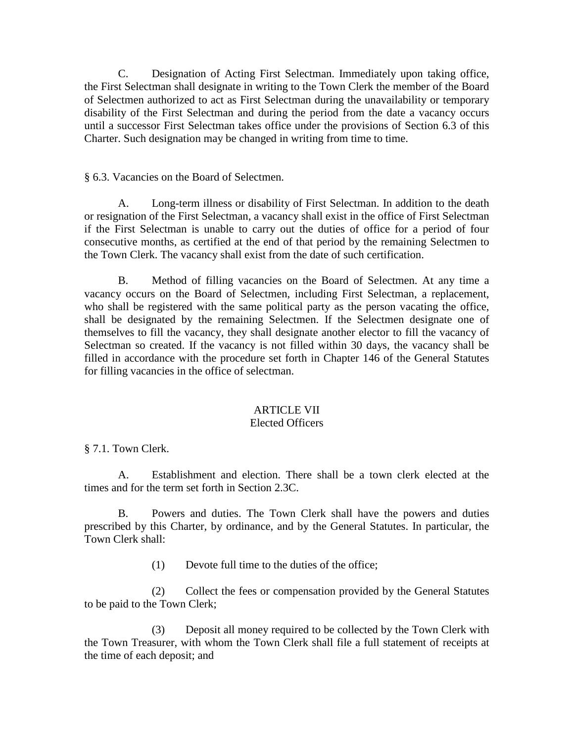C. Designation of Acting First Selectman. Immediately upon taking office, the First Selectman shall designate in writing to the Town Clerk the member of the Board of Selectmen authorized to act as First Selectman during the unavailability or temporary disability of the First Selectman and during the period from the date a vacancy occurs until a successor First Selectman takes office under the provisions of Section 6.3 of this Charter. Such designation may be changed in writing from time to time.

§ 6.3. Vacancies on the Board of Selectmen.

A. Long-term illness or disability of First Selectman. In addition to the death or resignation of the First Selectman, a vacancy shall exist in the office of First Selectman if the First Selectman is unable to carry out the duties of office for a period of four consecutive months, as certified at the end of that period by the remaining Selectmen to the Town Clerk. The vacancy shall exist from the date of such certification.

B. Method of filling vacancies on the Board of Selectmen. At any time a vacancy occurs on the Board of Selectmen, including First Selectman, a replacement, who shall be registered with the same political party as the person vacating the office, shall be designated by the remaining Selectmen. If the Selectmen designate one of themselves to fill the vacancy, they shall designate another elector to fill the vacancy of Selectman so created. If the vacancy is not filled within 30 days, the vacancy shall be filled in accordance with the procedure set forth in Chapter 146 of the General Statutes for filling vacancies in the office of selectman.

## ARTICLE VII
## Elected Officers

§ 7.1. Town Clerk.

A. Establishment and election. There shall be a town clerk elected at the times and for the term set forth in Section 2.3C.

B. Powers and duties. The Town Clerk shall have the powers and duties prescribed by this Charter, by ordinance, and by the General Statutes. In particular, the Town Clerk shall:

(1) Devote full time to the duties of the office;

(2) Collect the fees or compensation provided by the General Statutes to be paid to the Town Clerk;

(3) Deposit all money required to be collected by the Town Clerk with the Town Treasurer, with whom the Town Clerk shall file a full statement of receipts at the time of each deposit; and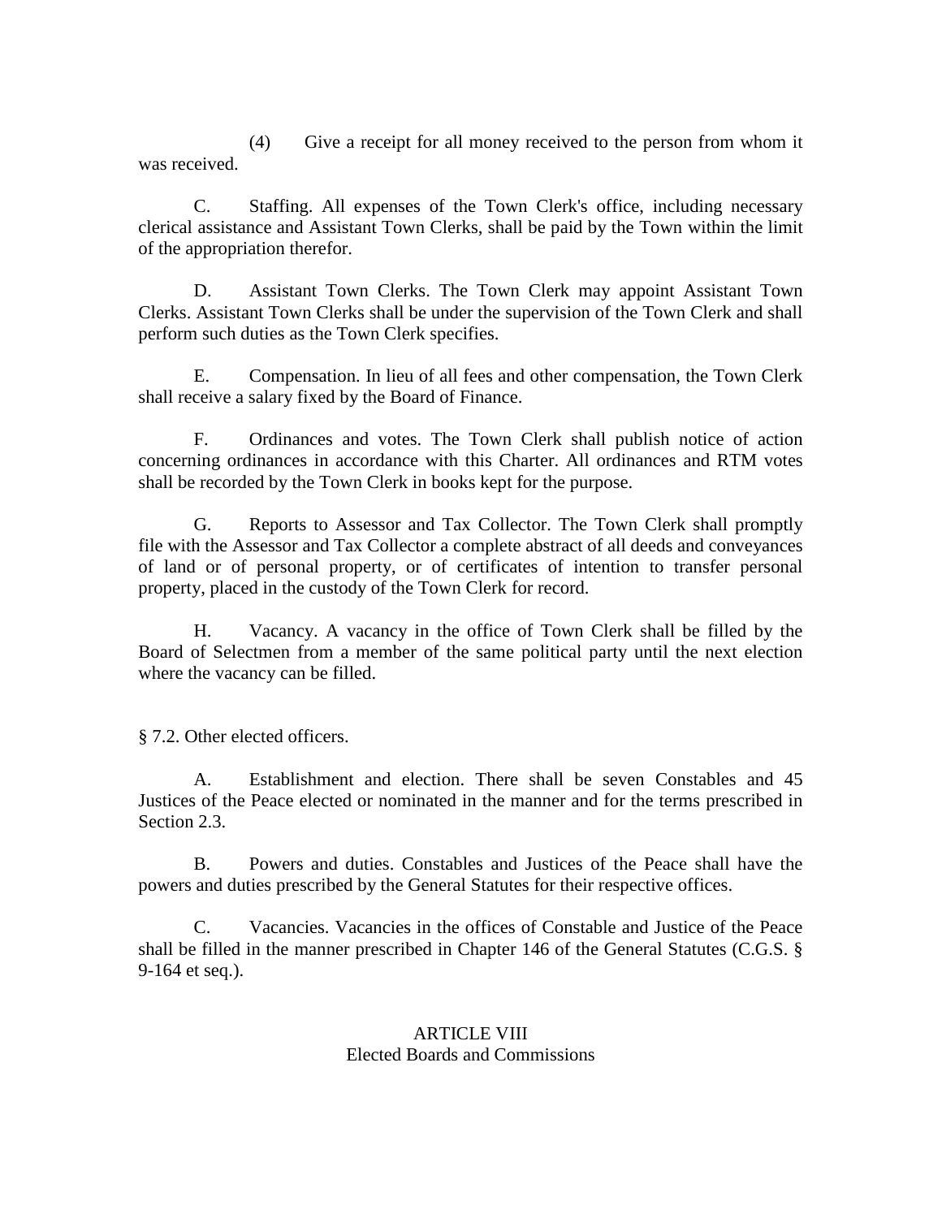(4) Give a receipt for all money received to the person from whom it was received.

C. Staffing. All expenses of the Town Clerk's office, including necessary clerical assistance and Assistant Town Clerks, shall be paid by the Town within the limit of the appropriation therefor.

D. Assistant Town Clerks. The Town Clerk may appoint Assistant Town Clerks. Assistant Town Clerks shall be under the supervision of the Town Clerk and shall perform such duties as the Town Clerk specifies.

E. Compensation. In lieu of all fees and other compensation, the Town Clerk shall receive a salary fixed by the Board of Finance.

F. Ordinances and votes. The Town Clerk shall publish notice of action concerning ordinances in accordance with this Charter. All ordinances and RTM votes shall be recorded by the Town Clerk in books kept for the purpose.

G. Reports to Assessor and Tax Collector. The Town Clerk shall promptly file with the Assessor and Tax Collector a complete abstract of all deeds and conveyances of land or of personal property, or of certificates of intention to transfer personal property, placed in the custody of the Town Clerk for record.

H. Vacancy. A vacancy in the office of Town Clerk shall be filled by the Board of Selectmen from a member of the same political party until the next election where the vacancy can be filled.

§ 7.2. Other elected officers.

A. Establishment and election. There shall be seven Constables and 45 Justices of the Peace elected or nominated in the manner and for the terms prescribed in Section 2.3.

B. Powers and duties. Constables and Justices of the Peace shall have the powers and duties prescribed by the General Statutes for their respective offices.

C. Vacancies. Vacancies in the offices of Constable and Justice of the Peace shall be filled in the manner prescribed in Chapter 146 of the General Statutes (C.G.S. § 9-164 et seq.).

## ARTICLE VIII
## Elected Boards and Commissions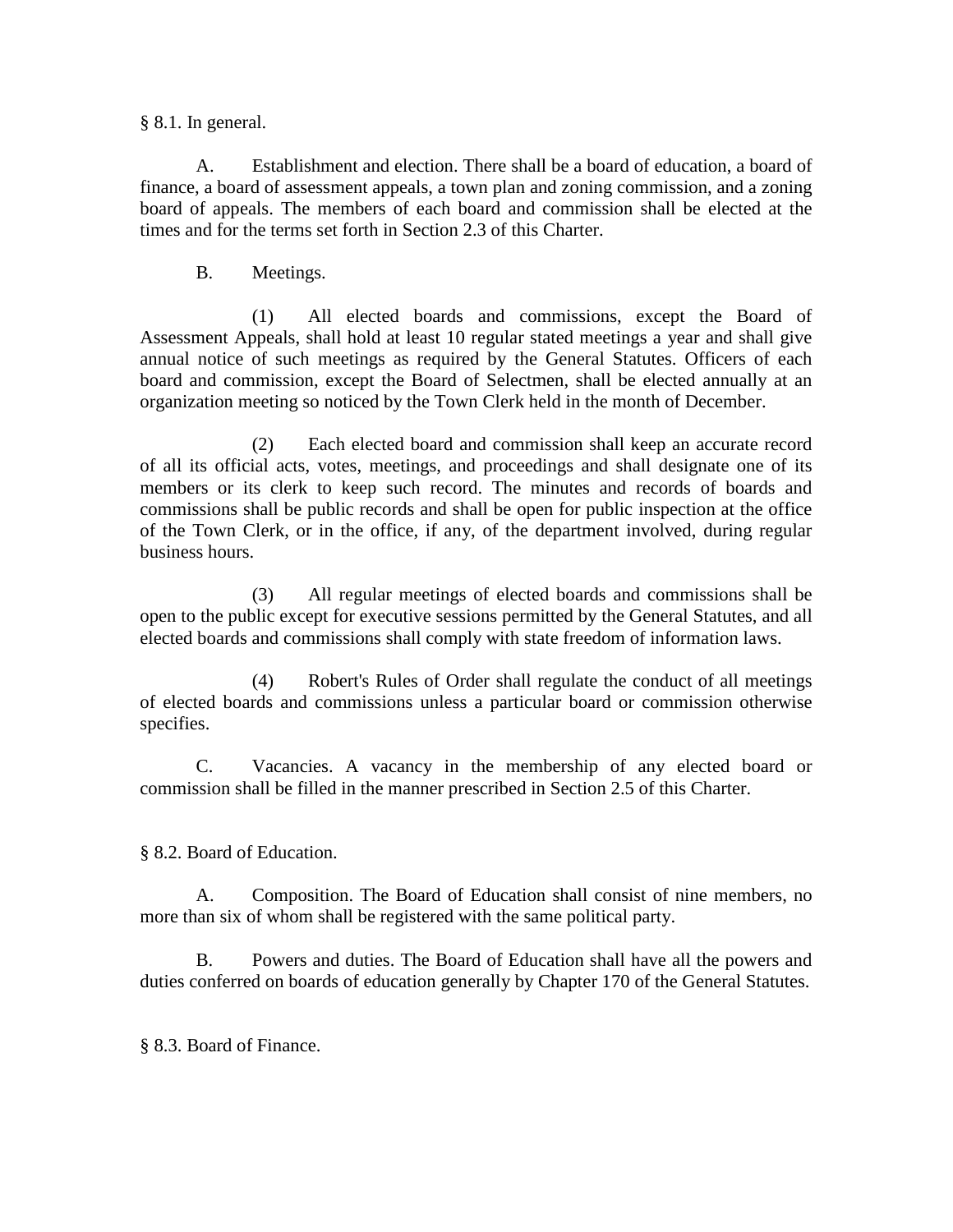§ 8.1. In general.

A. Establishment and election. There shall be a board of education, a board of finance, a board of assessment appeals, a town plan and zoning commission, and a zoning board of appeals. The members of each board and commission shall be elected at the times and for the terms set forth in Section 2.3 of this Charter.

B. Meetings.

(1) All elected boards and commissions, except the Board of Assessment Appeals, shall hold at least 10 regular stated meetings a year and shall give annual notice of such meetings as required by the General Statutes. Officers of each board and commission, except the Board of Selectmen, shall be elected annually at an organization meeting so noticed by the Town Clerk held in the month of December.

(2) Each elected board and commission shall keep an accurate record of all its official acts, votes, meetings, and proceedings and shall designate one of its members or its clerk to keep such record. The minutes and records of boards and commissions shall be public records and shall be open for public inspection at the office of the Town Clerk, or in the office, if any, of the department involved, during regular business hours.

(3) All regular meetings of elected boards and commissions shall be open to the public except for executive sessions permitted by the General Statutes, and all elected boards and commissions shall comply with state freedom of information laws.

(4) Robert's Rules of Order shall regulate the conduct of all meetings of elected boards and commissions unless a particular board or commission otherwise specifies.

C. Vacancies. A vacancy in the membership of any elected board or commission shall be filled in the manner prescribed in Section 2.5 of this Charter.

§ 8.2. Board of Education.

A. Composition. The Board of Education shall consist of nine members, no more than six of whom shall be registered with the same political party.

B. Powers and duties. The Board of Education shall have all the powers and duties conferred on boards of education generally by Chapter 170 of the General Statutes.

§ 8.3. Board of Finance.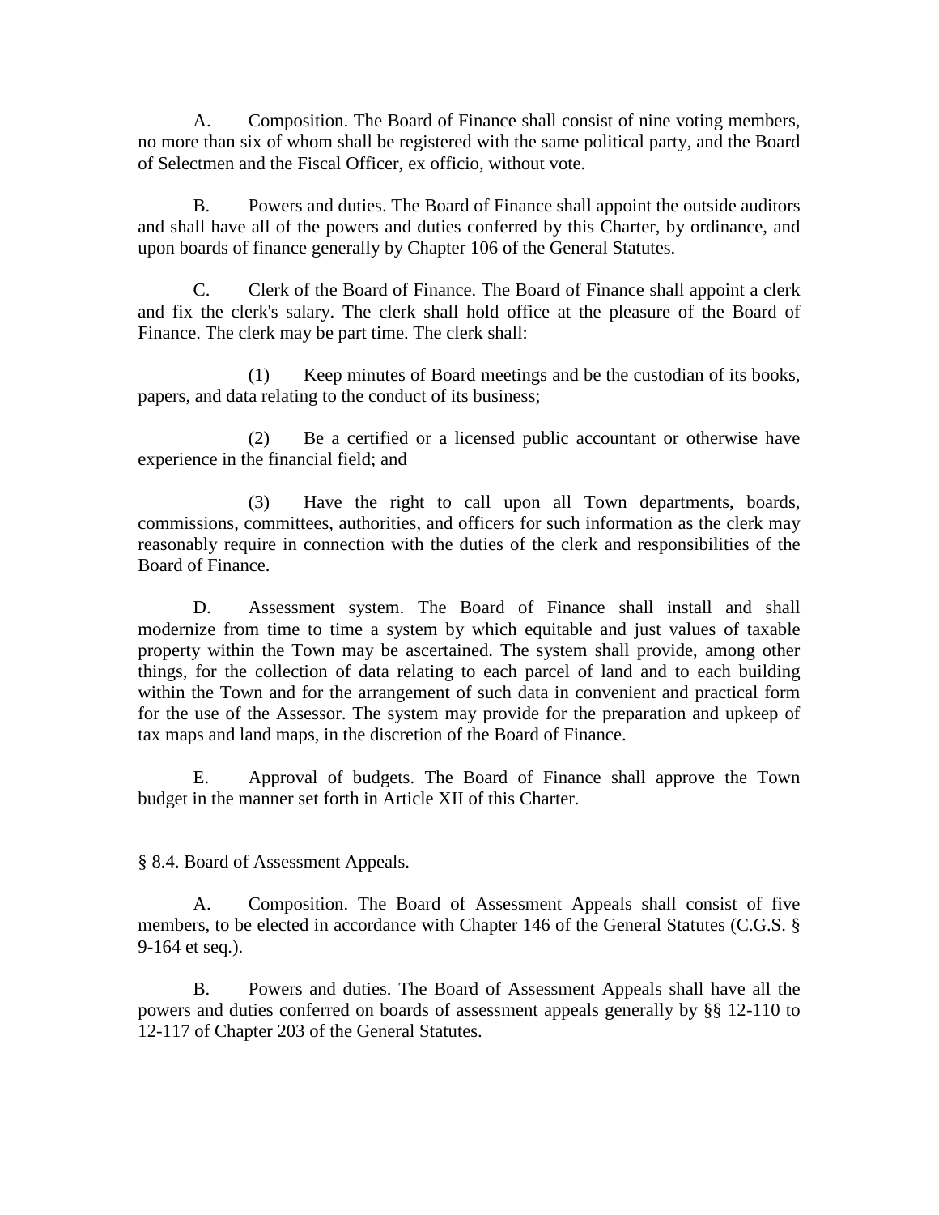A. Composition. The Board of Finance shall consist of nine voting members, no more than six of whom shall be registered with the same political party, and the Board of Selectmen and the Fiscal Officer, ex officio, without vote.

B. Powers and duties. The Board of Finance shall appoint the outside auditors and shall have all of the powers and duties conferred by this Charter, by ordinance, and upon boards of finance generally by Chapter 106 of the General Statutes.

C. Clerk of the Board of Finance. The Board of Finance shall appoint a clerk and fix the clerk's salary. The clerk shall hold office at the pleasure of the Board of Finance. The clerk may be part time. The clerk shall:

(1) Keep minutes of Board meetings and be the custodian of its books, papers, and data relating to the conduct of its business;

(2) Be a certified or a licensed public accountant or otherwise have experience in the financial field; and

(3) Have the right to call upon all Town departments, boards, commissions, committees, authorities, and officers for such information as the clerk may reasonably require in connection with the duties of the clerk and responsibilities of the Board of Finance.

D. Assessment system. The Board of Finance shall install and shall modernize from time to time a system by which equitable and just values of taxable property within the Town may be ascertained. The system shall provide, among other things, for the collection of data relating to each parcel of land and to each building within the Town and for the arrangement of such data in convenient and practical form for the use of the Assessor. The system may provide for the preparation and upkeep of tax maps and land maps, in the discretion of the Board of Finance.

E. Approval of budgets. The Board of Finance shall approve the Town budget in the manner set forth in Article XII of this Charter.

§ 8.4. Board of Assessment Appeals.

A. Composition. The Board of Assessment Appeals shall consist of five members, to be elected in accordance with Chapter 146 of the General Statutes (C.G.S. § 9-164 et seq.).

B. Powers and duties. The Board of Assessment Appeals shall have all the powers and duties conferred on boards of assessment appeals generally by §§ 12-110 to 12-117 of Chapter 203 of the General Statutes.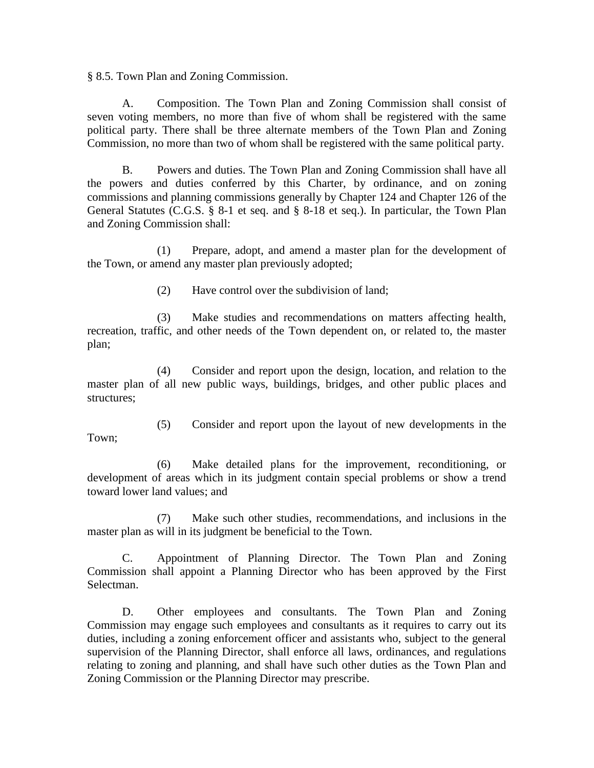§ 8.5. Town Plan and Zoning Commission.

A. Composition. The Town Plan and Zoning Commission shall consist of seven voting members, no more than five of whom shall be registered with the same political party. There shall be three alternate members of the Town Plan and Zoning Commission, no more than two of whom shall be registered with the same political party.

B. Powers and duties. The Town Plan and Zoning Commission shall have all the powers and duties conferred by this Charter, by ordinance, and on zoning commissions and planning commissions generally by Chapter 124 and Chapter 126 of the General Statutes (C.G.S. § 8-1 et seq. and § 8-18 et seq.). In particular, the Town Plan and Zoning Commission shall:

(1) Prepare, adopt, and amend a master plan for the development of the Town, or amend any master plan previously adopted;

(2) Have control over the subdivision of land;

(3) Make studies and recommendations on matters affecting health, recreation, traffic, and other needs of the Town dependent on, or related to, the master plan;

(4) Consider and report upon the design, location, and relation to the master plan of all new public ways, buildings, bridges, and other public places and structures;

(5) Consider and report upon the layout of new developments in the Town;

(6) Make detailed plans for the improvement, reconditioning, or development of areas which in its judgment contain special problems or show a trend toward lower land values; and

(7) Make such other studies, recommendations, and inclusions in the master plan as will in its judgment be beneficial to the Town.

C. Appointment of Planning Director. The Town Plan and Zoning Commission shall appoint a Planning Director who has been approved by the First Selectman.

D. Other employees and consultants. The Town Plan and Zoning Commission may engage such employees and consultants as it requires to carry out its duties, including a zoning enforcement officer and assistants who, subject to the general supervision of the Planning Director, shall enforce all laws, ordinances, and regulations relating to zoning and planning, and shall have such other duties as the Town Plan and Zoning Commission or the Planning Director may prescribe.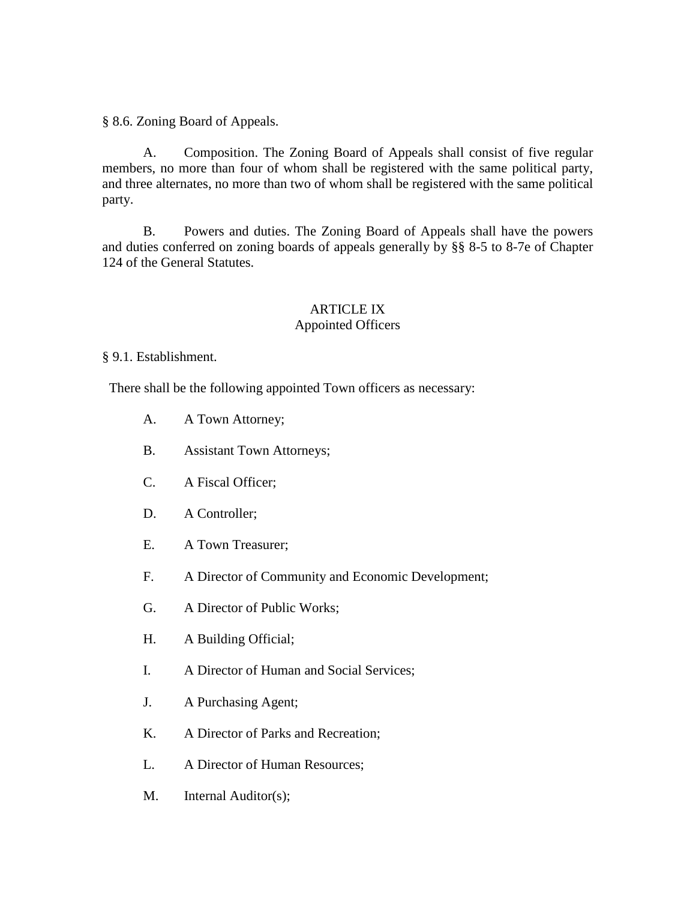§ 8.6. Zoning Board of Appeals.

A. Composition. The Zoning Board of Appeals shall consist of five regular members, no more than four of whom shall be registered with the same political party, and three alternates, no more than two of whom shall be registered with the same political party.

B. Powers and duties. The Zoning Board of Appeals shall have the powers and duties conferred on zoning boards of appeals generally by §§ 8-5 to 8-7e of Chapter 124 of the General Statutes.

## ARTICLE IX
## Appointed Officers

§ 9.1. Establishment.

There shall be the following appointed Town officers as necessary:

A. A Town Attorney;

B. Assistant Town Attorneys;

C. A Fiscal Officer;

D. A Controller;

E. A Town Treasurer;

F. A Director of Community and Economic Development;

G. A Director of Public Works;

H. A Building Official;

I. A Director of Human and Social Services;

J. A Purchasing Agent;

K. A Director of Parks and Recreation;

L. A Director of Human Resources;

M. Internal Auditor(s);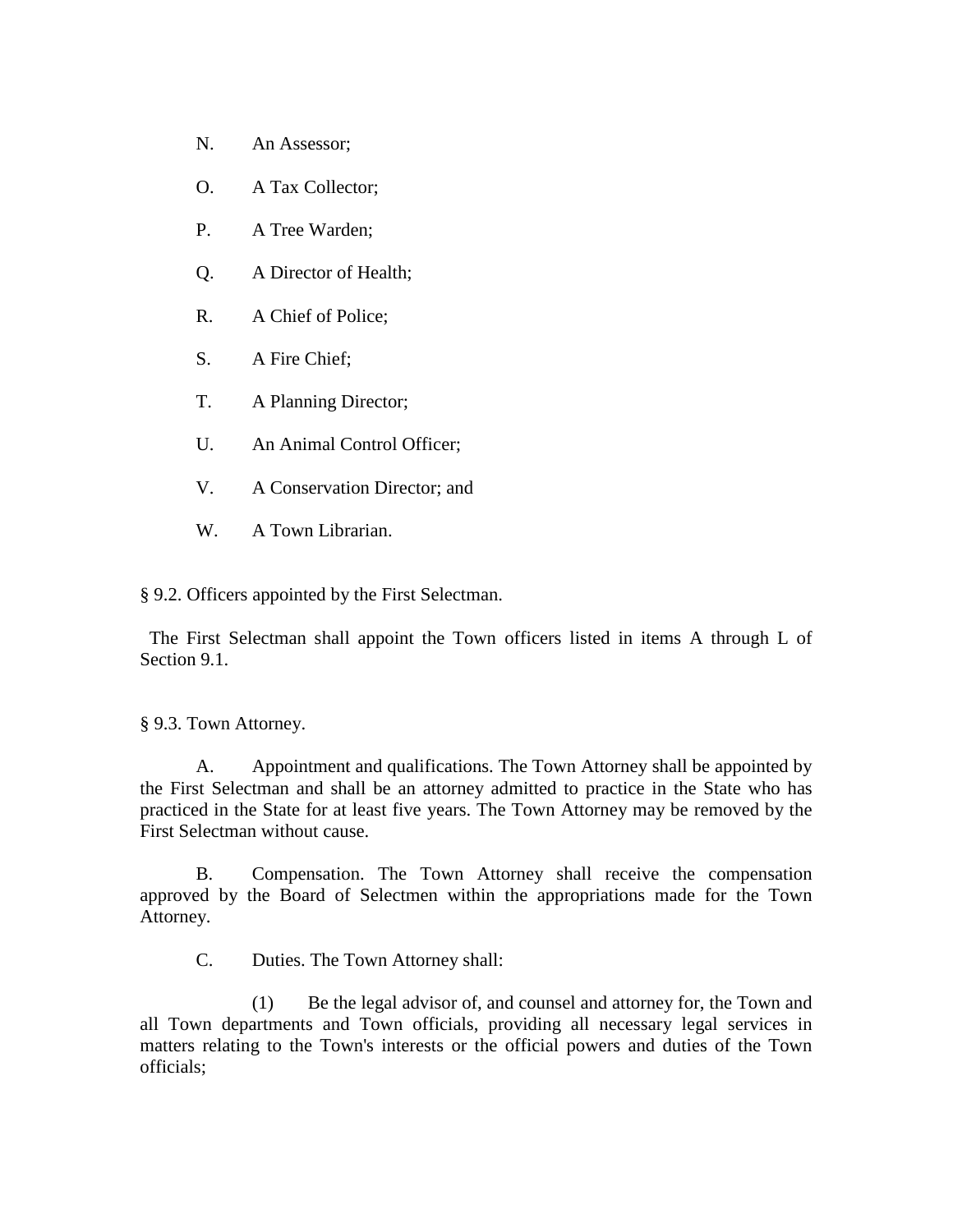N. An Assessor;

O. A Tax Collector;

P. A Tree Warden;

Q. A Director of Health;

R. A Chief of Police;

S. A Fire Chief;

T. A Planning Director;

U. An Animal Control Officer;

V. A Conservation Director; and

W. A Town Librarian.

§ 9.2. Officers appointed by the First Selectman.

The First Selectman shall appoint the Town officers listed in items A through L of Section 9.1.

§ 9.3. Town Attorney.

A. Appointment and qualifications. The Town Attorney shall be appointed by the First Selectman and shall be an attorney admitted to practice in the State who has practiced in the State for at least five years. The Town Attorney may be removed by the First Selectman without cause.

B. Compensation. The Town Attorney shall receive the compensation approved by the Board of Selectmen within the appropriations made for the Town Attorney.

C. Duties. The Town Attorney shall:

(1) Be the legal advisor of, and counsel and attorney for, the Town and all Town departments and Town officials, providing all necessary legal services in matters relating to the Town's interests or the official powers and duties of the Town officials;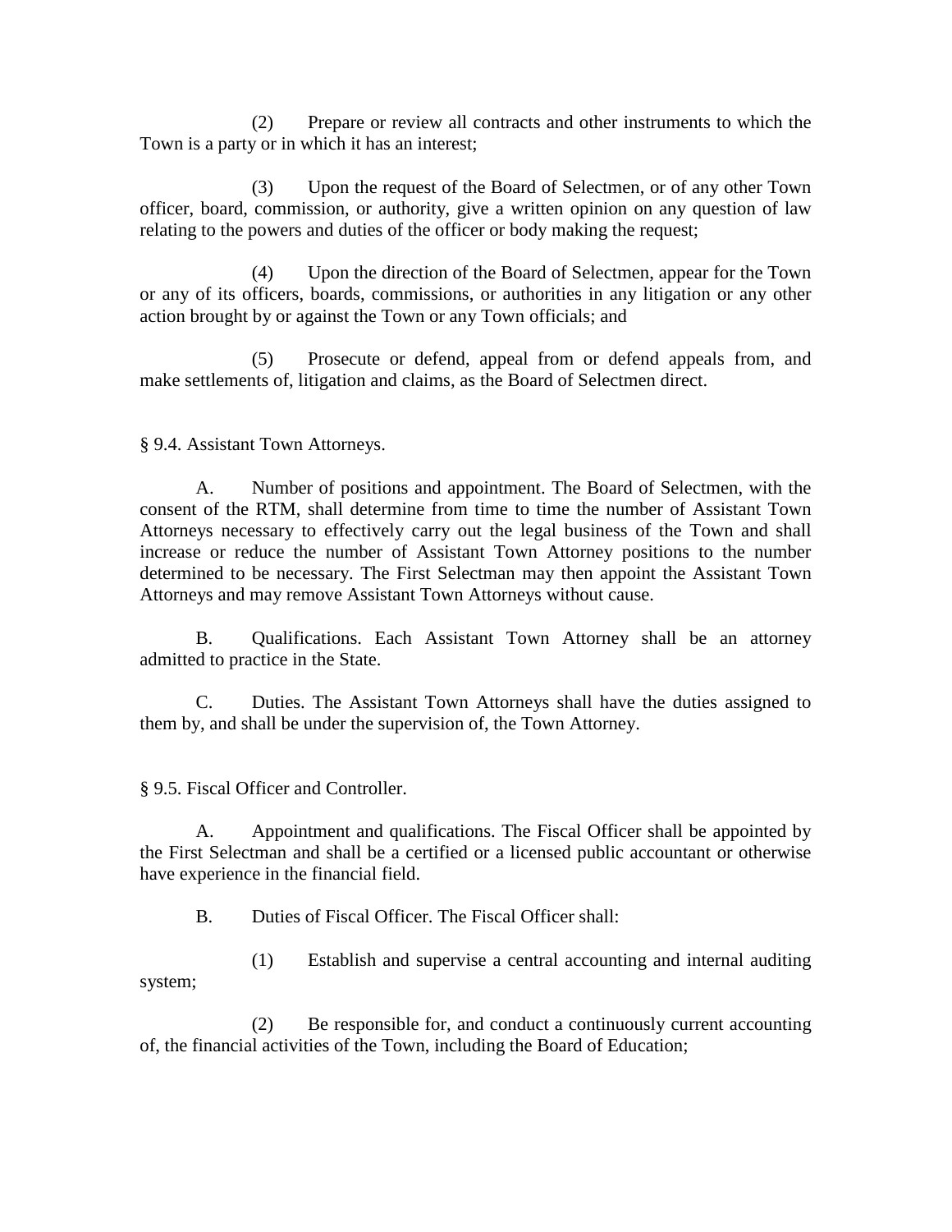(2) Prepare or review all contracts and other instruments to which the Town is a party or in which it has an interest;

(3) Upon the request of the Board of Selectmen, or of any other Town officer, board, commission, or authority, give a written opinion on any question of law relating to the powers and duties of the officer or body making the request;

(4) Upon the direction of the Board of Selectmen, appear for the Town or any of its officers, boards, commissions, or authorities in any litigation or any other action brought by or against the Town or any Town officials; and

(5) Prosecute or defend, appeal from or defend appeals from, and make settlements of, litigation and claims, as the Board of Selectmen direct.

§ 9.4. Assistant Town Attorneys.

A. Number of positions and appointment. The Board of Selectmen, with the consent of the RTM, shall determine from time to time the number of Assistant Town Attorneys necessary to effectively carry out the legal business of the Town and shall increase or reduce the number of Assistant Town Attorney positions to the number determined to be necessary. The First Selectman may then appoint the Assistant Town Attorneys and may remove Assistant Town Attorneys without cause.

B. Qualifications. Each Assistant Town Attorney shall be an attorney admitted to practice in the State.

C. Duties. The Assistant Town Attorneys shall have the duties assigned to them by, and shall be under the supervision of, the Town Attorney.

§ 9.5. Fiscal Officer and Controller.

A. Appointment and qualifications. The Fiscal Officer shall be appointed by the First Selectman and shall be a certified or a licensed public accountant or otherwise have experience in the financial field.

B. Duties of Fiscal Officer. The Fiscal Officer shall:

(1) Establish and supervise a central accounting and internal auditing system;

(2) Be responsible for, and conduct a continuously current accounting of, the financial activities of the Town, including the Board of Education;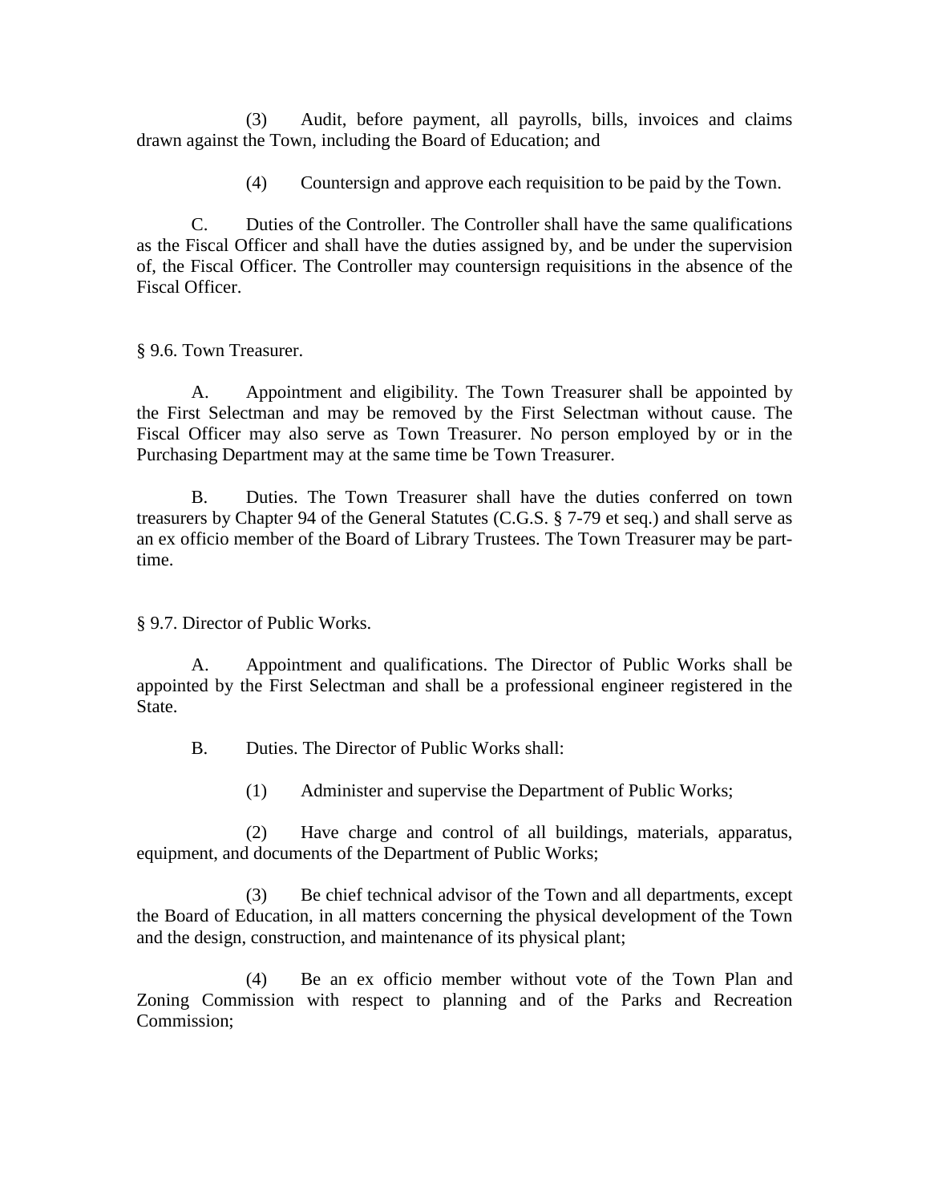(3) Audit, before payment, all payrolls, bills, invoices and claims drawn against the Town, including the Board of Education; and

(4) Countersign and approve each requisition to be paid by the Town.

C. Duties of the Controller. The Controller shall have the same qualifications as the Fiscal Officer and shall have the duties assigned by, and be under the supervision of, the Fiscal Officer. The Controller may countersign requisitions in the absence of the Fiscal Officer.

§ 9.6. Town Treasurer.

A. Appointment and eligibility. The Town Treasurer shall be appointed by the First Selectman and may be removed by the First Selectman without cause. The Fiscal Officer may also serve as Town Treasurer. No person employed by or in the Purchasing Department may at the same time be Town Treasurer.

B. Duties. The Town Treasurer shall have the duties conferred on town treasurers by Chapter 94 of the General Statutes (C.G.S. § 7-79 et seq.) and shall serve as an ex officio member of the Board of Library Trustees. The Town Treasurer may be part-time.

§ 9.7. Director of Public Works.

A. Appointment and qualifications. The Director of Public Works shall be appointed by the First Selectman and shall be a professional engineer registered in the State.

B. Duties. The Director of Public Works shall:

(1) Administer and supervise the Department of Public Works;

(2) Have charge and control of all buildings, materials, apparatus, equipment, and documents of the Department of Public Works;

(3) Be chief technical advisor of the Town and all departments, except the Board of Education, in all matters concerning the physical development of the Town and the design, construction, and maintenance of its physical plant;

(4) Be an ex officio member without vote of the Town Plan and Zoning Commission with respect to planning and of the Parks and Recreation Commission;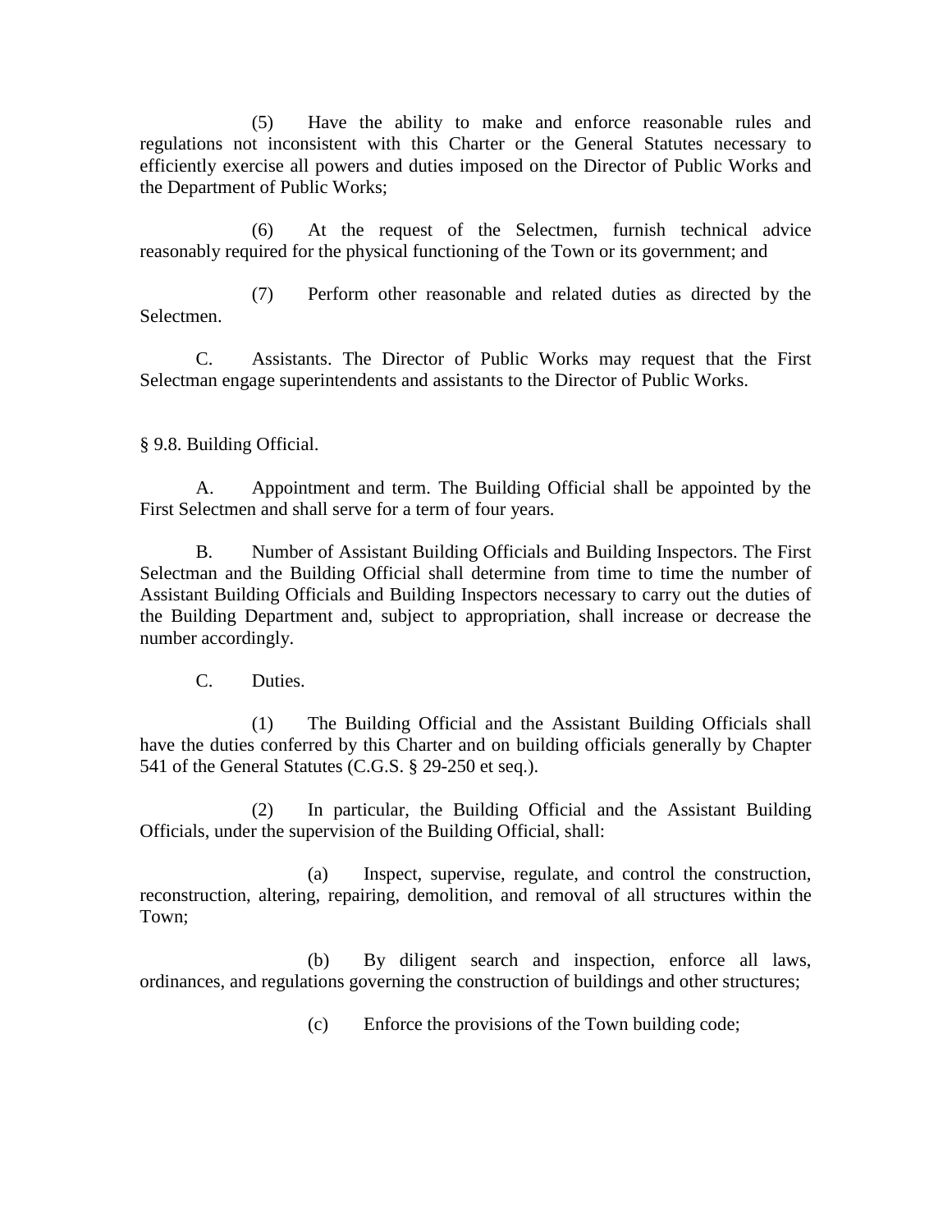(5) Have the ability to make and enforce reasonable rules and regulations not inconsistent with this Charter or the General Statutes necessary to efficiently exercise all powers and duties imposed on the Director of Public Works and the Department of Public Works;

(6) At the request of the Selectmen, furnish technical advice reasonably required for the physical functioning of the Town or its government; and

(7) Perform other reasonable and related duties as directed by the Selectmen.

C. Assistants. The Director of Public Works may request that the First Selectman engage superintendents and assistants to the Director of Public Works.

§ 9.8. Building Official.

A. Appointment and term. The Building Official shall be appointed by the First Selectmen and shall serve for a term of four years.

B. Number of Assistant Building Officials and Building Inspectors. The First Selectman and the Building Official shall determine from time to time the number of Assistant Building Officials and Building Inspectors necessary to carry out the duties of the Building Department and, subject to appropriation, shall increase or decrease the number accordingly.

C. Duties.

(1) The Building Official and the Assistant Building Officials shall have the duties conferred by this Charter and on building officials generally by Chapter 541 of the General Statutes (C.G.S. § 29-250 et seq.).

(2) In particular, the Building Official and the Assistant Building Officials, under the supervision of the Building Official, shall:

(a) Inspect, supervise, regulate, and control the construction, reconstruction, altering, repairing, demolition, and removal of all structures within the Town;

(b) By diligent search and inspection, enforce all laws, ordinances, and regulations governing the construction of buildings and other structures;

(c) Enforce the provisions of the Town building code;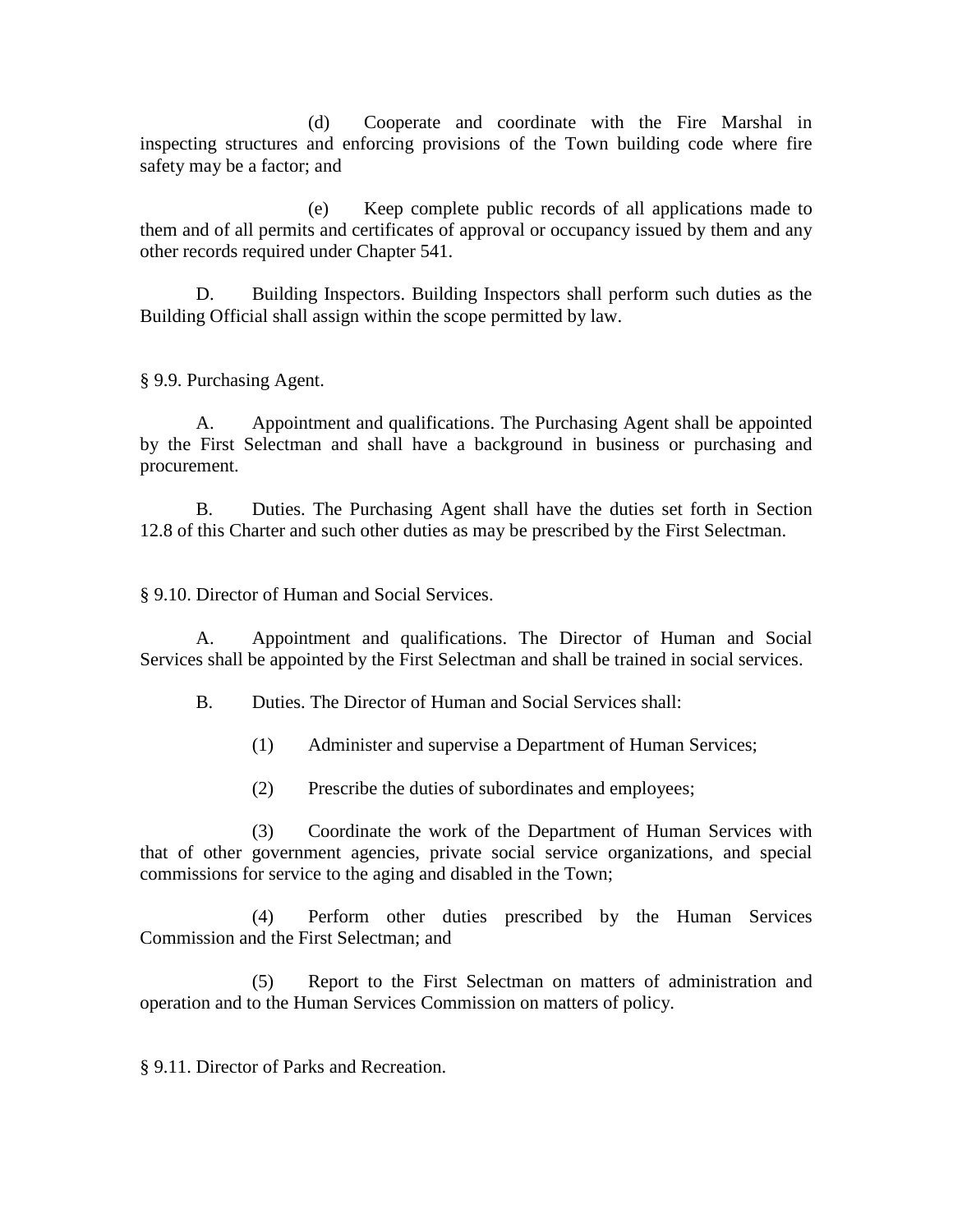(d) Cooperate and coordinate with the Fire Marshal in inspecting structures and enforcing provisions of the Town building code where fire safety may be a factor; and

(e) Keep complete public records of all applications made to them and of all permits and certificates of approval or occupancy issued by them and any other records required under Chapter 541.

D. Building Inspectors. Building Inspectors shall perform such duties as the Building Official shall assign within the scope permitted by law.

§ 9.9. Purchasing Agent.

A. Appointment and qualifications. The Purchasing Agent shall be appointed by the First Selectman and shall have a background in business or purchasing and procurement.

B. Duties. The Purchasing Agent shall have the duties set forth in Section 12.8 of this Charter and such other duties as may be prescribed by the First Selectman.

§ 9.10. Director of Human and Social Services.

A. Appointment and qualifications. The Director of Human and Social Services shall be appointed by the First Selectman and shall be trained in social services.

B. Duties. The Director of Human and Social Services shall:

(1) Administer and supervise a Department of Human Services;

(2) Prescribe the duties of subordinates and employees;

(3) Coordinate the work of the Department of Human Services with that of other government agencies, private social service organizations, and special commissions for service to the aging and disabled in the Town;

(4) Perform other duties prescribed by the Human Services Commission and the First Selectman; and

(5) Report to the First Selectman on matters of administration and operation and to the Human Services Commission on matters of policy.

§ 9.11. Director of Parks and Recreation.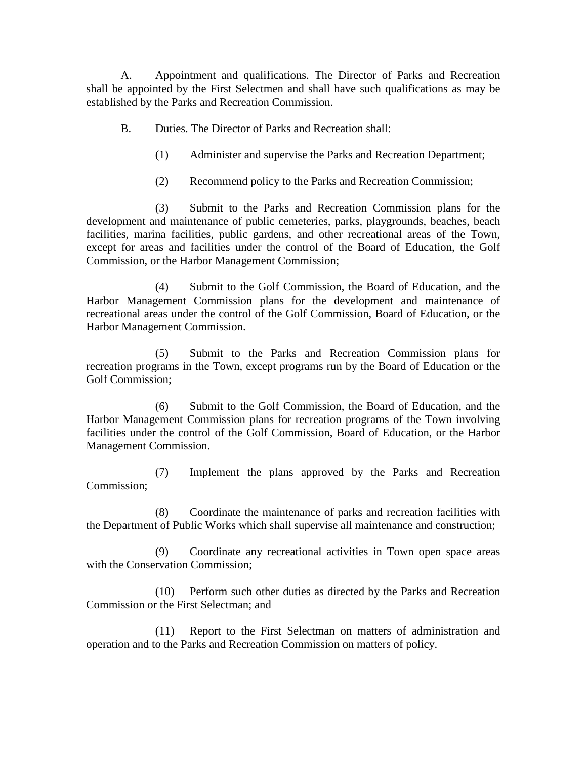A. Appointment and qualifications. The Director of Parks and Recreation shall be appointed by the First Selectmen and shall have such qualifications as may be established by the Parks and Recreation Commission.

B. Duties. The Director of Parks and Recreation shall:

(1) Administer and supervise the Parks and Recreation Department;

(2) Recommend policy to the Parks and Recreation Commission;

(3) Submit to the Parks and Recreation Commission plans for the development and maintenance of public cemeteries, parks, playgrounds, beaches, beach facilities, marina facilities, public gardens, and other recreational areas of the Town, except for areas and facilities under the control of the Board of Education, the Golf Commission, or the Harbor Management Commission;

(4) Submit to the Golf Commission, the Board of Education, and the Harbor Management Commission plans for the development and maintenance of recreational areas under the control of the Golf Commission, Board of Education, or the Harbor Management Commission.

(5) Submit to the Parks and Recreation Commission plans for recreation programs in the Town, except programs run by the Board of Education or the Golf Commission;

(6) Submit to the Golf Commission, the Board of Education, and the Harbor Management Commission plans for recreation programs of the Town involving facilities under the control of the Golf Commission, Board of Education, or the Harbor Management Commission.

(7) Implement the plans approved by the Parks and Recreation Commission;

(8) Coordinate the maintenance of parks and recreation facilities with the Department of Public Works which shall supervise all maintenance and construction;

(9) Coordinate any recreational activities in Town open space areas with the Conservation Commission;

(10) Perform such other duties as directed by the Parks and Recreation Commission or the First Selectman; and

(11) Report to the First Selectman on matters of administration and operation and to the Parks and Recreation Commission on matters of policy.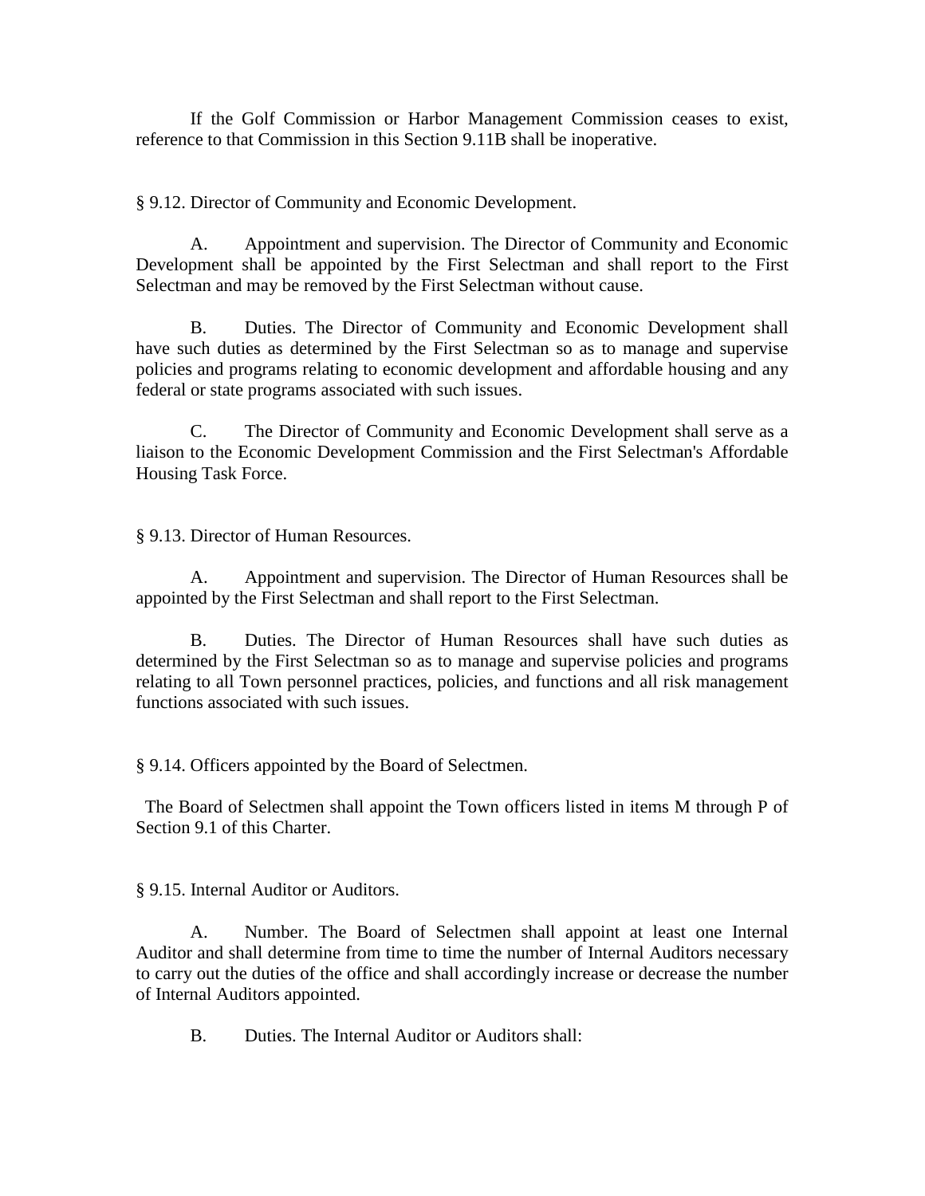If the Golf Commission or Harbor Management Commission ceases to exist, reference to that Commission in this Section 9.11B shall be inoperative.

§ 9.12. Director of Community and Economic Development.

A. Appointment and supervision. The Director of Community and Economic Development shall be appointed by the First Selectman and shall report to the First Selectman and may be removed by the First Selectman without cause.

B. Duties. The Director of Community and Economic Development shall have such duties as determined by the First Selectman so as to manage and supervise policies and programs relating to economic development and affordable housing and any federal or state programs associated with such issues.

C. The Director of Community and Economic Development shall serve as a liaison to the Economic Development Commission and the First Selectman's Affordable Housing Task Force.

§ 9.13. Director of Human Resources.

A. Appointment and supervision. The Director of Human Resources shall be appointed by the First Selectman and shall report to the First Selectman.

B. Duties. The Director of Human Resources shall have such duties as determined by the First Selectman so as to manage and supervise policies and programs relating to all Town personnel practices, policies, and functions and all risk management functions associated with such issues.

§ 9.14. Officers appointed by the Board of Selectmen.

The Board of Selectmen shall appoint the Town officers listed in items M through P of Section 9.1 of this Charter.

§ 9.15. Internal Auditor or Auditors.

A. Number. The Board of Selectmen shall appoint at least one Internal Auditor and shall determine from time to time the number of Internal Auditors necessary to carry out the duties of the office and shall accordingly increase or decrease the number of Internal Auditors appointed.

B. Duties. The Internal Auditor or Auditors shall: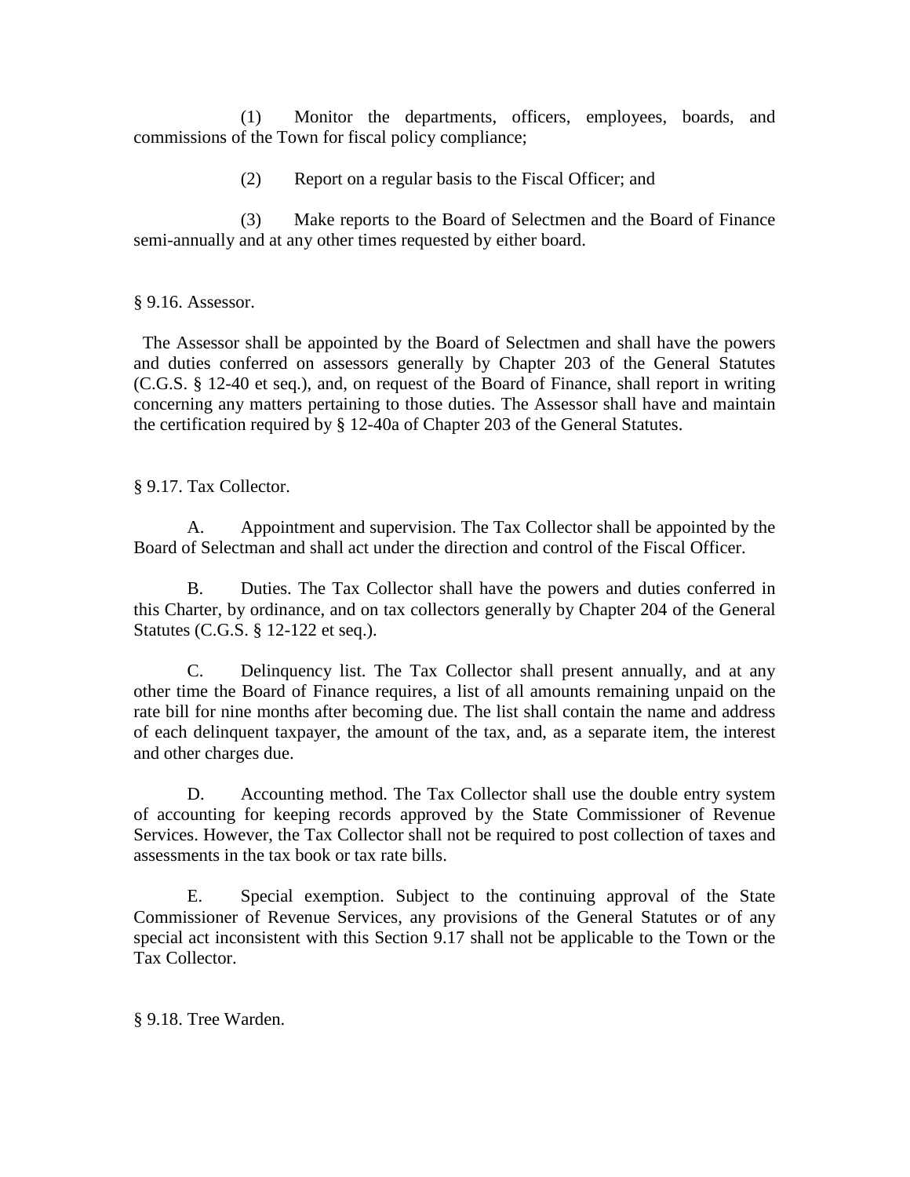(1) Monitor the departments, officers, employees, boards, and commissions of the Town for fiscal policy compliance;

(2) Report on a regular basis to the Fiscal Officer; and

(3) Make reports to the Board of Selectmen and the Board of Finance semi-annually and at any other times requested by either board.

§ 9.16. Assessor.

The Assessor shall be appointed by the Board of Selectmen and shall have the powers and duties conferred on assessors generally by Chapter 203 of the General Statutes (C.G.S. § 12-40 et seq.), and, on request of the Board of Finance, shall report in writing concerning any matters pertaining to those duties. The Assessor shall have and maintain the certification required by § 12-40a of Chapter 203 of the General Statutes.

§ 9.17. Tax Collector.

A. Appointment and supervision. The Tax Collector shall be appointed by the Board of Selectman and shall act under the direction and control of the Fiscal Officer.

B. Duties. The Tax Collector shall have the powers and duties conferred in this Charter, by ordinance, and on tax collectors generally by Chapter 204 of the General Statutes (C.G.S. § 12-122 et seq.).

C. Delinquency list. The Tax Collector shall present annually, and at any other time the Board of Finance requires, a list of all amounts remaining unpaid on the rate bill for nine months after becoming due. The list shall contain the name and address of each delinquent taxpayer, the amount of the tax, and, as a separate item, the interest and other charges due.

D. Accounting method. The Tax Collector shall use the double entry system of accounting for keeping records approved by the State Commissioner of Revenue Services. However, the Tax Collector shall not be required to post collection of taxes and assessments in the tax book or tax rate bills.

E. Special exemption. Subject to the continuing approval of the State Commissioner of Revenue Services, any provisions of the General Statutes or of any special act inconsistent with this Section 9.17 shall not be applicable to the Town or the Tax Collector.

§ 9.18. Tree Warden.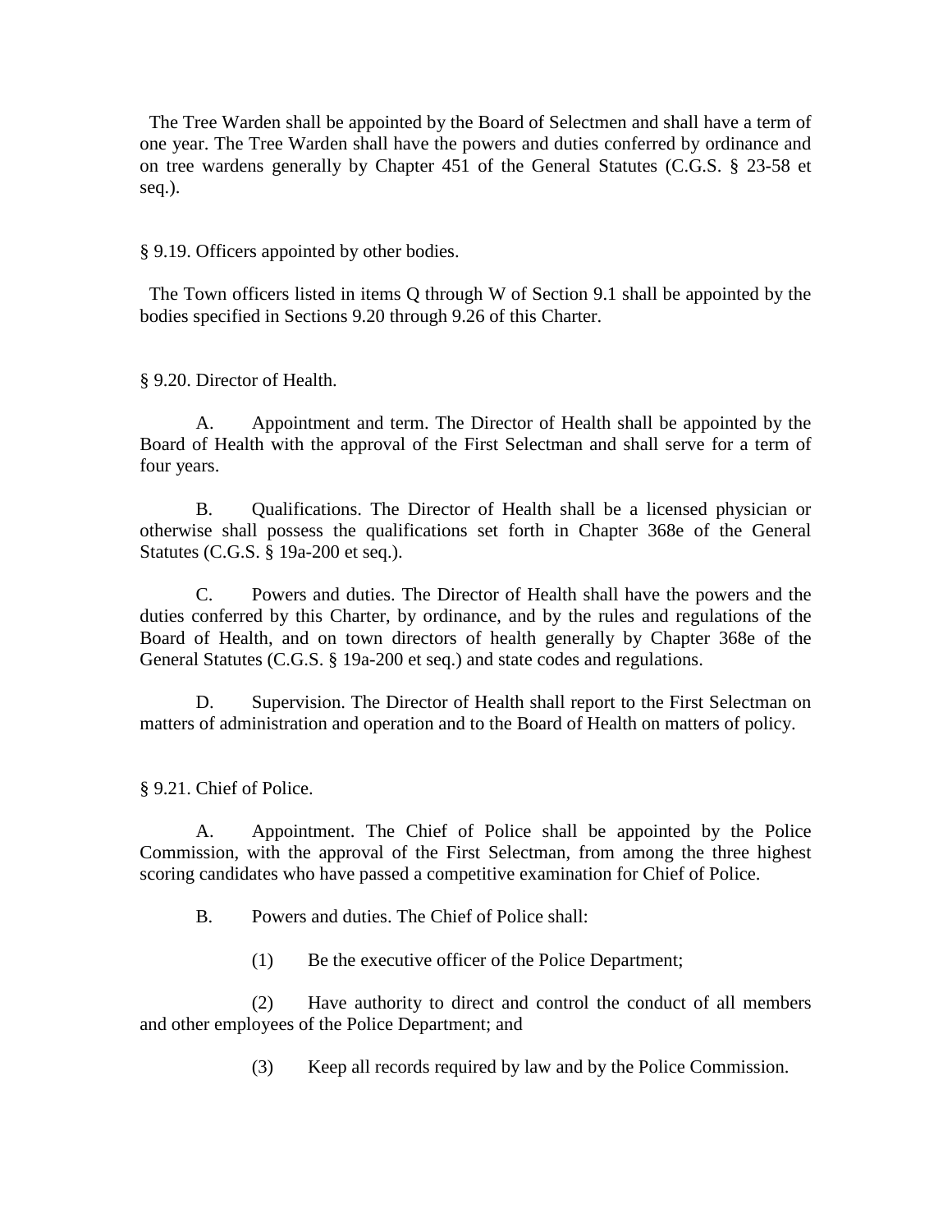The Tree Warden shall be appointed by the Board of Selectmen and shall have a term of one year. The Tree Warden shall have the powers and duties conferred by ordinance and on tree wardens generally by Chapter 451 of the General Statutes (C.G.S. § 23-58 et seq.).

### § 9.19. Officers appointed by other bodies.

The Town officers listed in items Q through W of Section 9.1 shall be appointed by the bodies specified in Sections 9.20 through 9.26 of this Charter.

### § 9.20. Director of Health.

A. Appointment and term. The Director of Health shall be appointed by the Board of Health with the approval of the First Selectman and shall serve for a term of four years.

B. Qualifications. The Director of Health shall be a licensed physician or otherwise shall possess the qualifications set forth in Chapter 368e of the General Statutes (C.G.S. § 19a-200 et seq.).

C. Powers and duties. The Director of Health shall have the powers and the duties conferred by this Charter, by ordinance, and by the rules and regulations of the Board of Health, and on town directors of health generally by Chapter 368e of the General Statutes (C.G.S. § 19a-200 et seq.) and state codes and regulations.

D. Supervision. The Director of Health shall report to the First Selectman on matters of administration and operation and to the Board of Health on matters of policy.

### § 9.21. Chief of Police.

A. Appointment. The Chief of Police shall be appointed by the Police Commission, with the approval of the First Selectman, from among the three highest scoring candidates who have passed a competitive examination for Chief of Police.

B. Powers and duties. The Chief of Police shall:

(1) Be the executive officer of the Police Department;

(2) Have authority to direct and control the conduct of all members and other employees of the Police Department; and

(3) Keep all records required by law and by the Police Commission.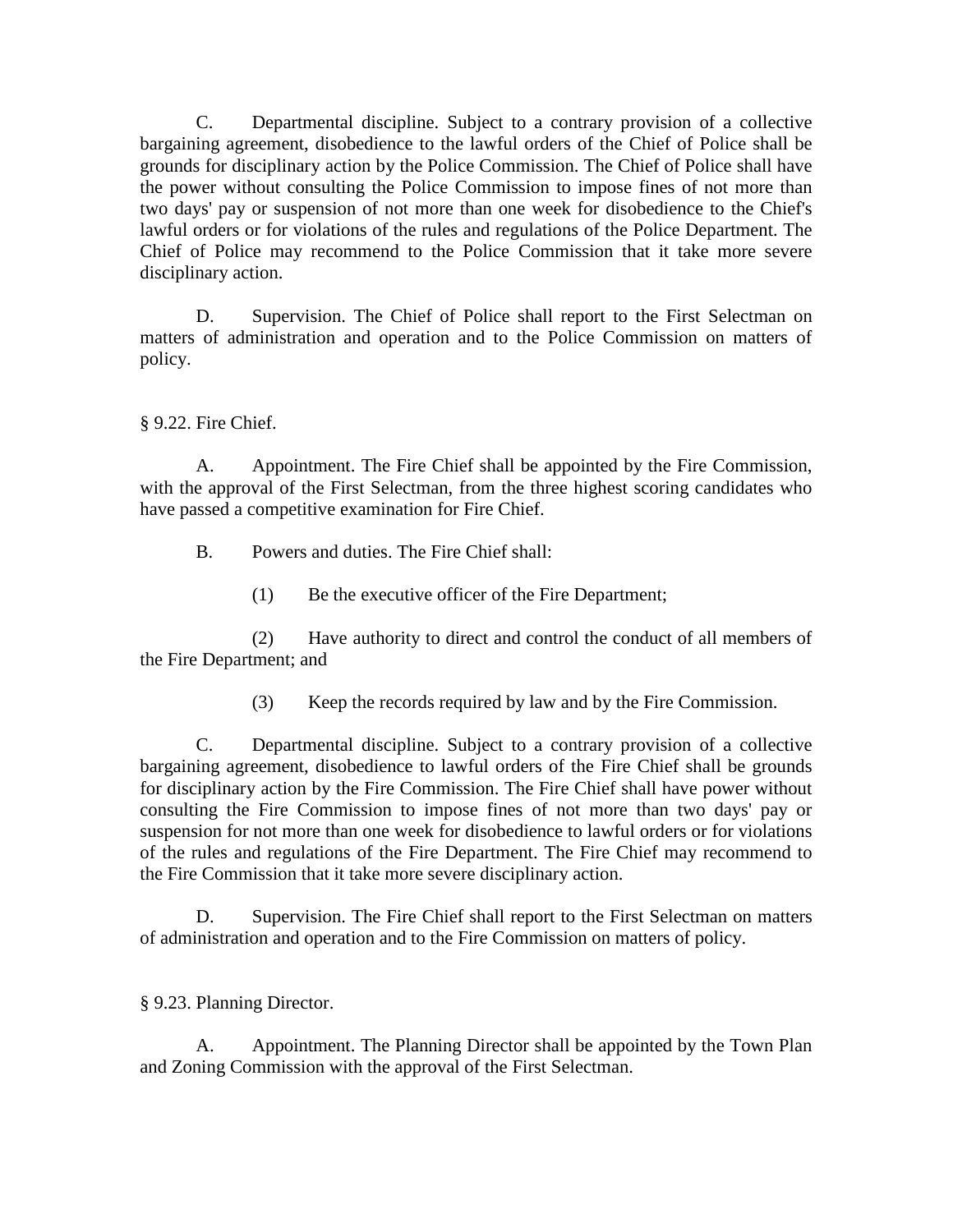C. Departmental discipline. Subject to a contrary provision of a collective bargaining agreement, disobedience to the lawful orders of the Chief of Police shall be grounds for disciplinary action by the Police Commission. The Chief of Police shall have the power without consulting the Police Commission to impose fines of not more than two days' pay or suspension of not more than one week for disobedience to the Chief's lawful orders or for violations of the rules and regulations of the Police Department. The Chief of Police may recommend to the Police Commission that it take more severe disciplinary action.

D. Supervision. The Chief of Police shall report to the First Selectman on matters of administration and operation and to the Police Commission on matters of policy.

§ 9.22. Fire Chief.

A. Appointment. The Fire Chief shall be appointed by the Fire Commission, with the approval of the First Selectman, from the three highest scoring candidates who have passed a competitive examination for Fire Chief.

B. Powers and duties. The Fire Chief shall:

(1) Be the executive officer of the Fire Department;

(2) Have authority to direct and control the conduct of all members of the Fire Department; and

(3) Keep the records required by law and by the Fire Commission.

C. Departmental discipline. Subject to a contrary provision of a collective bargaining agreement, disobedience to lawful orders of the Fire Chief shall be grounds for disciplinary action by the Fire Commission. The Fire Chief shall have power without consulting the Fire Commission to impose fines of not more than two days' pay or suspension for not more than one week for disobedience to lawful orders or for violations of the rules and regulations of the Fire Department. The Fire Chief may recommend to the Fire Commission that it take more severe disciplinary action.

D. Supervision. The Fire Chief shall report to the First Selectman on matters of administration and operation and to the Fire Commission on matters of policy.

§ 9.23. Planning Director.

A. Appointment. The Planning Director shall be appointed by the Town Plan and Zoning Commission with the approval of the First Selectman.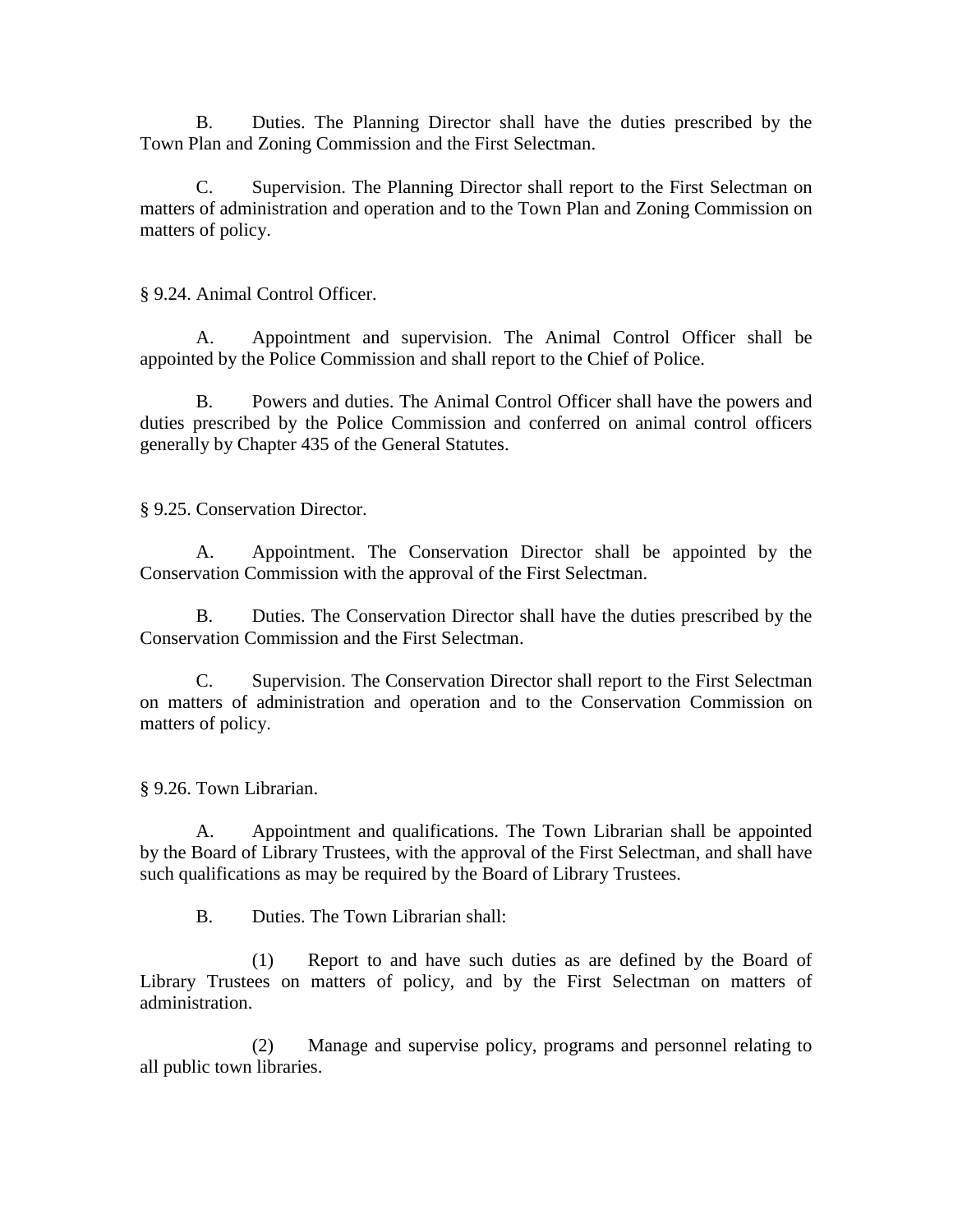B. Duties. The Planning Director shall have the duties prescribed by the Town Plan and Zoning Commission and the First Selectman.

C. Supervision. The Planning Director shall report to the First Selectman on matters of administration and operation and to the Town Plan and Zoning Commission on matters of policy.

§ 9.24. Animal Control Officer.

A. Appointment and supervision. The Animal Control Officer shall be appointed by the Police Commission and shall report to the Chief of Police.

B. Powers and duties. The Animal Control Officer shall have the powers and duties prescribed by the Police Commission and conferred on animal control officers generally by Chapter 435 of the General Statutes.

§ 9.25. Conservation Director.

A. Appointment. The Conservation Director shall be appointed by the Conservation Commission with the approval of the First Selectman.

B. Duties. The Conservation Director shall have the duties prescribed by the Conservation Commission and the First Selectman.

C. Supervision. The Conservation Director shall report to the First Selectman on matters of administration and operation and to the Conservation Commission on matters of policy.

§ 9.26. Town Librarian.

A. Appointment and qualifications. The Town Librarian shall be appointed by the Board of Library Trustees, with the approval of the First Selectman, and shall have such qualifications as may be required by the Board of Library Trustees.

B. Duties. The Town Librarian shall:

(1) Report to and have such duties as are defined by the Board of Library Trustees on matters of policy, and by the First Selectman on matters of administration.

(2) Manage and supervise policy, programs and personnel relating to all public town libraries.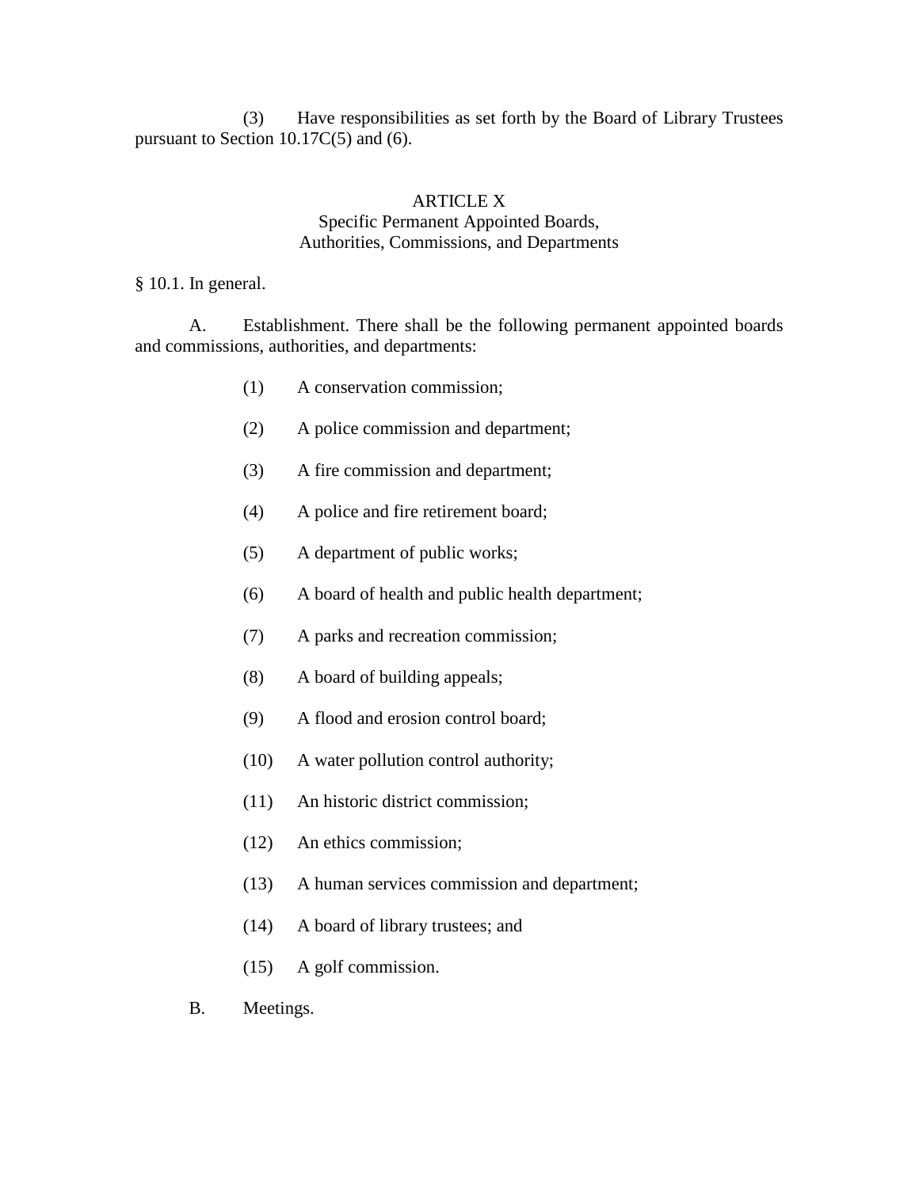(3) Have responsibilities as set forth by the Board of Library Trustees pursuant to Section 10.17C(5) and (6).

## ARTICLE X
## Specific Permanent Appointed Boards, Authorities, Commissions, and Departments

§ 10.1. In general.

A. Establishment. There shall be the following permanent appointed boards and commissions, authorities, and departments:

(1) A conservation commission;

(2) A police commission and department;

(3) A fire commission and department;

(4) A police and fire retirement board;

(5) A department of public works;

(6) A board of health and public health department;

(7) A parks and recreation commission;

(8) A board of building appeals;

(9) A flood and erosion control board;

(10) A water pollution control authority;

(11) An historic district commission;

(12) An ethics commission;

(13) A human services commission and department;

(14) A board of library trustees; and

(15) A golf commission.

B. Meetings.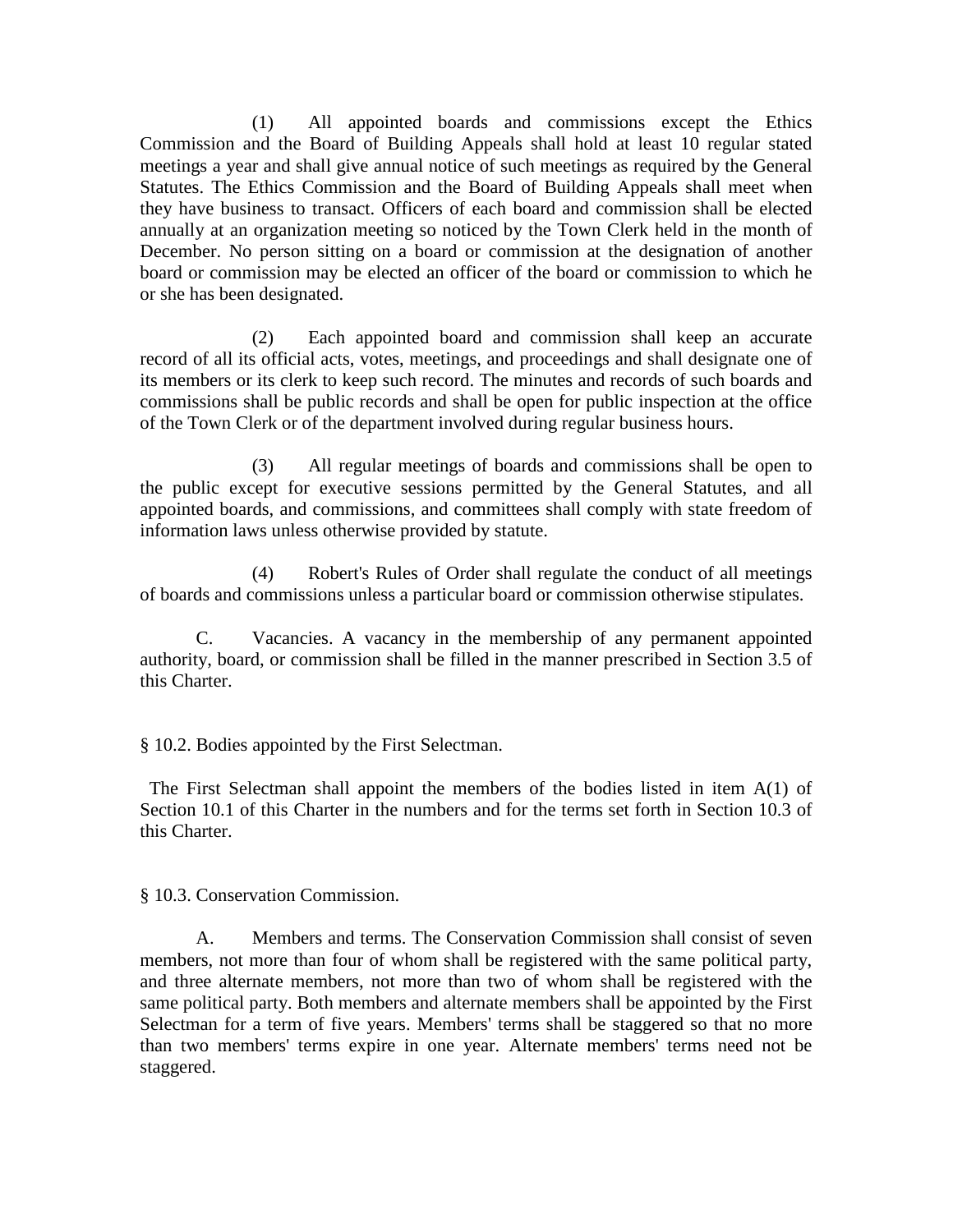(1) All appointed boards and commissions except the Ethics Commission and the Board of Building Appeals shall hold at least 10 regular stated meetings a year and shall give annual notice of such meetings as required by the General Statutes. The Ethics Commission and the Board of Building Appeals shall meet when they have business to transact. Officers of each board and commission shall be elected annually at an organization meeting so noticed by the Town Clerk held in the month of December. No person sitting on a board or commission at the designation of another board or commission may be elected an officer of the board or commission to which he or she has been designated.

(2) Each appointed board and commission shall keep an accurate record of all its official acts, votes, meetings, and proceedings and shall designate one of its members or its clerk to keep such record. The minutes and records of such boards and commissions shall be public records and shall be open for public inspection at the office of the Town Clerk or of the department involved during regular business hours.

(3) All regular meetings of boards and commissions shall be open to the public except for executive sessions permitted by the General Statutes, and all appointed boards, and commissions, and committees shall comply with state freedom of information laws unless otherwise provided by statute.

(4) Robert's Rules of Order shall regulate the conduct of all meetings of boards and commissions unless a particular board or commission otherwise stipulates.

C. Vacancies. A vacancy in the membership of any permanent appointed authority, board, or commission shall be filled in the manner prescribed in Section 3.5 of this Charter.

§ 10.2. Bodies appointed by the First Selectman.

The First Selectman shall appoint the members of the bodies listed in item A(1) of Section 10.1 of this Charter in the numbers and for the terms set forth in Section 10.3 of this Charter.

§ 10.3. Conservation Commission.

A. Members and terms. The Conservation Commission shall consist of seven members, not more than four of whom shall be registered with the same political party, and three alternate members, not more than two of whom shall be registered with the same political party. Both members and alternate members shall be appointed by the First Selectman for a term of five years. Members' terms shall be staggered so that no more than two members' terms expire in one year. Alternate members' terms need not be staggered.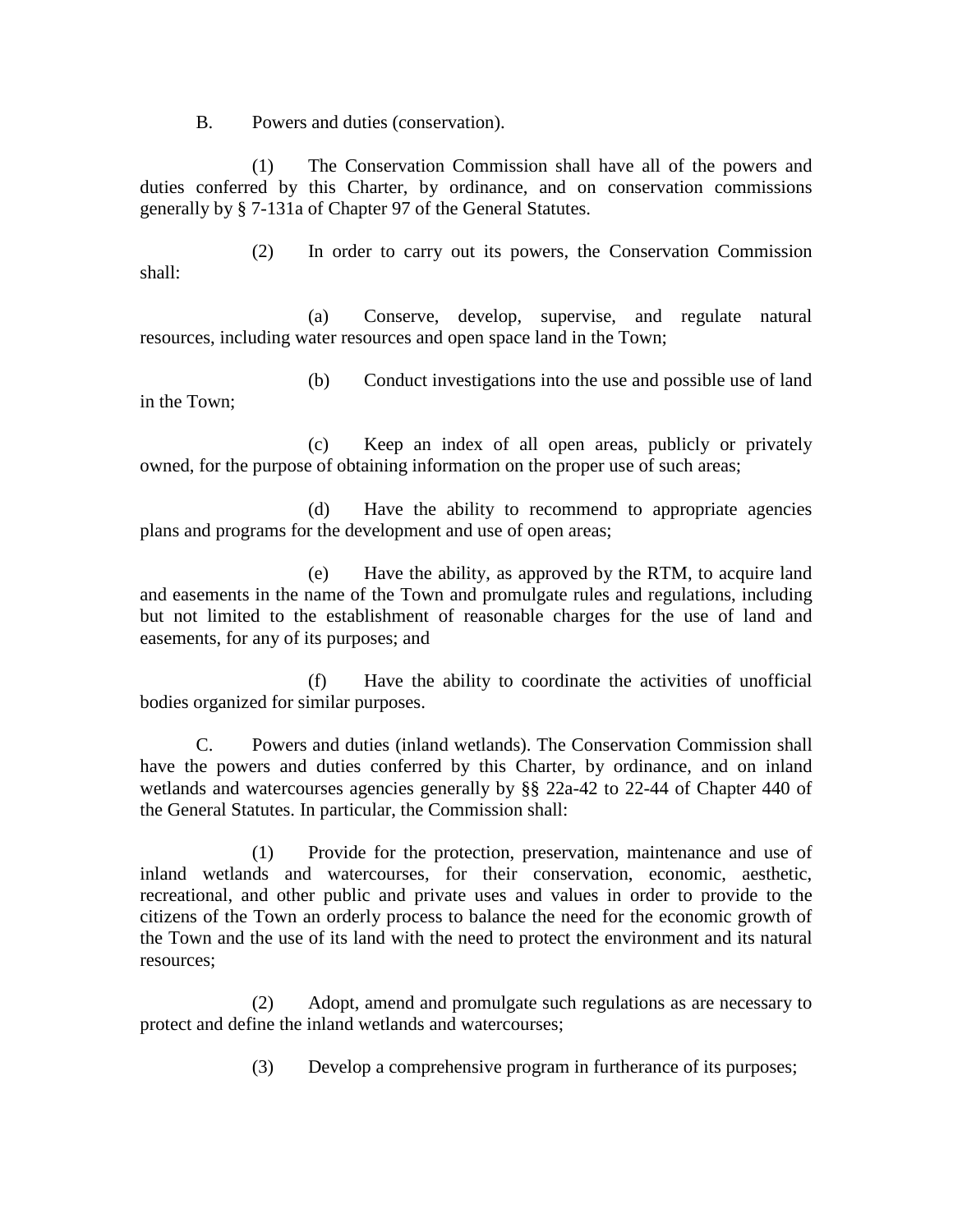B. Powers and duties (conservation).

(1) The Conservation Commission shall have all of the powers and duties conferred by this Charter, by ordinance, and on conservation commissions generally by § 7-131a of Chapter 97 of the General Statutes.

(2) In order to carry out its powers, the Conservation Commission shall:

(a) Conserve, develop, supervise, and regulate natural resources, including water resources and open space land in the Town;

(b) Conduct investigations into the use and possible use of land in the Town;

(c) Keep an index of all open areas, publicly or privately owned, for the purpose of obtaining information on the proper use of such areas;

(d) Have the ability to recommend to appropriate agencies plans and programs for the development and use of open areas;

(e) Have the ability, as approved by the RTM, to acquire land and easements in the name of the Town and promulgate rules and regulations, including but not limited to the establishment of reasonable charges for the use of land and easements, for any of its purposes; and

(f) Have the ability to coordinate the activities of unofficial bodies organized for similar purposes.

C. Powers and duties (inland wetlands). The Conservation Commission shall have the powers and duties conferred by this Charter, by ordinance, and on inland wetlands and watercourses agencies generally by §§ 22a-42 to 22-44 of Chapter 440 of the General Statutes. In particular, the Commission shall:

(1) Provide for the protection, preservation, maintenance and use of inland wetlands and watercourses, for their conservation, economic, aesthetic, recreational, and other public and private uses and values in order to provide to the citizens of the Town an orderly process to balance the need for the economic growth of the Town and the use of its land with the need to protect the environment and its natural resources;

(2) Adopt, amend and promulgate such regulations as are necessary to protect and define the inland wetlands and watercourses;

(3) Develop a comprehensive program in furtherance of its purposes;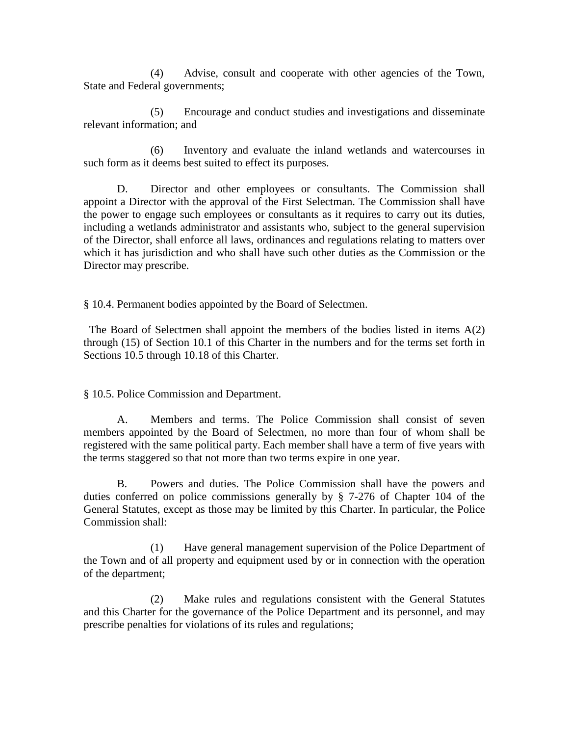(4) Advise, consult and cooperate with other agencies of the Town, State and Federal governments;

(5) Encourage and conduct studies and investigations and disseminate relevant information; and

(6) Inventory and evaluate the inland wetlands and watercourses in such form as it deems best suited to effect its purposes.

D. Director and other employees or consultants. The Commission shall appoint a Director with the approval of the First Selectman. The Commission shall have the power to engage such employees or consultants as it requires to carry out its duties, including a wetlands administrator and assistants who, subject to the general supervision of the Director, shall enforce all laws, ordinances and regulations relating to matters over which it has jurisdiction and who shall have such other duties as the Commission or the Director may prescribe.

§ 10.4. Permanent bodies appointed by the Board of Selectmen.

The Board of Selectmen shall appoint the members of the bodies listed in items A(2) through (15) of Section 10.1 of this Charter in the numbers and for the terms set forth in Sections 10.5 through 10.18 of this Charter.

§ 10.5. Police Commission and Department.

A. Members and terms. The Police Commission shall consist of seven members appointed by the Board of Selectmen, no more than four of whom shall be registered with the same political party. Each member shall have a term of five years with the terms staggered so that not more than two terms expire in one year.

B. Powers and duties. The Police Commission shall have the powers and duties conferred on police commissions generally by § 7-276 of Chapter 104 of the General Statutes, except as those may be limited by this Charter. In particular, the Police Commission shall:

(1) Have general management supervision of the Police Department of the Town and of all property and equipment used by or in connection with the operation of the department;

(2) Make rules and regulations consistent with the General Statutes and this Charter for the governance of the Police Department and its personnel, and may prescribe penalties for violations of its rules and regulations;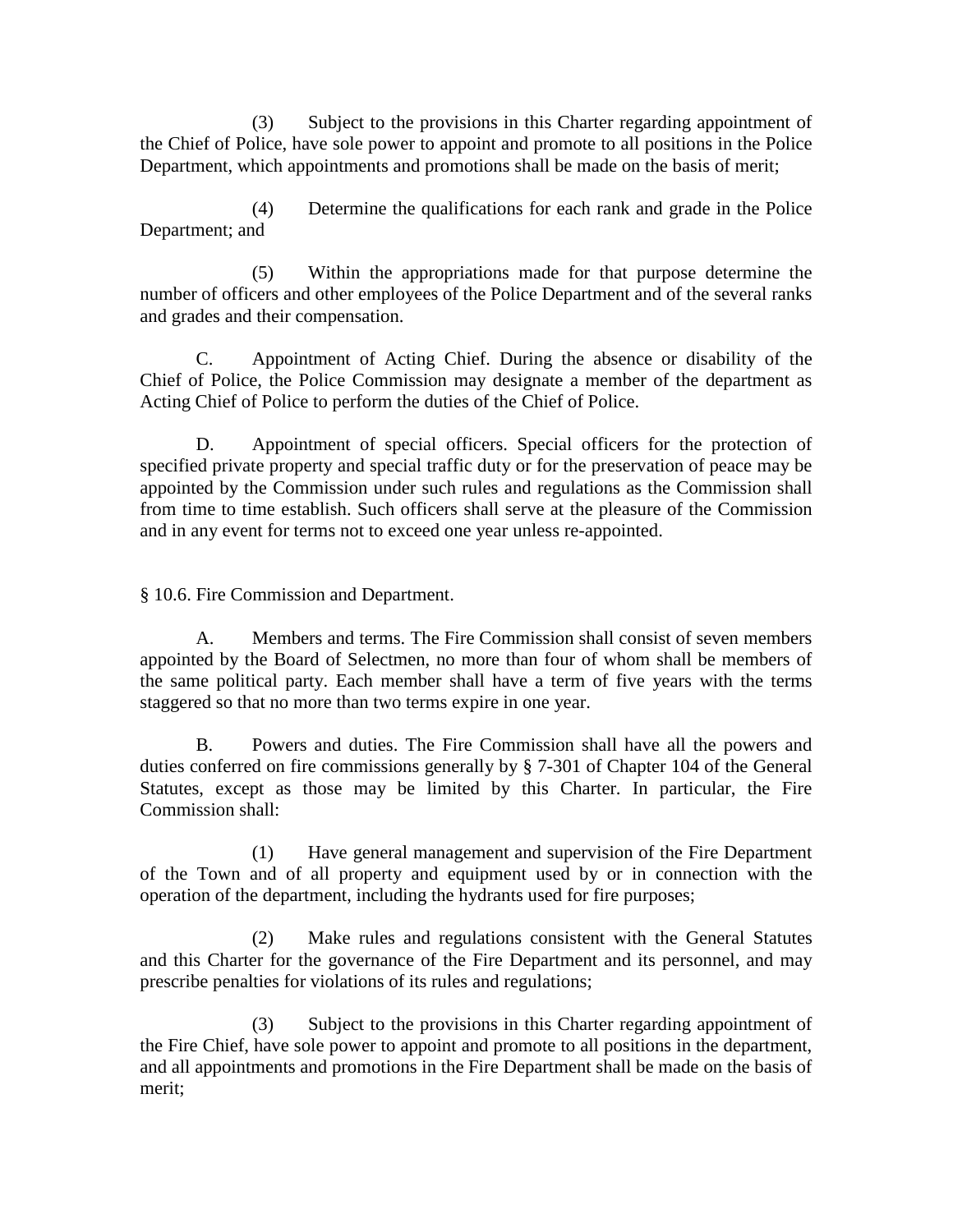(3) Subject to the provisions in this Charter regarding appointment of the Chief of Police, have sole power to appoint and promote to all positions in the Police Department, which appointments and promotions shall be made on the basis of merit;

(4) Determine the qualifications for each rank and grade in the Police Department; and

(5) Within the appropriations made for that purpose determine the number of officers and other employees of the Police Department and of the several ranks and grades and their compensation.

C. Appointment of Acting Chief. During the absence or disability of the Chief of Police, the Police Commission may designate a member of the department as Acting Chief of Police to perform the duties of the Chief of Police.

D. Appointment of special officers. Special officers for the protection of specified private property and special traffic duty or for the preservation of peace may be appointed by the Commission under such rules and regulations as the Commission shall from time to time establish. Such officers shall serve at the pleasure of the Commission and in any event for terms not to exceed one year unless re-appointed.

§ 10.6. Fire Commission and Department.

A. Members and terms. The Fire Commission shall consist of seven members appointed by the Board of Selectmen, no more than four of whom shall be members of the same political party. Each member shall have a term of five years with the terms staggered so that no more than two terms expire in one year.

B. Powers and duties. The Fire Commission shall have all the powers and duties conferred on fire commissions generally by § 7-301 of Chapter 104 of the General Statutes, except as those may be limited by this Charter. In particular, the Fire Commission shall:

(1) Have general management and supervision of the Fire Department of the Town and of all property and equipment used by or in connection with the operation of the department, including the hydrants used for fire purposes;

(2) Make rules and regulations consistent with the General Statutes and this Charter for the governance of the Fire Department and its personnel, and may prescribe penalties for violations of its rules and regulations;

(3) Subject to the provisions in this Charter regarding appointment of the Fire Chief, have sole power to appoint and promote to all positions in the department, and all appointments and promotions in the Fire Department shall be made on the basis of merit;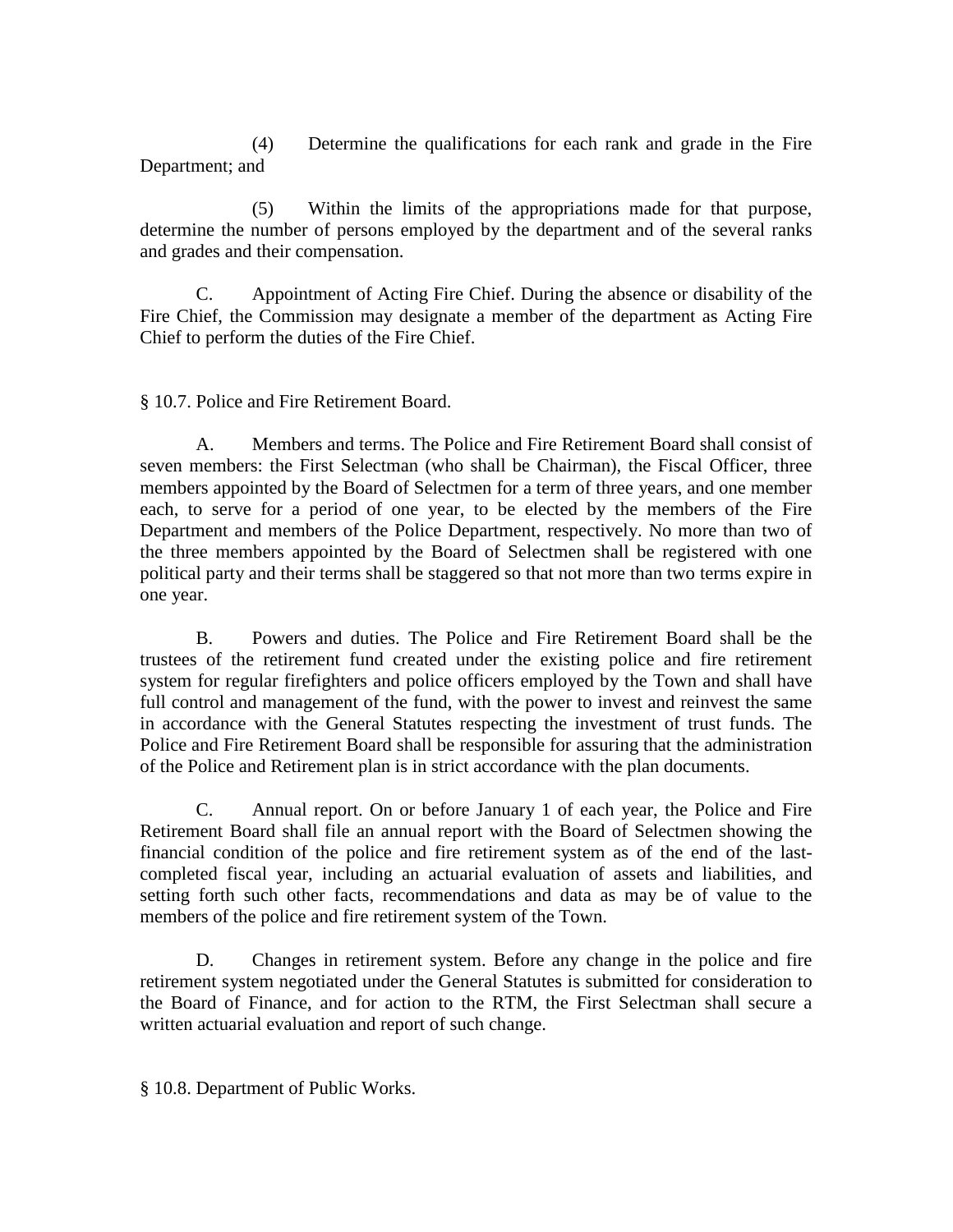(4) Determine the qualifications for each rank and grade in the Fire Department; and

(5) Within the limits of the appropriations made for that purpose, determine the number of persons employed by the department and of the several ranks and grades and their compensation.

C. Appointment of Acting Fire Chief. During the absence or disability of the Fire Chief, the Commission may designate a member of the department as Acting Fire Chief to perform the duties of the Fire Chief.

§ 10.7. Police and Fire Retirement Board.

A. Members and terms. The Police and Fire Retirement Board shall consist of seven members: the First Selectman (who shall be Chairman), the Fiscal Officer, three members appointed by the Board of Selectmen for a term of three years, and one member each, to serve for a period of one year, to be elected by the members of the Fire Department and members of the Police Department, respectively. No more than two of the three members appointed by the Board of Selectmen shall be registered with one political party and their terms shall be staggered so that not more than two terms expire in one year.

B. Powers and duties. The Police and Fire Retirement Board shall be the trustees of the retirement fund created under the existing police and fire retirement system for regular firefighters and police officers employed by the Town and shall have full control and management of the fund, with the power to invest and reinvest the same in accordance with the General Statutes respecting the investment of trust funds. The Police and Fire Retirement Board shall be responsible for assuring that the administration of the Police and Retirement plan is in strict accordance with the plan documents.

C. Annual report. On or before January 1 of each year, the Police and Fire Retirement Board shall file an annual report with the Board of Selectmen showing the financial condition of the police and fire retirement system as of the end of the last-completed fiscal year, including an actuarial evaluation of assets and liabilities, and setting forth such other facts, recommendations and data as may be of value to the members of the police and fire retirement system of the Town.

D. Changes in retirement system. Before any change in the police and fire retirement system negotiated under the General Statutes is submitted for consideration to the Board of Finance, and for action to the RTM, the First Selectman shall secure a written actuarial evaluation and report of such change.

§ 10.8. Department of Public Works.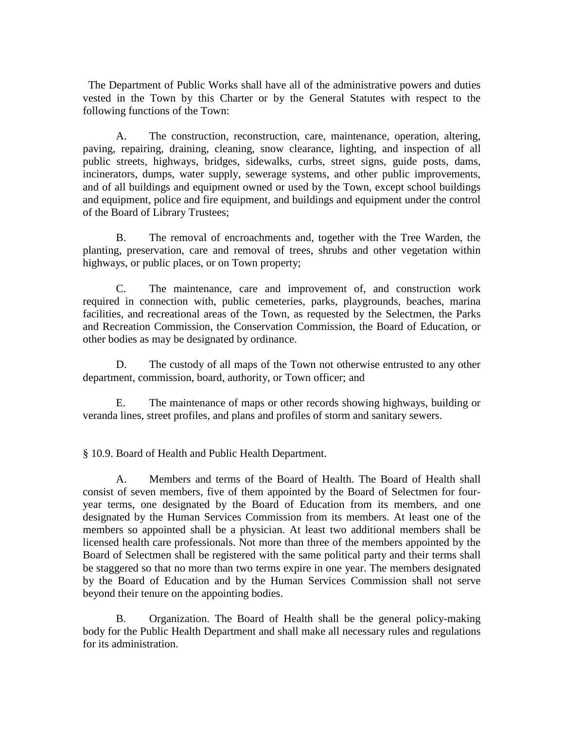The Department of Public Works shall have all of the administrative powers and duties vested in the Town by this Charter or by the General Statutes with respect to the following functions of the Town:

A. The construction, reconstruction, care, maintenance, operation, altering, paving, repairing, draining, cleaning, snow clearance, lighting, and inspection of all public streets, highways, bridges, sidewalks, curbs, street signs, guide posts, dams, incinerators, dumps, water supply, sewerage systems, and other public improvements, and of all buildings and equipment owned or used by the Town, except school buildings and equipment, police and fire equipment, and buildings and equipment under the control of the Board of Library Trustees;

B. The removal of encroachments and, together with the Tree Warden, the planting, preservation, care and removal of trees, shrubs and other vegetation within highways, or public places, or on Town property;

C. The maintenance, care and improvement of, and construction work required in connection with, public cemeteries, parks, playgrounds, beaches, marina facilities, and recreational areas of the Town, as requested by the Selectmen, the Parks and Recreation Commission, the Conservation Commission, the Board of Education, or other bodies as may be designated by ordinance.

D. The custody of all maps of the Town not otherwise entrusted to any other department, commission, board, authority, or Town officer; and

E. The maintenance of maps or other records showing highways, building or veranda lines, street profiles, and plans and profiles of storm and sanitary sewers.

§ 10.9. Board of Health and Public Health Department.

A. Members and terms of the Board of Health. The Board of Health shall consist of seven members, five of them appointed by the Board of Selectmen for four-year terms, one designated by the Board of Education from its members, and one designated by the Human Services Commission from its members. At least one of the members so appointed shall be a physician. At least two additional members shall be licensed health care professionals. Not more than three of the members appointed by the Board of Selectmen shall be registered with the same political party and their terms shall be staggered so that no more than two terms expire in one year. The members designated by the Board of Education and by the Human Services Commission shall not serve beyond their tenure on the appointing bodies.

B. Organization. The Board of Health shall be the general policy-making body for the Public Health Department and shall make all necessary rules and regulations for its administration.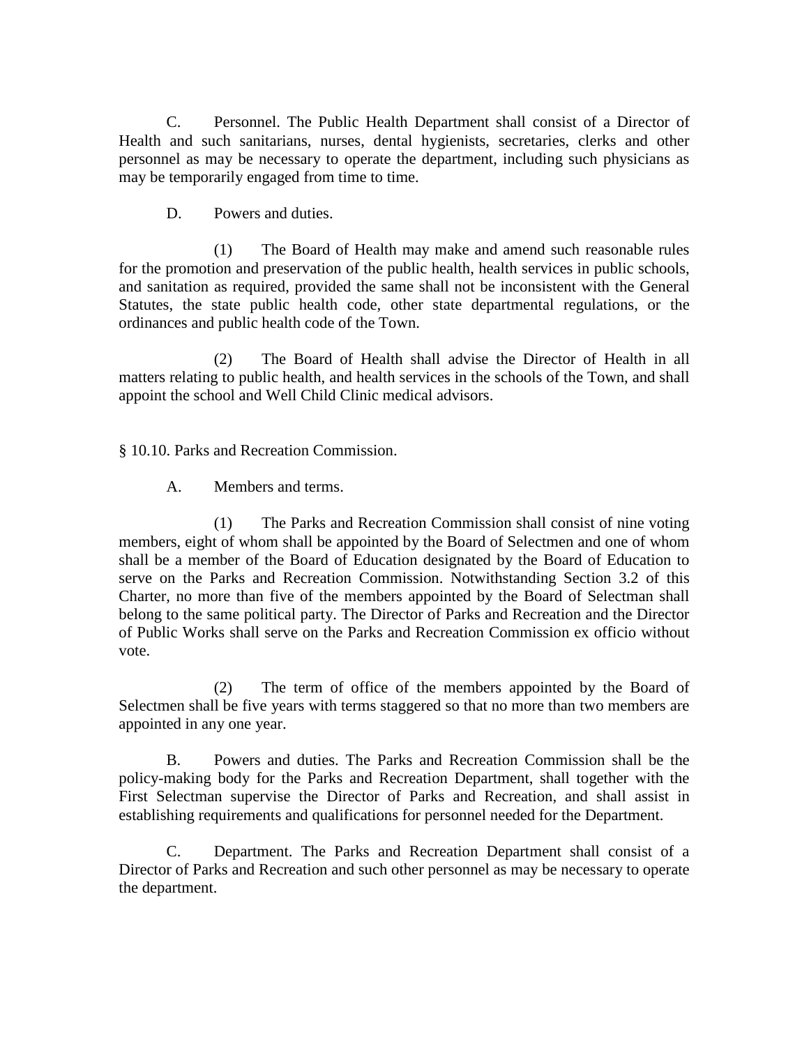C. Personnel. The Public Health Department shall consist of a Director of Health and such sanitarians, nurses, dental hygienists, secretaries, clerks and other personnel as may be necessary to operate the department, including such physicians as may be temporarily engaged from time to time.

D. Powers and duties.

(1) The Board of Health may make and amend such reasonable rules for the promotion and preservation of the public health, health services in public schools, and sanitation as required, provided the same shall not be inconsistent with the General Statutes, the state public health code, other state departmental regulations, or the ordinances and public health code of the Town.

(2) The Board of Health shall advise the Director of Health in all matters relating to public health, and health services in the schools of the Town, and shall appoint the school and Well Child Clinic medical advisors.

§ 10.10. Parks and Recreation Commission.

A. Members and terms.

(1) The Parks and Recreation Commission shall consist of nine voting members, eight of whom shall be appointed by the Board of Selectmen and one of whom shall be a member of the Board of Education designated by the Board of Education to serve on the Parks and Recreation Commission. Notwithstanding Section 3.2 of this Charter, no more than five of the members appointed by the Board of Selectman shall belong to the same political party. The Director of Parks and Recreation and the Director of Public Works shall serve on the Parks and Recreation Commission ex officio without vote.

(2) The term of office of the members appointed by the Board of Selectmen shall be five years with terms staggered so that no more than two members are appointed in any one year.

B. Powers and duties. The Parks and Recreation Commission shall be the policy-making body for the Parks and Recreation Department, shall together with the First Selectman supervise the Director of Parks and Recreation, and shall assist in establishing requirements and qualifications for personnel needed for the Department.

C. Department. The Parks and Recreation Department shall consist of a Director of Parks and Recreation and such other personnel as may be necessary to operate the department.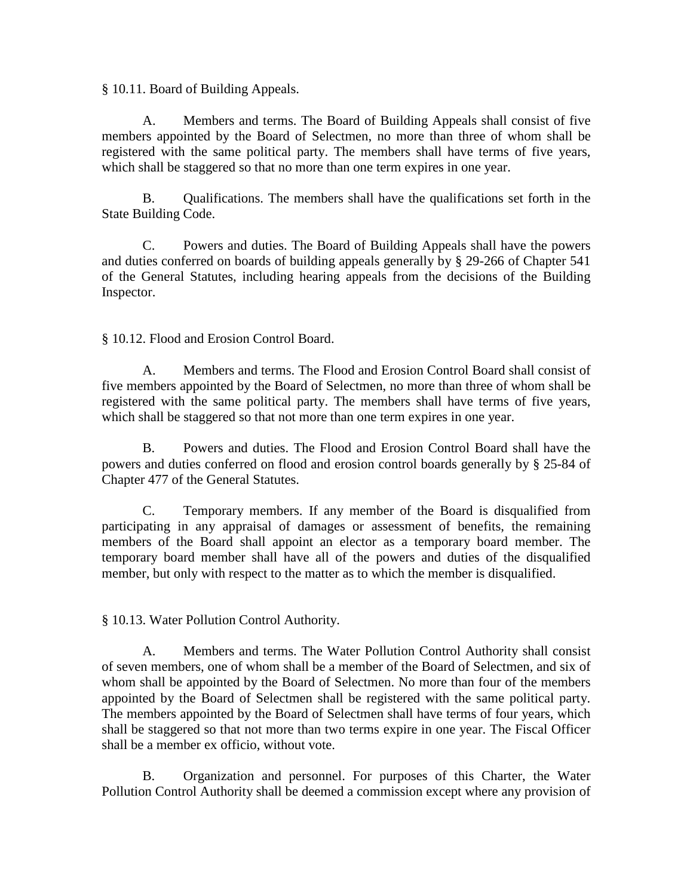§ 10.11. Board of Building Appeals.

A. Members and terms. The Board of Building Appeals shall consist of five members appointed by the Board of Selectmen, no more than three of whom shall be registered with the same political party. The members shall have terms of five years, which shall be staggered so that no more than one term expires in one year.

B. Qualifications. The members shall have the qualifications set forth in the State Building Code.

C. Powers and duties. The Board of Building Appeals shall have the powers and duties conferred on boards of building appeals generally by § 29-266 of Chapter 541 of the General Statutes, including hearing appeals from the decisions of the Building Inspector.

§ 10.12. Flood and Erosion Control Board.

A. Members and terms. The Flood and Erosion Control Board shall consist of five members appointed by the Board of Selectmen, no more than three of whom shall be registered with the same political party. The members shall have terms of five years, which shall be staggered so that not more than one term expires in one year.

B. Powers and duties. The Flood and Erosion Control Board shall have the powers and duties conferred on flood and erosion control boards generally by § 25-84 of Chapter 477 of the General Statutes.

C. Temporary members. If any member of the Board is disqualified from participating in any appraisal of damages or assessment of benefits, the remaining members of the Board shall appoint an elector as a temporary board member. The temporary board member shall have all of the powers and duties of the disqualified member, but only with respect to the matter as to which the member is disqualified.

§ 10.13. Water Pollution Control Authority.

A. Members and terms. The Water Pollution Control Authority shall consist of seven members, one of whom shall be a member of the Board of Selectmen, and six of whom shall be appointed by the Board of Selectmen. No more than four of the members appointed by the Board of Selectmen shall be registered with the same political party. The members appointed by the Board of Selectmen shall have terms of four years, which shall be staggered so that not more than two terms expire in one year. The Fiscal Officer shall be a member ex officio, without vote.

B. Organization and personnel. For purposes of this Charter, the Water Pollution Control Authority shall be deemed a commission except where any provision of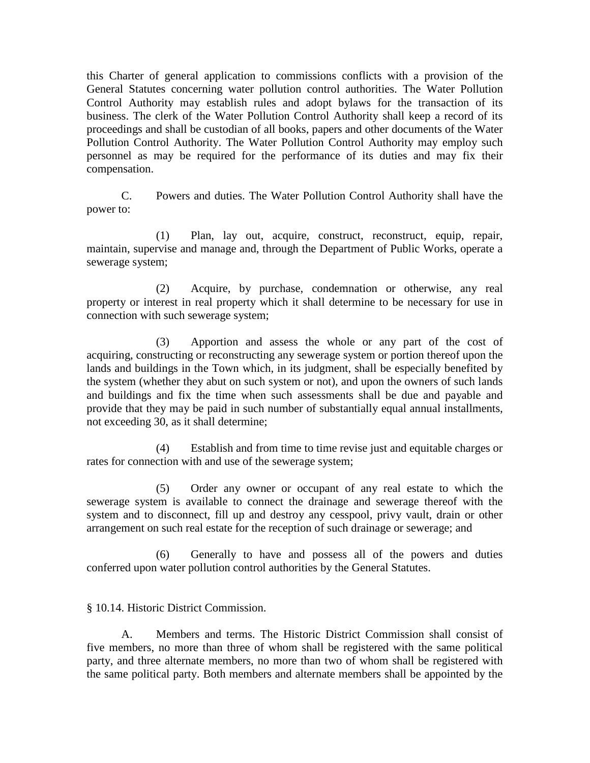this Charter of general application to commissions conflicts with a provision of the General Statutes concerning water pollution control authorities. The Water Pollution Control Authority may establish rules and adopt bylaws for the transaction of its business. The clerk of the Water Pollution Control Authority shall keep a record of its proceedings and shall be custodian of all books, papers and other documents of the Water Pollution Control Authority. The Water Pollution Control Authority may employ such personnel as may be required for the performance of its duties and may fix their compensation.

C. Powers and duties. The Water Pollution Control Authority shall have the power to:

(1) Plan, lay out, acquire, construct, reconstruct, equip, repair, maintain, supervise and manage and, through the Department of Public Works, operate a sewerage system;

(2) Acquire, by purchase, condemnation or otherwise, any real property or interest in real property which it shall determine to be necessary for use in connection with such sewerage system;

(3) Apportion and assess the whole or any part of the cost of acquiring, constructing or reconstructing any sewerage system or portion thereof upon the lands and buildings in the Town which, in its judgment, shall be especially benefited by the system (whether they abut on such system or not), and upon the owners of such lands and buildings and fix the time when such assessments shall be due and payable and provide that they may be paid in such number of substantially equal annual installments, not exceeding 30, as it shall determine;

(4) Establish and from time to time revise just and equitable charges or rates for connection with and use of the sewerage system;

(5) Order any owner or occupant of any real estate to which the sewerage system is available to connect the drainage and sewerage thereof with the system and to disconnect, fill up and destroy any cesspool, privy vault, drain or other arrangement on such real estate for the reception of such drainage or sewerage; and

(6) Generally to have and possess all of the powers and duties conferred upon water pollution control authorities by the General Statutes.

§ 10.14. Historic District Commission.

A. Members and terms. The Historic District Commission shall consist of five members, no more than three of whom shall be registered with the same political party, and three alternate members, no more than two of whom shall be registered with the same political party. Both members and alternate members shall be appointed by the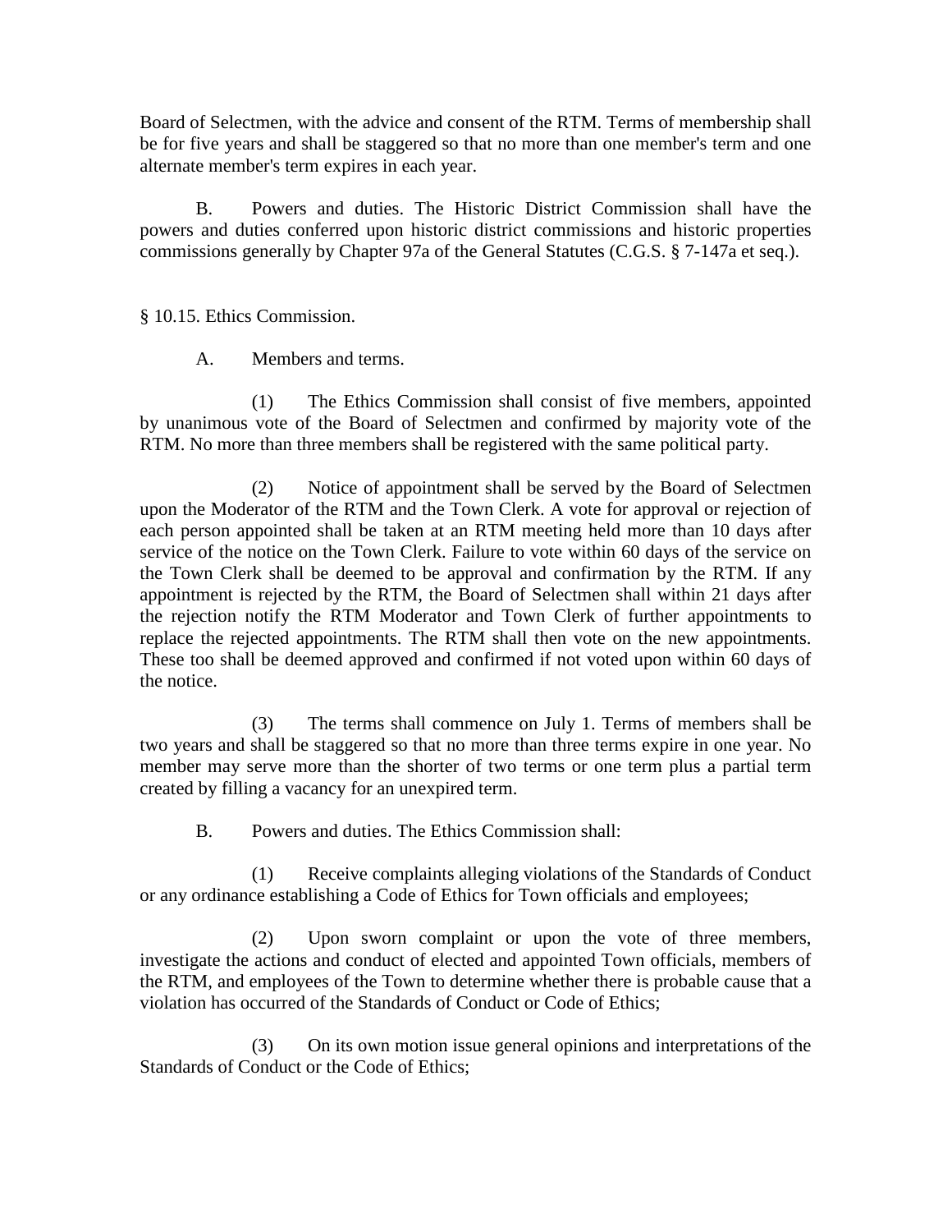Board of Selectmen, with the advice and consent of the RTM. Terms of membership shall be for five years and shall be staggered so that no more than one member's term and one alternate member's term expires in each year.

B. Powers and duties. The Historic District Commission shall have the powers and duties conferred upon historic district commissions and historic properties commissions generally by Chapter 97a of the General Statutes (C.G.S. § 7-147a et seq.).

§ 10.15. Ethics Commission.

A. Members and terms.

(1) The Ethics Commission shall consist of five members, appointed by unanimous vote of the Board of Selectmen and confirmed by majority vote of the RTM. No more than three members shall be registered with the same political party.

(2) Notice of appointment shall be served by the Board of Selectmen upon the Moderator of the RTM and the Town Clerk. A vote for approval or rejection of each person appointed shall be taken at an RTM meeting held more than 10 days after service of the notice on the Town Clerk. Failure to vote within 60 days of the service on the Town Clerk shall be deemed to be approval and confirmation by the RTM. If any appointment is rejected by the RTM, the Board of Selectmen shall within 21 days after the rejection notify the RTM Moderator and Town Clerk of further appointments to replace the rejected appointments. The RTM shall then vote on the new appointments. These too shall be deemed approved and confirmed if not voted upon within 60 days of the notice.

(3) The terms shall commence on July 1. Terms of members shall be two years and shall be staggered so that no more than three terms expire in one year. No member may serve more than the shorter of two terms or one term plus a partial term created by filling a vacancy for an unexpired term.

B. Powers and duties. The Ethics Commission shall:

(1) Receive complaints alleging violations of the Standards of Conduct or any ordinance establishing a Code of Ethics for Town officials and employees;

(2) Upon sworn complaint or upon the vote of three members, investigate the actions and conduct of elected and appointed Town officials, members of the RTM, and employees of the Town to determine whether there is probable cause that a violation has occurred of the Standards of Conduct or Code of Ethics;

(3) On its own motion issue general opinions and interpretations of the Standards of Conduct or the Code of Ethics;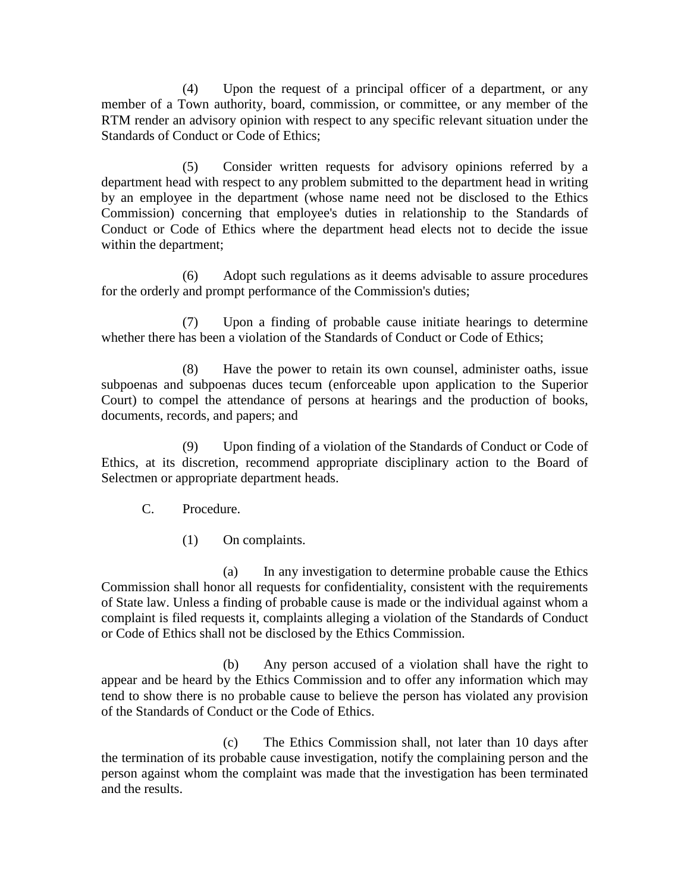(4) Upon the request of a principal officer of a department, or any member of a Town authority, board, commission, or committee, or any member of the RTM render an advisory opinion with respect to any specific relevant situation under the Standards of Conduct or Code of Ethics;

(5) Consider written requests for advisory opinions referred by a department head with respect to any problem submitted to the department head in writing by an employee in the department (whose name need not be disclosed to the Ethics Commission) concerning that employee's duties in relationship to the Standards of Conduct or Code of Ethics where the department head elects not to decide the issue within the department;

(6) Adopt such regulations as it deems advisable to assure procedures for the orderly and prompt performance of the Commission's duties;

(7) Upon a finding of probable cause initiate hearings to determine whether there has been a violation of the Standards of Conduct or Code of Ethics;

(8) Have the power to retain its own counsel, administer oaths, issue subpoenas and subpoenas duces tecum (enforceable upon application to the Superior Court) to compel the attendance of persons at hearings and the production of books, documents, records, and papers; and

(9) Upon finding of a violation of the Standards of Conduct or Code of Ethics, at its discretion, recommend appropriate disciplinary action to the Board of Selectmen or appropriate department heads.

C. Procedure.

(1) On complaints.

(a) In any investigation to determine probable cause the Ethics Commission shall honor all requests for confidentiality, consistent with the requirements of State law. Unless a finding of probable cause is made or the individual against whom a complaint is filed requests it, complaints alleging a violation of the Standards of Conduct or Code of Ethics shall not be disclosed by the Ethics Commission.

(b) Any person accused of a violation shall have the right to appear and be heard by the Ethics Commission and to offer any information which may tend to show there is no probable cause to believe the person has violated any provision of the Standards of Conduct or the Code of Ethics.

(c) The Ethics Commission shall, not later than 10 days after the termination of its probable cause investigation, notify the complaining person and the person against whom the complaint was made that the investigation has been terminated and the results.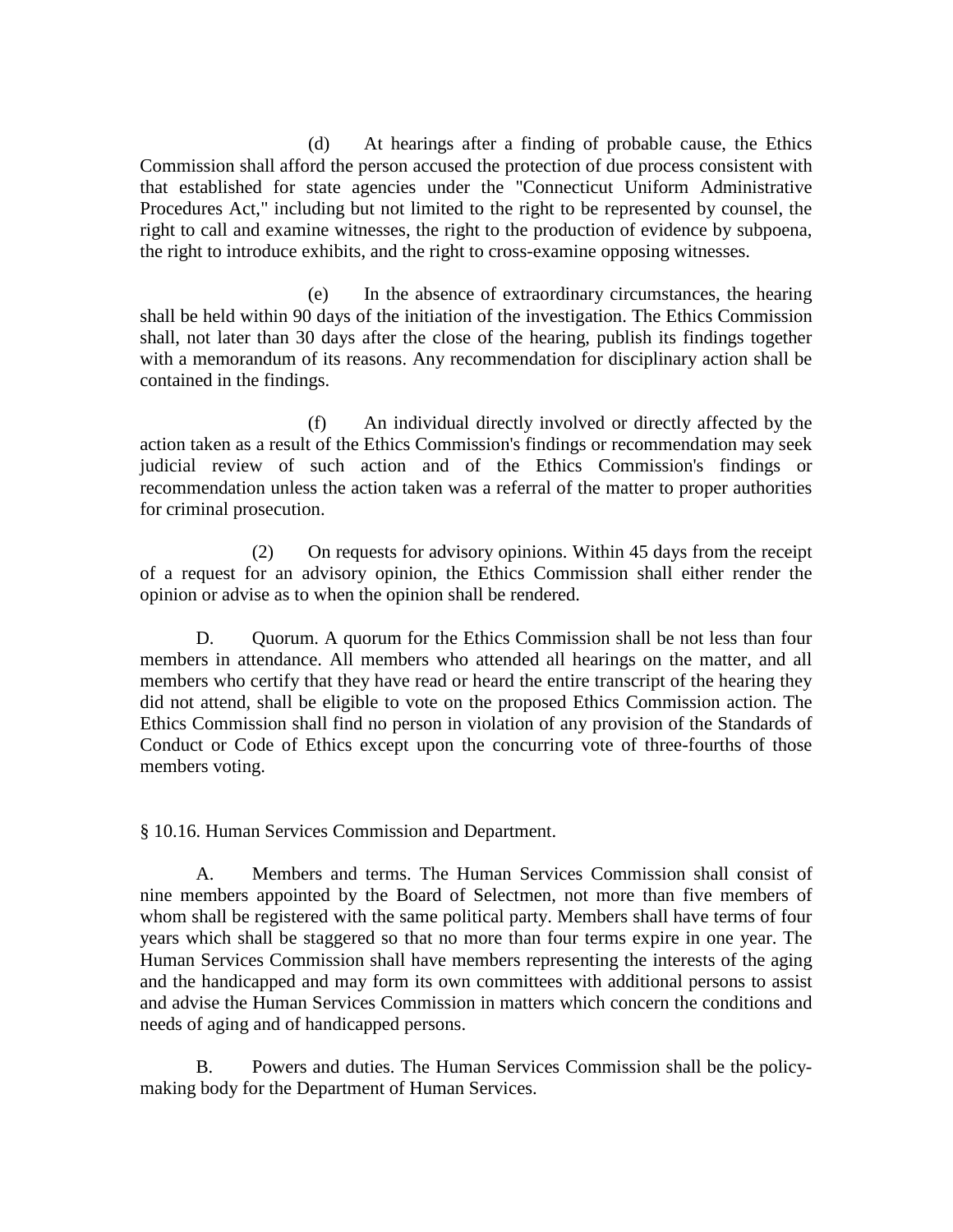(d) At hearings after a finding of probable cause, the Ethics Commission shall afford the person accused the protection of due process consistent with that established for state agencies under the "Connecticut Uniform Administrative Procedures Act," including but not limited to the right to be represented by counsel, the right to call and examine witnesses, the right to the production of evidence by subpoena, the right to introduce exhibits, and the right to cross-examine opposing witnesses.

(e) In the absence of extraordinary circumstances, the hearing shall be held within 90 days of the initiation of the investigation. The Ethics Commission shall, not later than 30 days after the close of the hearing, publish its findings together with a memorandum of its reasons. Any recommendation for disciplinary action shall be contained in the findings.

(f) An individual directly involved or directly affected by the action taken as a result of the Ethics Commission's findings or recommendation may seek judicial review of such action and of the Ethics Commission's findings or recommendation unless the action taken was a referral of the matter to proper authorities for criminal prosecution.

(2) On requests for advisory opinions. Within 45 days from the receipt of a request for an advisory opinion, the Ethics Commission shall either render the opinion or advise as to when the opinion shall be rendered.

D. Quorum. A quorum for the Ethics Commission shall be not less than four members in attendance. All members who attended all hearings on the matter, and all members who certify that they have read or heard the entire transcript of the hearing they did not attend, shall be eligible to vote on the proposed Ethics Commission action. The Ethics Commission shall find no person in violation of any provision of the Standards of Conduct or Code of Ethics except upon the concurring vote of three-fourths of those members voting.

§ 10.16. Human Services Commission and Department.

A. Members and terms. The Human Services Commission shall consist of nine members appointed by the Board of Selectmen, not more than five members of whom shall be registered with the same political party. Members shall have terms of four years which shall be staggered so that no more than four terms expire in one year. The Human Services Commission shall have members representing the interests of the aging and the handicapped and may form its own committees with additional persons to assist and advise the Human Services Commission in matters which concern the conditions and needs of aging and of handicapped persons.

B. Powers and duties. The Human Services Commission shall be the policy-making body for the Department of Human Services.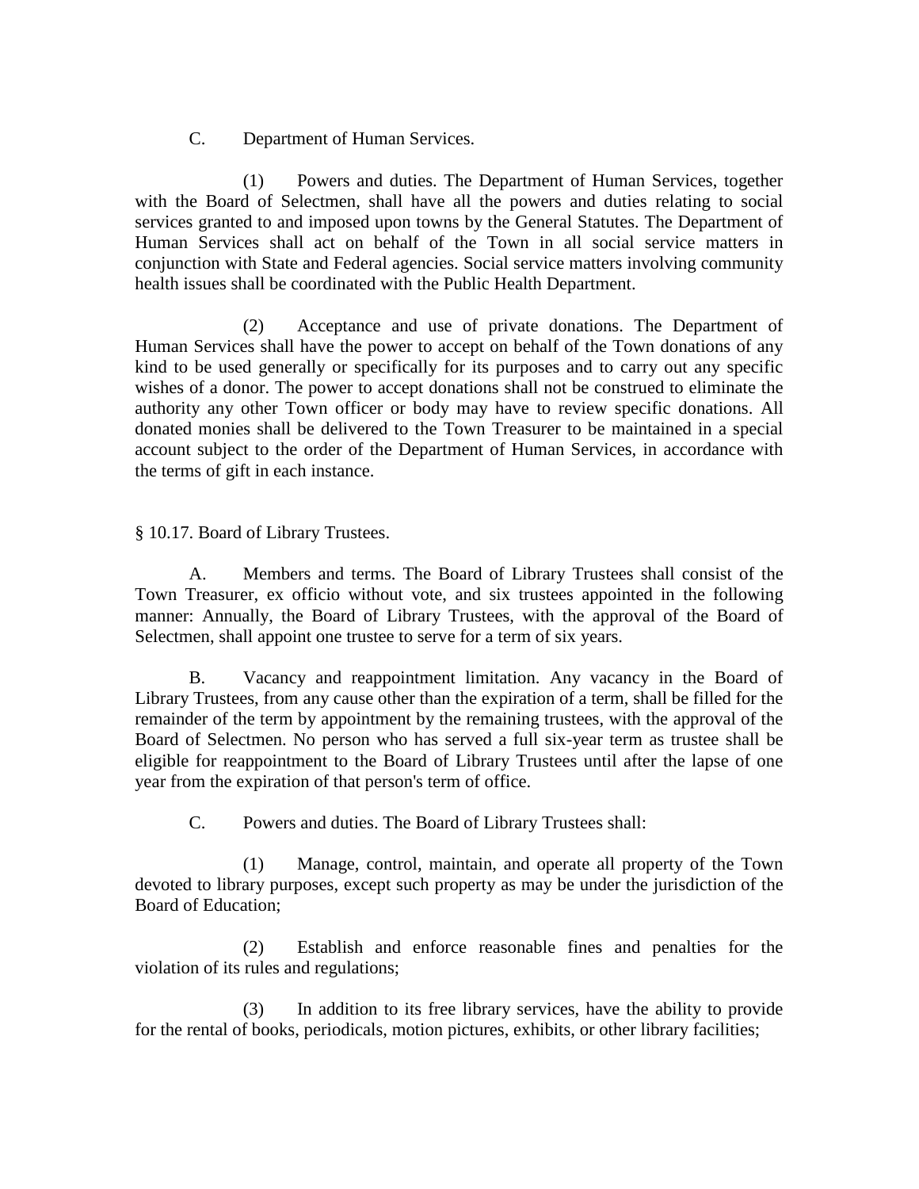C. Department of Human Services.

(1) Powers and duties. The Department of Human Services, together with the Board of Selectmen, shall have all the powers and duties relating to social services granted to and imposed upon towns by the General Statutes. The Department of Human Services shall act on behalf of the Town in all social service matters in conjunction with State and Federal agencies. Social service matters involving community health issues shall be coordinated with the Public Health Department.

(2) Acceptance and use of private donations. The Department of Human Services shall have the power to accept on behalf of the Town donations of any kind to be used generally or specifically for its purposes and to carry out any specific wishes of a donor. The power to accept donations shall not be construed to eliminate the authority any other Town officer or body may have to review specific donations. All donated monies shall be delivered to the Town Treasurer to be maintained in a special account subject to the order of the Department of Human Services, in accordance with the terms of gift in each instance.

§ 10.17. Board of Library Trustees.

A. Members and terms. The Board of Library Trustees shall consist of the Town Treasurer, ex officio without vote, and six trustees appointed in the following manner: Annually, the Board of Library Trustees, with the approval of the Board of Selectmen, shall appoint one trustee to serve for a term of six years.

B. Vacancy and reappointment limitation. Any vacancy in the Board of Library Trustees, from any cause other than the expiration of a term, shall be filled for the remainder of the term by appointment by the remaining trustees, with the approval of the Board of Selectmen. No person who has served a full six-year term as trustee shall be eligible for reappointment to the Board of Library Trustees until after the lapse of one year from the expiration of that person's term of office.

C. Powers and duties. The Board of Library Trustees shall:

(1) Manage, control, maintain, and operate all property of the Town devoted to library purposes, except such property as may be under the jurisdiction of the Board of Education;

(2) Establish and enforce reasonable fines and penalties for the violation of its rules and regulations;

(3) In addition to its free library services, have the ability to provide for the rental of books, periodicals, motion pictures, exhibits, or other library facilities;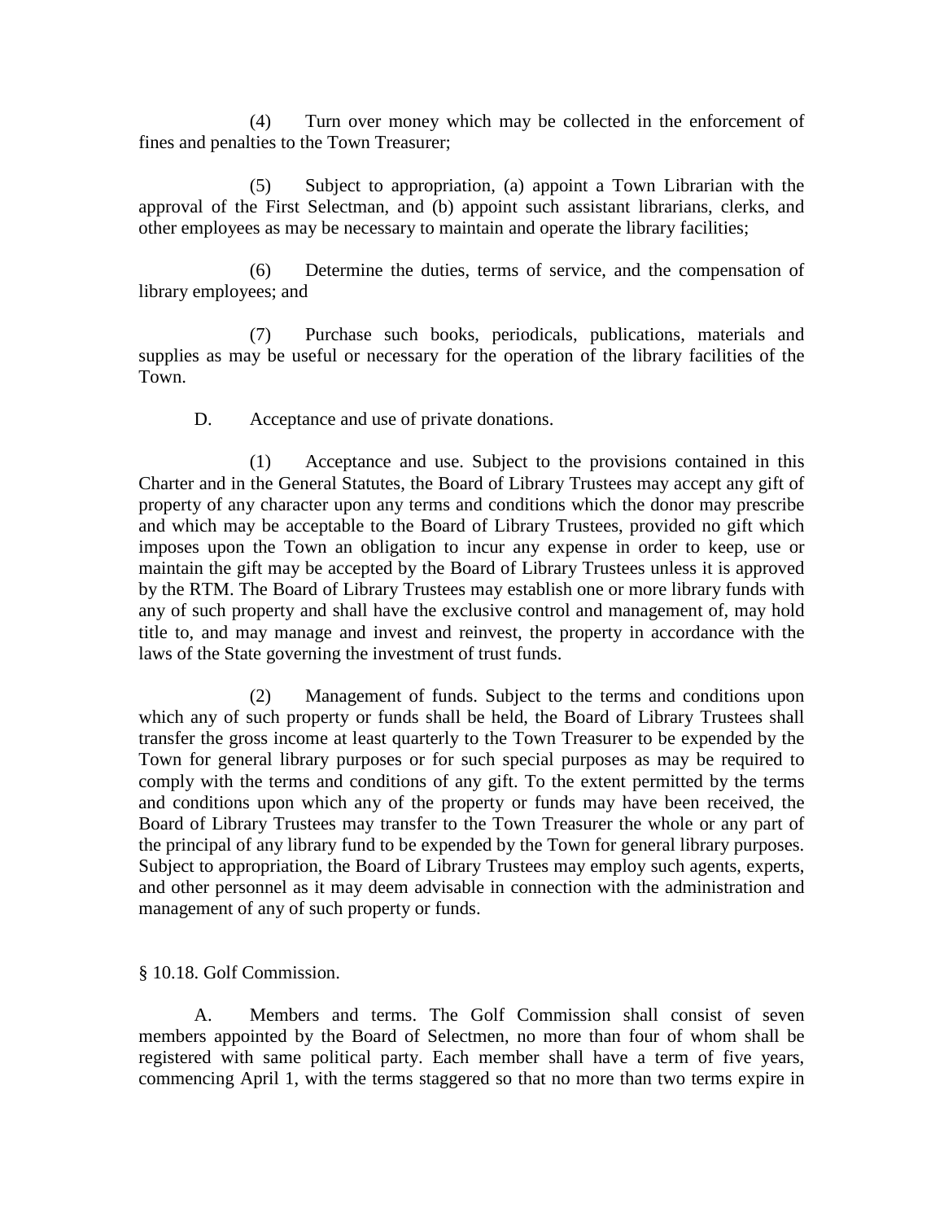(4) Turn over money which may be collected in the enforcement of fines and penalties to the Town Treasurer;

(5) Subject to appropriation, (a) appoint a Town Librarian with the approval of the First Selectman, and (b) appoint such assistant librarians, clerks, and other employees as may be necessary to maintain and operate the library facilities;

(6) Determine the duties, terms of service, and the compensation of library employees; and

(7) Purchase such books, periodicals, publications, materials and supplies as may be useful or necessary for the operation of the library facilities of the Town.

D. Acceptance and use of private donations.

(1) Acceptance and use. Subject to the provisions contained in this Charter and in the General Statutes, the Board of Library Trustees may accept any gift of property of any character upon any terms and conditions which the donor may prescribe and which may be acceptable to the Board of Library Trustees, provided no gift which imposes upon the Town an obligation to incur any expense in order to keep, use or maintain the gift may be accepted by the Board of Library Trustees unless it is approved by the RTM. The Board of Library Trustees may establish one or more library funds with any of such property and shall have the exclusive control and management of, may hold title to, and may manage and invest and reinvest, the property in accordance with the laws of the State governing the investment of trust funds.

(2) Management of funds. Subject to the terms and conditions upon which any of such property or funds shall be held, the Board of Library Trustees shall transfer the gross income at least quarterly to the Town Treasurer to be expended by the Town for general library purposes or for such special purposes as may be required to comply with the terms and conditions of any gift. To the extent permitted by the terms and conditions upon which any of the property or funds may have been received, the Board of Library Trustees may transfer to the Town Treasurer the whole or any part of the principal of any library fund to be expended by the Town for general library purposes. Subject to appropriation, the Board of Library Trustees may employ such agents, experts, and other personnel as it may deem advisable in connection with the administration and management of any of such property or funds.

§ 10.18. Golf Commission.

A. Members and terms. The Golf Commission shall consist of seven members appointed by the Board of Selectmen, no more than four of whom shall be registered with same political party. Each member shall have a term of five years, commencing April 1, with the terms staggered so that no more than two terms expire in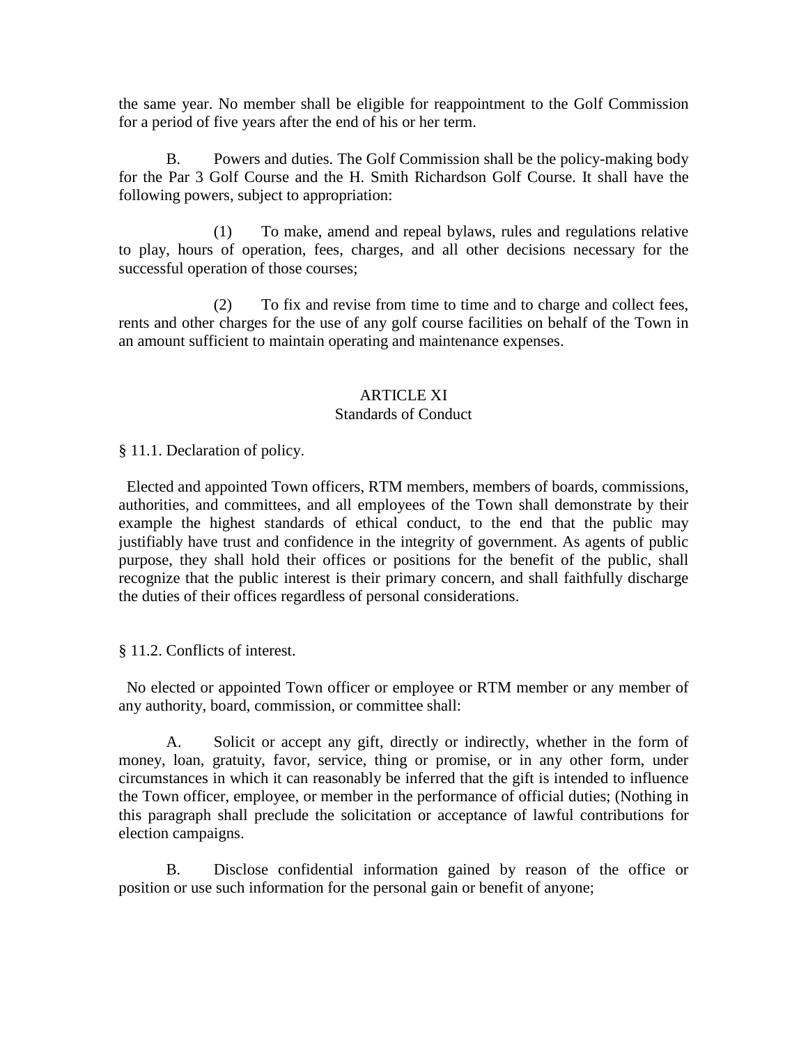the same year. No member shall be eligible for reappointment to the Golf Commission for a period of five years after the end of his or her term.

B. Powers and duties. The Golf Commission shall be the policy-making body for the Par 3 Golf Course and the H. Smith Richardson Golf Course. It shall have the following powers, subject to appropriation:

(1) To make, amend and repeal bylaws, rules and regulations relative to play, hours of operation, fees, charges, and all other decisions necessary for the successful operation of those courses;

(2) To fix and revise from time to time and to charge and collect fees, rents and other charges for the use of any golf course facilities on behalf of the Town in an amount sufficient to maintain operating and maintenance expenses.

## ARTICLE XI
### Standards of Conduct

§ 11.1. Declaration of policy.

Elected and appointed Town officers, RTM members, members of boards, commissions, authorities, and committees, and all employees of the Town shall demonstrate by their example the highest standards of ethical conduct, to the end that the public may justifiably have trust and confidence in the integrity of government. As agents of public purpose, they shall hold their offices or positions for the benefit of the public, shall recognize that the public interest is their primary concern, and shall faithfully discharge the duties of their offices regardless of personal considerations.

§ 11.2. Conflicts of interest.

No elected or appointed Town officer or employee or RTM member or any member of any authority, board, commission, or committee shall:

A. Solicit or accept any gift, directly or indirectly, whether in the form of money, loan, gratuity, favor, service, thing or promise, or in any other form, under circumstances in which it can reasonably be inferred that the gift is intended to influence the Town officer, employee, or member in the performance of official duties; (Nothing in this paragraph shall preclude the solicitation or acceptance of lawful contributions for election campaigns.

B. Disclose confidential information gained by reason of the office or position or use such information for the personal gain or benefit of anyone;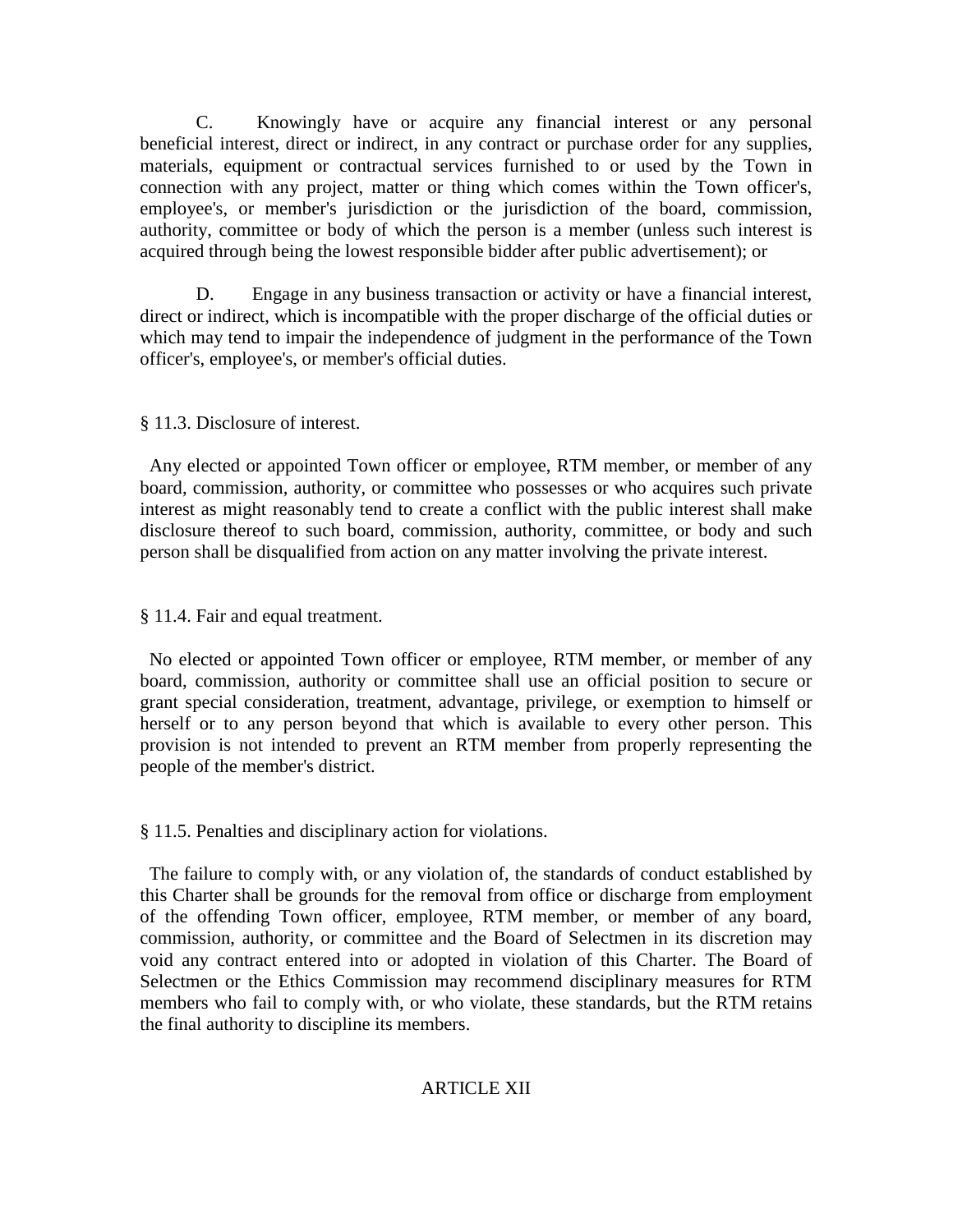C. Knowingly have or acquire any financial interest or any personal beneficial interest, direct or indirect, in any contract or purchase order for any supplies, materials, equipment or contractual services furnished to or used by the Town in connection with any project, matter or thing which comes within the Town officer's, employee's, or member's jurisdiction or the jurisdiction of the board, commission, authority, committee or body of which the person is a member (unless such interest is acquired through being the lowest responsible bidder after public advertisement); or

D. Engage in any business transaction or activity or have a financial interest, direct or indirect, which is incompatible with the proper discharge of the official duties or which may tend to impair the independence of judgment in the performance of the Town officer's, employee's, or member's official duties.

§ 11.3. Disclosure of interest.

Any elected or appointed Town officer or employee, RTM member, or member of any board, commission, authority, or committee who possesses or who acquires such private interest as might reasonably tend to create a conflict with the public interest shall make disclosure thereof to such board, commission, authority, committee, or body and such person shall be disqualified from action on any matter involving the private interest.

§ 11.4. Fair and equal treatment.

No elected or appointed Town officer or employee, RTM member, or member of any board, commission, authority or committee shall use an official position to secure or grant special consideration, treatment, advantage, privilege, or exemption to himself or herself or to any person beyond that which is available to every other person. This provision is not intended to prevent an RTM member from properly representing the people of the member's district.

§ 11.5. Penalties and disciplinary action for violations.

The failure to comply with, or any violation of, the standards of conduct established by this Charter shall be grounds for the removal from office or discharge from employment of the offending Town officer, employee, RTM member, or member of any board, commission, authority, or committee and the Board of Selectmen in its discretion may void any contract entered into or adopted in violation of this Charter. The Board of Selectmen or the Ethics Commission may recommend disciplinary measures for RTM members who fail to comply with, or who violate, these standards, but the RTM retains the final authority to discipline its members.

## ARTICLE XII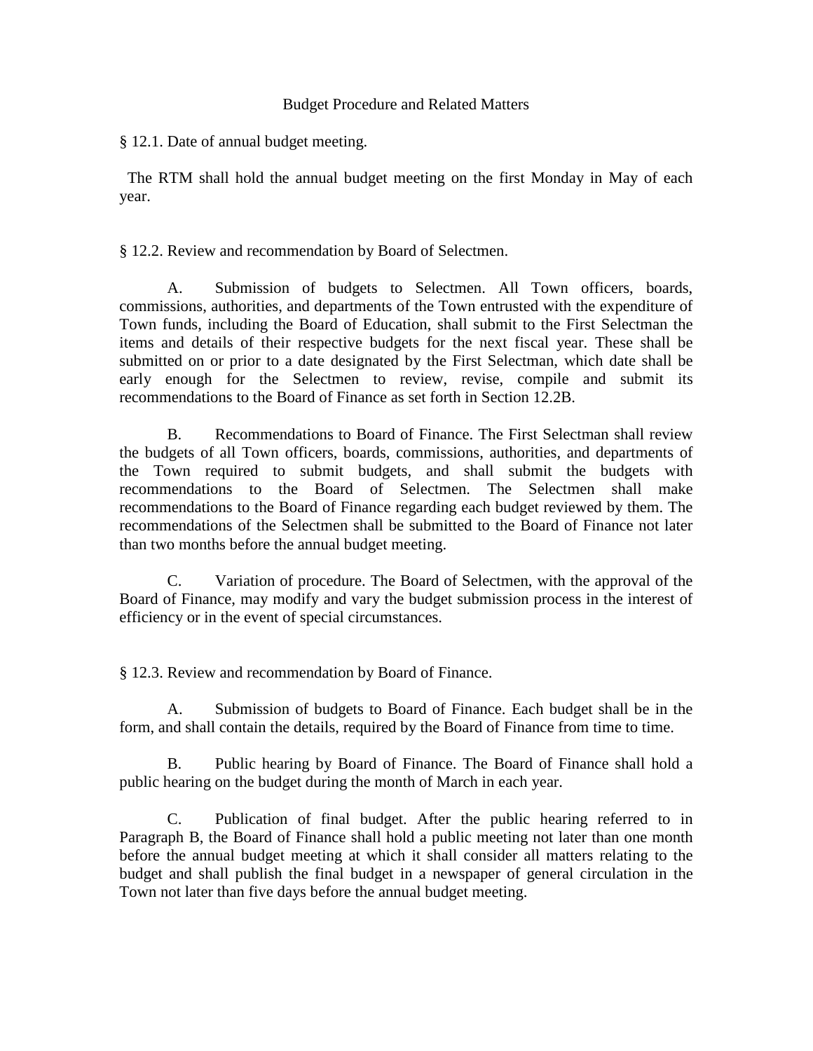# Budget Procedure and Related Matters

## § 12.1. Date of annual budget meeting.

The RTM shall hold the annual budget meeting on the first Monday in May of each year.

## § 12.2. Review and recommendation by Board of Selectmen.

A. Submission of budgets to Selectmen. All Town officers, boards, commissions, authorities, and departments of the Town entrusted with the expenditure of Town funds, including the Board of Education, shall submit to the First Selectman the items and details of their respective budgets for the next fiscal year. These shall be submitted on or prior to a date designated by the First Selectman, which date shall be early enough for the Selectmen to review, revise, compile and submit its recommendations to the Board of Finance as set forth in Section 12.2B.

B. Recommendations to Board of Finance. The First Selectman shall review the budgets of all Town officers, boards, commissions, authorities, and departments of the Town required to submit budgets, and shall submit the budgets with recommendations to the Board of Selectmen. The Selectmen shall make recommendations to the Board of Finance regarding each budget reviewed by them. The recommendations of the Selectmen shall be submitted to the Board of Finance not later than two months before the annual budget meeting.

C. Variation of procedure. The Board of Selectmen, with the approval of the Board of Finance, may modify and vary the budget submission process in the interest of efficiency or in the event of special circumstances.

## § 12.3. Review and recommendation by Board of Finance.

A. Submission of budgets to Board of Finance. Each budget shall be in the form, and shall contain the details, required by the Board of Finance from time to time.

B. Public hearing by Board of Finance. The Board of Finance shall hold a public hearing on the budget during the month of March in each year.

C. Publication of final budget. After the public hearing referred to in Paragraph B, the Board of Finance shall hold a public meeting not later than one month before the annual budget meeting at which it shall consider all matters relating to the budget and shall publish the final budget in a newspaper of general circulation in the Town not later than five days before the annual budget meeting.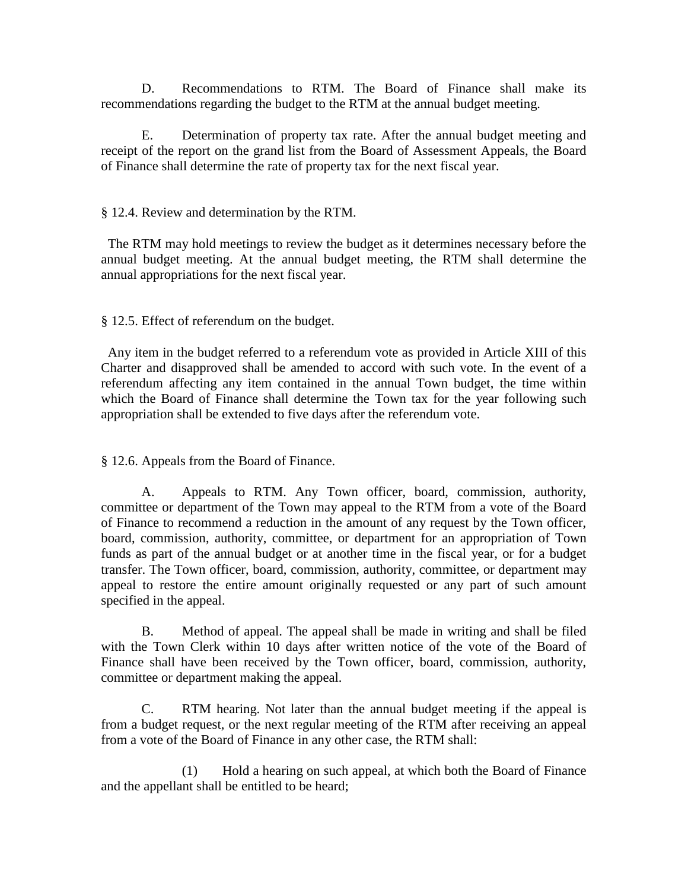D. Recommendations to RTM. The Board of Finance shall make its recommendations regarding the budget to the RTM at the annual budget meeting.

E. Determination of property tax rate. After the annual budget meeting and receipt of the report on the grand list from the Board of Assessment Appeals, the Board of Finance shall determine the rate of property tax for the next fiscal year.

§ 12.4. Review and determination by the RTM.

The RTM may hold meetings to review the budget as it determines necessary before the annual budget meeting. At the annual budget meeting, the RTM shall determine the annual appropriations for the next fiscal year.

§ 12.5. Effect of referendum on the budget.

Any item in the budget referred to a referendum vote as provided in Article XIII of this Charter and disapproved shall be amended to accord with such vote. In the event of a referendum affecting any item contained in the annual Town budget, the time within which the Board of Finance shall determine the Town tax for the year following such appropriation shall be extended to five days after the referendum vote.

§ 12.6. Appeals from the Board of Finance.

A. Appeals to RTM. Any Town officer, board, commission, authority, committee or department of the Town may appeal to the RTM from a vote of the Board of Finance to recommend a reduction in the amount of any request by the Town officer, board, commission, authority, committee, or department for an appropriation of Town funds as part of the annual budget or at another time in the fiscal year, or for a budget transfer. The Town officer, board, commission, authority, committee, or department may appeal to restore the entire amount originally requested or any part of such amount specified in the appeal.

B. Method of appeal. The appeal shall be made in writing and shall be filed with the Town Clerk within 10 days after written notice of the vote of the Board of Finance shall have been received by the Town officer, board, commission, authority, committee or department making the appeal.

C. RTM hearing. Not later than the annual budget meeting if the appeal is from a budget request, or the next regular meeting of the RTM after receiving an appeal from a vote of the Board of Finance in any other case, the RTM shall:

(1) Hold a hearing on such appeal, at which both the Board of Finance and the appellant shall be entitled to be heard;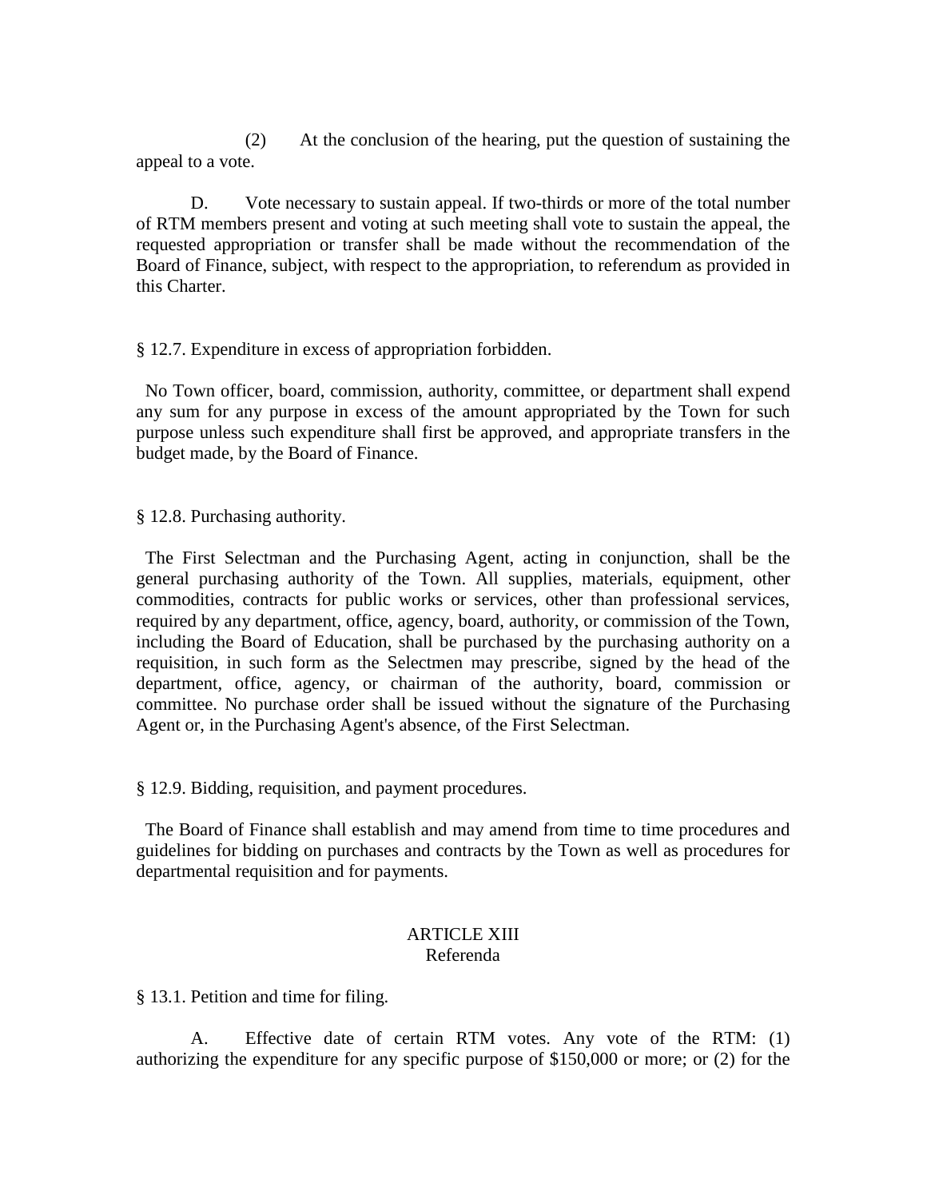(2) At the conclusion of the hearing, put the question of sustaining the appeal to a vote.

D. Vote necessary to sustain appeal. If two-thirds or more of the total number of RTM members present and voting at such meeting shall vote to sustain the appeal, the requested appropriation or transfer shall be made without the recommendation of the Board of Finance, subject, with respect to the appropriation, to referendum as provided in this Charter.

§ 12.7. Expenditure in excess of appropriation forbidden.

No Town officer, board, commission, authority, committee, or department shall expend any sum for any purpose in excess of the amount appropriated by the Town for such purpose unless such expenditure shall first be approved, and appropriate transfers in the budget made, by the Board of Finance.

§ 12.8. Purchasing authority.

The First Selectman and the Purchasing Agent, acting in conjunction, shall be the general purchasing authority of the Town. All supplies, materials, equipment, other commodities, contracts for public works or services, other than professional services, required by any department, office, agency, board, authority, or commission of the Town, including the Board of Education, shall be purchased by the purchasing authority on a requisition, in such form as the Selectmen may prescribe, signed by the head of the department, office, agency, or chairman of the authority, board, commission or committee. No purchase order shall be issued without the signature of the Purchasing Agent or, in the Purchasing Agent's absence, of the First Selectman.

§ 12.9. Bidding, requisition, and payment procedures.

The Board of Finance shall establish and may amend from time to time procedures and guidelines for bidding on purchases and contracts by the Town as well as procedures for departmental requisition and for payments.

## ARTICLE XIII
## Referenda

§ 13.1. Petition and time for filing.

A. Effective date of certain RTM votes. Any vote of the RTM: (1) authorizing the expenditure for any specific purpose of $150,000 or more; or (2) for the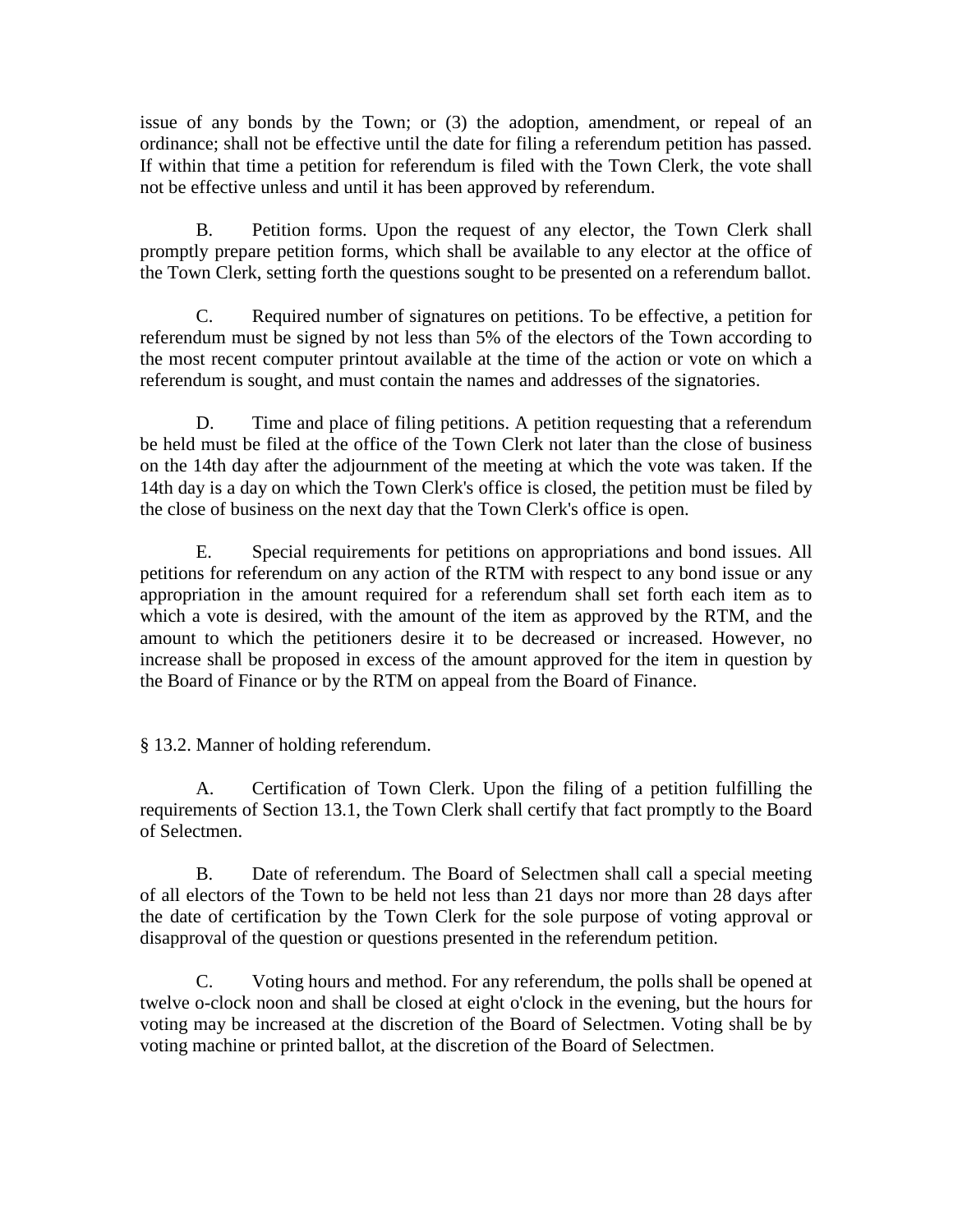issue of any bonds by the Town; or (3) the adoption, amendment, or repeal of an ordinance; shall not be effective until the date for filing a referendum petition has passed. If within that time a petition for referendum is filed with the Town Clerk, the vote shall not be effective unless and until it has been approved by referendum.

B. Petition forms. Upon the request of any elector, the Town Clerk shall promptly prepare petition forms, which shall be available to any elector at the office of the Town Clerk, setting forth the questions sought to be presented on a referendum ballot.

C. Required number of signatures on petitions. To be effective, a petition for referendum must be signed by not less than 5% of the electors of the Town according to the most recent computer printout available at the time of the action or vote on which a referendum is sought, and must contain the names and addresses of the signatories.

D. Time and place of filing petitions. A petition requesting that a referendum be held must be filed at the office of the Town Clerk not later than the close of business on the 14th day after the adjournment of the meeting at which the vote was taken. If the 14th day is a day on which the Town Clerk's office is closed, the petition must be filed by the close of business on the next day that the Town Clerk's office is open.

E. Special requirements for petitions on appropriations and bond issues. All petitions for referendum on any action of the RTM with respect to any bond issue or any appropriation in the amount required for a referendum shall set forth each item as to which a vote is desired, with the amount of the item as approved by the RTM, and the amount to which the petitioners desire it to be decreased or increased. However, no increase shall be proposed in excess of the amount approved for the item in question by the Board of Finance or by the RTM on appeal from the Board of Finance.

§ 13.2. Manner of holding referendum.

A. Certification of Town Clerk. Upon the filing of a petition fulfilling the requirements of Section 13.1, the Town Clerk shall certify that fact promptly to the Board of Selectmen.

B. Date of referendum. The Board of Selectmen shall call a special meeting of all electors of the Town to be held not less than 21 days nor more than 28 days after the date of certification by the Town Clerk for the sole purpose of voting approval or disapproval of the question or questions presented in the referendum petition.

C. Voting hours and method. For any referendum, the polls shall be opened at twelve o-clock noon and shall be closed at eight o'clock in the evening, but the hours for voting may be increased at the discretion of the Board of Selectmen. Voting shall be by voting machine or printed ballot, at the discretion of the Board of Selectmen.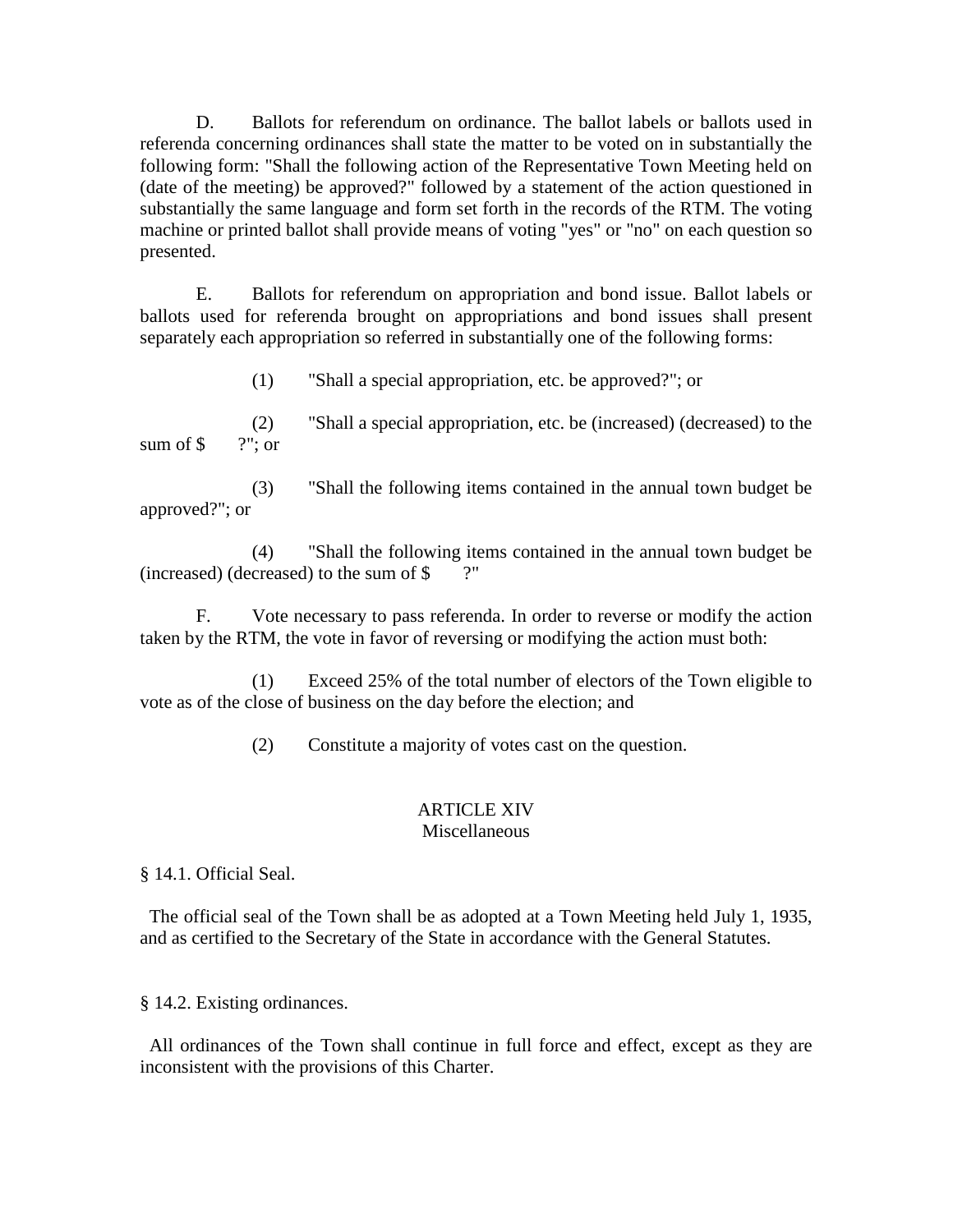D. Ballots for referendum on ordinance. The ballot labels or ballots used in referenda concerning ordinances shall state the matter to be voted on in substantially the following form: "Shall the following action of the Representative Town Meeting held on (date of the meeting) be approved?" followed by a statement of the action questioned in substantially the same language and form set forth in the records of the RTM. The voting machine or printed ballot shall provide means of voting "yes" or "no" on each question so presented.

E. Ballots for referendum on appropriation and bond issue. Ballot labels or ballots used for referenda brought on appropriations and bond issues shall present separately each appropriation so referred in substantially one of the following forms:

(1) "Shall a special appropriation, etc. be approved?"; or

(2) "Shall a special appropriation, etc. be (increased) (decreased) to the sum of $ ?"; or

(3) "Shall the following items contained in the annual town budget be approved?"; or

(4) "Shall the following items contained in the annual town budget be (increased) (decreased) to the sum of $ ?"

F. Vote necessary to pass referenda. In order to reverse or modify the action taken by the RTM, the vote in favor of reversing or modifying the action must both:

(1) Exceed 25% of the total number of electors of the Town eligible to vote as of the close of business on the day before the election; and

(2) Constitute a majority of votes cast on the question.

## ARTICLE XIV
## Miscellaneous

§ 14.1. Official Seal.

The official seal of the Town shall be as adopted at a Town Meeting held July 1, 1935, and as certified to the Secretary of the State in accordance with the General Statutes.

§ 14.2. Existing ordinances.

All ordinances of the Town shall continue in full force and effect, except as they are inconsistent with the provisions of this Charter.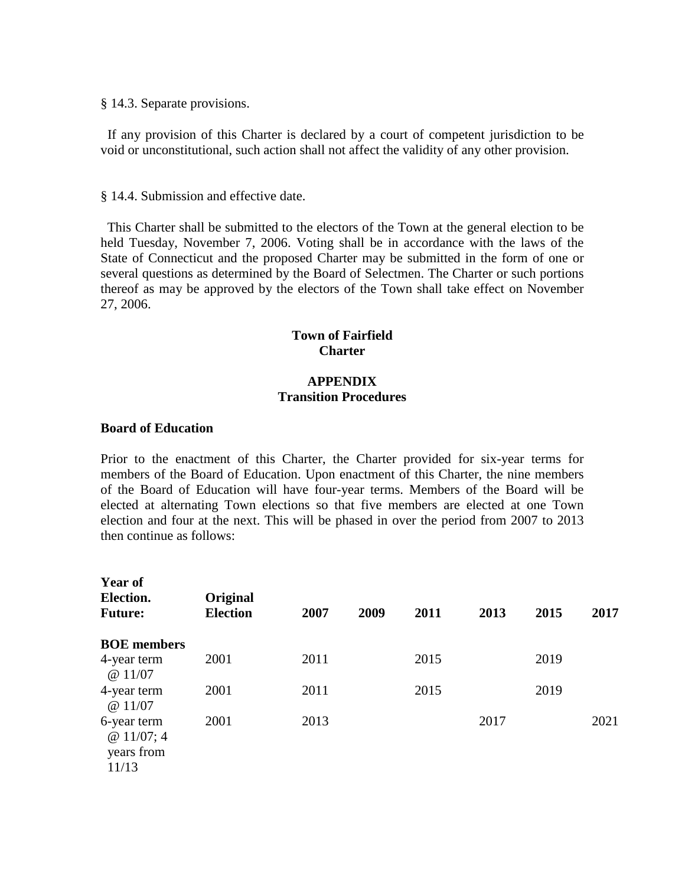§ 14.3. Separate provisions.

If any provision of this Charter is declared by a court of competent jurisdiction to be void or unconstitutional, such action shall not affect the validity of any other provision.

§ 14.4. Submission and effective date.

This Charter shall be submitted to the electors of the Town at the general election to be held Tuesday, November 7, 2006. Voting shall be in accordance with the laws of the State of Connecticut and the proposed Charter may be submitted in the form of one or several questions as determined by the Board of Selectmen. The Charter or such portions thereof as may be approved by the electors of the Town shall take effect on November 27, 2006.

**Town of Fairfield**
**Charter**

**APPENDIX**
**Transition Procedures**

**Board of Education**

Prior to the enactment of this Charter, the Charter provided for six-year terms for members of the Board of Education. Upon enactment of this Charter, the nine members of the Board of Education will have four-year terms. Members of the Board will be elected at alternating Town elections so that five members are elected at one Town election and four at the next. This will be phased in over the period from 2007 to 2013 then continue as follows:

| Year of Election. Future: | Original Election | 2007 | 2009 | 2011 | 2013 | 2015 | 2017 |
|---|---|---|---|---|---|---|---|
| **BOE members** | | | | | | | |
| 4-year term @ 11/07 | 2001 | 2011 | | 2015 | | 2019 | |
| 4-year term @ 11/07 | 2001 | 2011 | | 2015 | | 2019 | |
| 6-year term @ 11/07; 4 years from 11/13 | 2001 | 2013 | | | 2017 | | 2021 |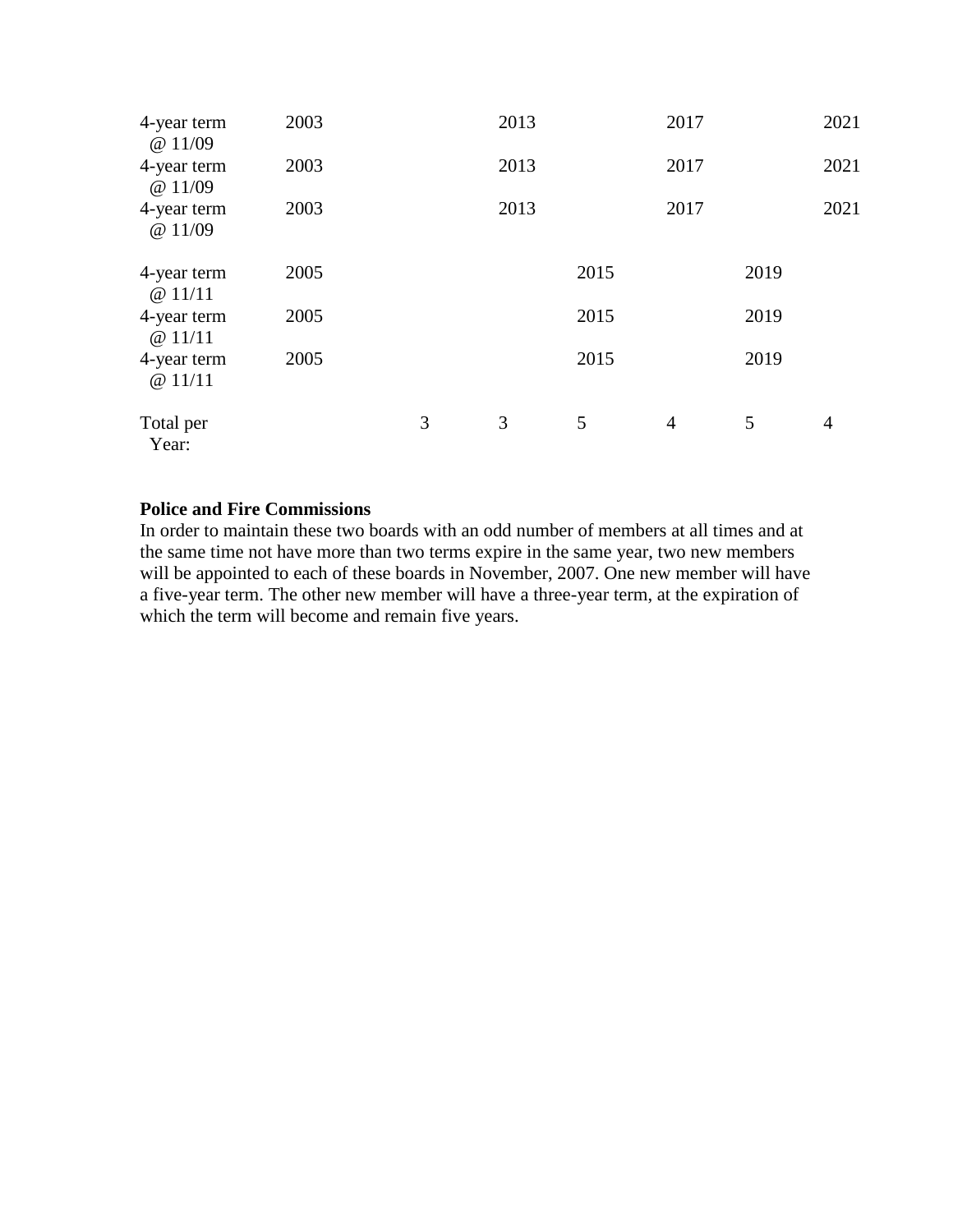| | | | | | | | |
|---|---|---|---|---|---|---|---|
| 4-year term @ 11/09 | 2003 | | 2013 | | 2017 | | 2021 |
| 4-year term @ 11/09 | 2003 | | 2013 | | 2017 | | 2021 |
| 4-year term @ 11/09 | 2003 | | 2013 | | 2017 | | 2021 |
| 4-year term @ 11/11 | 2005 | | | 2015 | | 2019 | |
| 4-year term @ 11/11 | 2005 | | | 2015 | | 2019 | |
| 4-year term @ 11/11 | 2005 | | | 2015 | | 2019 | |
| Total per Year: | | 3 | 3 | 5 | 4 | 5 | 4 |

**Police and Fire Commissions**

In order to maintain these two boards with an odd number of members at all times and at the same time not have more than two terms expire in the same year, two new members will be appointed to each of these boards in November, 2007. One new member will have a five-year term. The other new member will have a three-year term, at the expiration of which the term will become and remain five years.